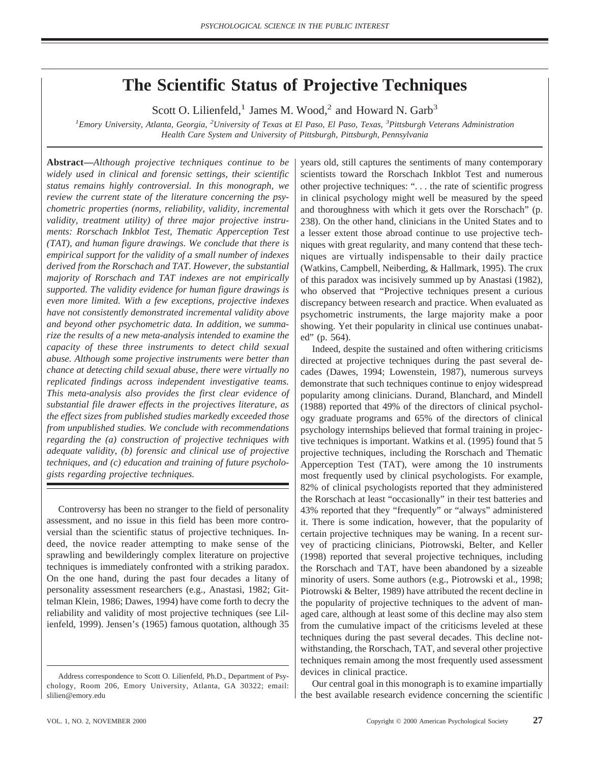# The Scientific Status of Projective Techniques

Scott O. Lilienfeld,[1] James M. Wood,[2] and Howard N. Garb[3]

[1]Emory University, Atlanta, Georgia, [2]University of Texas at El Paso, El Paso, Texas, [3]Pittsburgh Veterans Administration Health Care System and University of Pittsburgh, Pittsburgh, Pennsylvania

**Abstract—***Although projective techniques continue to be widely used in clinical and forensic settings, their scientific status remains highly controversial. In this monograph, we review the current state of the literature concerning the psychometric properties (norms, reliability, validity, incremental validity, treatment utility) of three major projective instruments: Rorschach Inkblot Test, Thematic Apperception Test (TAT), and human figure drawings. We conclude that there is empirical support for the validity of a small number of indexes derived from the Rorschach and TAT. However, the substantial majority of Rorschach and TAT indexes are not empirically supported. The validity evidence for human figure drawings is even more limited. With a few exceptions, projective indexes have not consistently demonstrated incremental validity above and beyond other psychometric data. In addition, we summarize the results of a new meta-analysis intended to examine the capacity of these three instruments to detect child sexual abuse. Although some projective instruments were better than chance at detecting child sexual abuse, there were virtually no replicated findings across independent investigative teams. This meta-analysis also provides the first clear evidence of substantial file drawer effects in the projectives literature, as the effect sizes from published studies markedly exceeded those from unpublished studies. We conclude with recommendations regarding the (a) construction of projective techniques with adequate validity, (b) forensic and clinical use of projective techniques, and (c) education and training of future psychologists regarding projective techniques.*

Controversy has been no stranger to the field of personality assessment, and no issue in this field has been more controversial than the scientific status of projective techniques. Indeed, the novice reader attempting to make sense of the sprawling and bewilderingly complex literature on projective techniques is immediately confronted with a striking paradox. On the one hand, during the past four decades a litany of personality assessment researchers (e.g., Anastasi, 1982; Gittelman Klein, 1986; Dawes, 1994) have come forth to decry the reliability and validity of most projective techniques (see Lilienfeld, 1999). Jensen's (1965) famous quotation, although 35 years old, still captures the sentiments of many contemporary scientists toward the Rorschach Inkblot Test and numerous other projective techniques: ". . . the rate of scientific progress in clinical psychology might well be measured by the speed and thoroughness with which it gets over the Rorschach" (p. 238). On the other hand, clinicians in the United States and to a lesser extent those abroad continue to use projective techniques with great regularity, and many contend that these techniques are virtually indispensable to their daily practice (Watkins, Campbell, Neiberding, & Hallmark, 1995). The crux of this paradox was incisively summed up by Anastasi (1982), who observed that "Projective techniques present a curious discrepancy between research and practice. When evaluated as psychometric instruments, the large majority make a poor showing. Yet their popularity in clinical use continues unabated" (p. 564).

Indeed, despite the sustained and often withering criticisms directed at projective techniques during the past several decades (Dawes, 1994; Lowenstein, 1987), numerous surveys demonstrate that such techniques continue to enjoy widespread popularity among clinicians. Durand, Blanchard, and Mindell (1988) reported that 49% of the directors of clinical psychology graduate programs and 65% of the directors of clinical psychology internships believed that formal training in projective techniques is important. Watkins et al. (1995) found that 5 projective techniques, including the Rorschach and Thematic Apperception Test (TAT), were among the 10 instruments most frequently used by clinical psychologists. For example, 82% of clinical psychologists reported that they administered the Rorschach at least "occasionally" in their test batteries and 43% reported that they "frequently" or "always" administered it. There is some indication, however, that the popularity of certain projective techniques may be waning. In a recent survey of practicing clinicians, Piotrowski, Belter, and Keller (1998) reported that several projective techniques, including the Rorschach and TAT, have been abandoned by a sizeable minority of users. Some authors (e.g., Piotrowski et al., 1998; Piotrowski & Belter, 1989) have attributed the recent decline in the popularity of projective techniques to the advent of managed care, although at least some of this decline may also stem from the cumulative impact of the criticisms leveled at these techniques during the past several decades. This decline notwithstanding, the Rorschach, TAT, and several other projective techniques remain among the most frequently used assessment devices in clinical practice.

Our central goal in this monograph is to examine impartially the best available research evidence concerning the scientific

Address correspondence to Scott O. Lilienfeld, Ph.D., Department of Psychology, Room 206, Emory University, Atlanta, GA 30322; email: slilien@emory.edu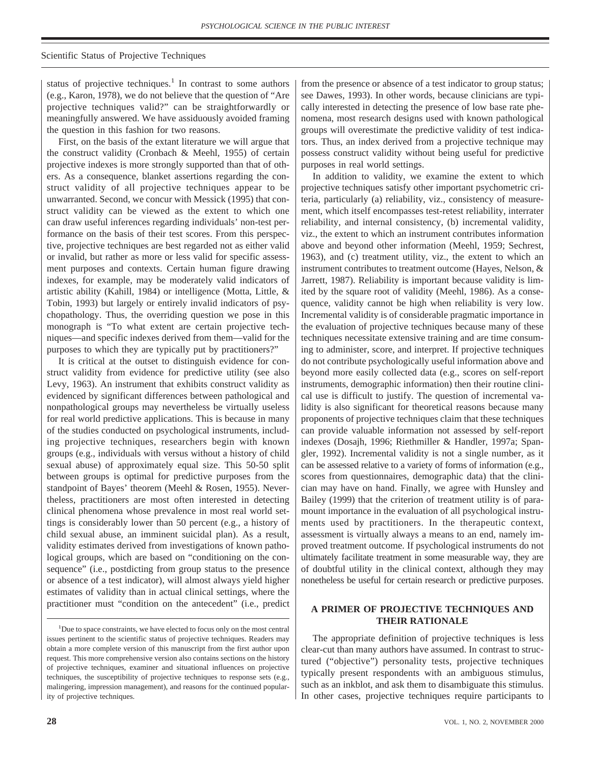status of projective techniques.[1] In contrast to some authors (e.g., Karon, 1978), we do not believe that the question of "Are projective techniques valid?" can be straightforwardly or meaningfully answered. We have assiduously avoided framing the question in this fashion for two reasons.

First, on the basis of the extant literature we will argue that the construct validity (Cronbach & Meehl, 1955) of certain projective indexes is more strongly supported than that of others. As a consequence, blanket assertions regarding the construct validity of all projective techniques appear to be unwarranted. Second, we concur with Messick (1995) that construct validity can be viewed as the extent to which one can draw useful inferences regarding individuals' non-test performance on the basis of their test scores. From this perspective, projective techniques are best regarded not as either valid or invalid, but rather as more or less valid for specific assessment purposes and contexts. Certain human figure drawing indexes, for example, may be moderately valid indicators of artistic ability (Kahill, 1984) or intelligence (Motta, Little, & Tobin, 1993) but largely or entirely invalid indicators of psychopathology. Thus, the overriding question we pose in this monograph is "To what extent are certain projective techniques—and specific indexes derived from them—valid for the purposes to which they are typically put by practitioners?"

It is critical at the outset to distinguish evidence for construct validity from evidence for predictive utility (see also Levy, 1963). An instrument that exhibits construct validity as evidenced by significant differences between pathological and nonpathological groups may nevertheless be virtually useless for real world predictive applications. This is because in many of the studies conducted on psychological instruments, including projective techniques, researchers begin with known groups (e.g., individuals with versus without a history of child sexual abuse) of approximately equal size. This 50-50 split between groups is optimal for predictive purposes from the standpoint of Bayes' theorem (Meehl & Rosen, 1955). Nevertheless, practitioners are most often interested in detecting clinical phenomena whose prevalence in most real world settings is considerably lower than 50 percent (e.g., a history of child sexual abuse, an imminent suicidal plan). As a result, validity estimates derived from investigations of known pathological groups, which are based on "conditioning on the consequence" (i.e., postdicting from group status to the presence or absence of a test indicator), will almost always yield higher estimates of validity than in actual clinical settings, where the practitioner must "condition on the antecedent" (i.e., predict from the presence or absence of a test indicator to group status; see Dawes, 1993). In other words, because clinicians are typically interested in detecting the presence of low base rate phenomena, most research designs used with known pathological groups will overestimate the predictive validity of test indicators. Thus, an index derived from a projective technique may possess construct validity without being useful for predictive purposes in real world settings.

In addition to validity, we examine the extent to which projective techniques satisfy other important psychometric criteria, particularly (a) reliability, viz., consistency of measurement, which itself encompasses test-retest reliability, interrater reliability, and internal consistency, (b) incremental validity, viz., the extent to which an instrument contributes information above and beyond other information (Meehl, 1959; Sechrest, 1963), and (c) treatment utility, viz., the extent to which an instrument contributes to treatment outcome (Hayes, Nelson, & Jarrett, 1987). Reliability is important because validity is limited by the square root of validity (Meehl, 1986). As a consequence, validity cannot be high when reliability is very low. Incremental validity is of considerable pragmatic importance in the evaluation of projective techniques because many of these techniques necessitate extensive training and are time consuming to administer, score, and interpret. If projective techniques do not contribute psychologically useful information above and beyond more easily collected data (e.g., scores on self-report instruments, demographic information) then their routine clinical use is difficult to justify. The question of incremental validity is also significant for theoretical reasons because many proponents of projective techniques claim that these techniques can provide valuable information not assessed by self-report indexes (Dosajh, 1996; Riethmiller & Handler, 1997a; Spangler, 1992). Incremental validity is not a single number, as it can be assessed relative to a variety of forms of information (e.g., scores from questionnaires, demographic data) that the clinician may have on hand. Finally, we agree with Hunsley and Bailey (1999) that the criterion of treatment utility is of paramount importance in the evaluation of all psychological instruments used by practitioners. In the therapeutic context, assessment is virtually always a means to an end, namely improved treatment outcome. If psychological instruments do not ultimately facilitate treatment in some measurable way, they are of doubtful utility in the clinical context, although they may nonetheless be useful for certain research or predictive purposes.

## A PRIMER OF PROJECTIVE TECHNIQUES AND THEIR RATIONALE

The appropriate definition of projective techniques is less clear-cut than many authors have assumed. In contrast to structured ("objective") personality tests, projective techniques typically present respondents with an ambiguous stimulus, such as an inkblot, and ask them to disambiguate this stimulus. In other cases, projective techniques require participants to

[1] Due to space constraints, we have elected to focus only on the most central issues pertinent to the scientific status of projective techniques. Readers may obtain a more complete version of this manuscript from the first author upon request. This more comprehensive version also contains sections on the history of projective techniques, examiner and situational influences on projective techniques, the susceptibility of projective techniques to response sets (e.g., malingering, impression management), and reasons for the continued popularity of projective techniques.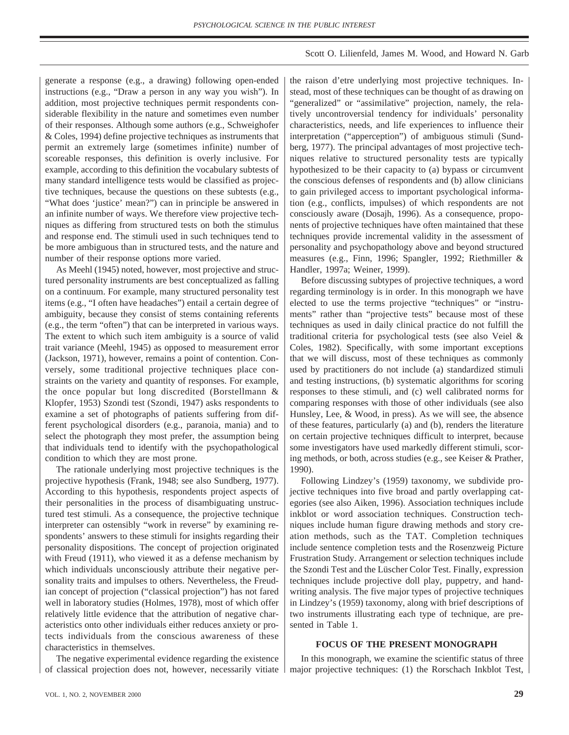generate a response (e.g., a drawing) following open-ended instructions (e.g., "Draw a person in any way you wish"). In addition, most projective techniques permit respondents considerable flexibility in the nature and sometimes even number of their responses. Although some authors (e.g., Schweighofer & Coles, 1994) define projective techniques as instruments that permit an extremely large (sometimes infinite) number of scoreable responses, this definition is overly inclusive. For example, according to this definition the vocabulary subtests of many standard intelligence tests would be classified as projective techniques, because the questions on these subtests (e.g., "What does 'justice' mean?") can in principle be answered in an infinite number of ways. We therefore view projective techniques as differing from structured tests on both the stimulus and response end. The stimuli used in such techniques tend to be more ambiguous than in structured tests, and the nature and number of their response options more varied.

As Meehl (1945) noted, however, most projective and structured personality instruments are best conceptualized as falling on a continuum. For example, many structured personality test items (e.g., "I often have headaches") entail a certain degree of ambiguity, because they consist of stems containing referents (e.g., the term "often") that can be interpreted in various ways. The extent to which such item ambiguity is a source of valid trait variance (Meehl, 1945) as opposed to measurement error (Jackson, 1971), however, remains a point of contention. Conversely, some traditional projective techniques place constraints on the variety and quantity of responses. For example, the once popular but long discredited (Borstellmann & Klopfer, 1953) Szondi test (Szondi, 1947) asks respondents to examine a set of photographs of patients suffering from different psychological disorders (e.g., paranoia, mania) and to select the photograph they most prefer, the assumption being that individuals tend to identify with the psychopathological condition to which they are most prone.

The rationale underlying most projective techniques is the projective hypothesis (Frank, 1948; see also Sundberg, 1977). According to this hypothesis, respondents project aspects of their personalities in the process of disambiguating unstructured test stimuli. As a consequence, the projective technique interpreter can ostensibly "work in reverse" by examining respondents' answers to these stimuli for insights regarding their personality dispositions. The concept of projection originated with Freud (1911), who viewed it as a defense mechanism by which individuals unconsciously attribute their negative personality traits and impulses to others. Nevertheless, the Freudian concept of projection ("classical projection") has not fared well in laboratory studies (Holmes, 1978), most of which offer relatively little evidence that the attribution of negative characteristics onto other individuals either reduces anxiety or protects individuals from the conscious awareness of these characteristics in themselves.

The negative experimental evidence regarding the existence of classical projection does not, however, necessarily vitiate the raison d'etre underlying most projective techniques. Instead, most of these techniques can be thought of as drawing on "generalized" or "assimilative" projection, namely, the relatively uncontroversial tendency for individuals' personality characteristics, needs, and life experiences to influence their interpretation ("apperception") of ambiguous stimuli (Sundberg, 1977). The principal advantages of most projective techniques relative to structured personality tests are typically hypothesized to be their capacity to (a) bypass or circumvent the conscious defenses of respondents and (b) allow clinicians to gain privileged access to important psychological information (e.g., conflicts, impulses) of which respondents are not consciously aware (Dosajh, 1996). As a consequence, proponents of projective techniques have often maintained that these techniques provide incremental validity in the assessment of personality and psychopathology above and beyond structured measures (e.g., Finn, 1996; Spangler, 1992; Riethmiller & Handler, 1997a; Weiner, 1999).

Before discussing subtypes of projective techniques, a word regarding terminology is in order. In this monograph we have elected to use the terms projective "techniques" or "instruments" rather than "projective tests" because most of these techniques as used in daily clinical practice do not fulfill the traditional criteria for psychological tests (see also Veiel & Coles, 1982). Specifically, with some important exceptions that we will discuss, most of these techniques as commonly used by practitioners do not include (a) standardized stimuli and testing instructions, (b) systematic algorithms for scoring responses to these stimuli, and (c) well calibrated norms for comparing responses with those of other individuals (see also Hunsley, Lee, & Wood, in press). As we will see, the absence of these features, particularly (a) and (b), renders the literature on certain projective techniques difficult to interpret, because some investigators have used markedly different stimuli, scoring methods, or both, across studies (e.g., see Keiser & Prather, 1990).

Following Lindzey's (1959) taxonomy, we subdivide projective techniques into five broad and partly overlapping categories (see also Aiken, 1996). Association techniques include inkblot or word association techniques. Construction techniques include human figure drawing methods and story creation methods, such as the TAT. Completion techniques include sentence completion tests and the Rosenzweig Picture Frustration Study. Arrangement or selection techniques include the Szondi Test and the Lüscher Color Test. Finally, expression techniques include projective doll play, puppetry, and handwriting analysis. The five major types of projective techniques in Lindzey's (1959) taxonomy, along with brief descriptions of two instruments illustrating each type of technique, are presented in Table 1.

## FOCUS OF THE PRESENT MONOGRAPH

In this monograph, we examine the scientific status of three major projective techniques: (1) the Rorschach Inkblot Test,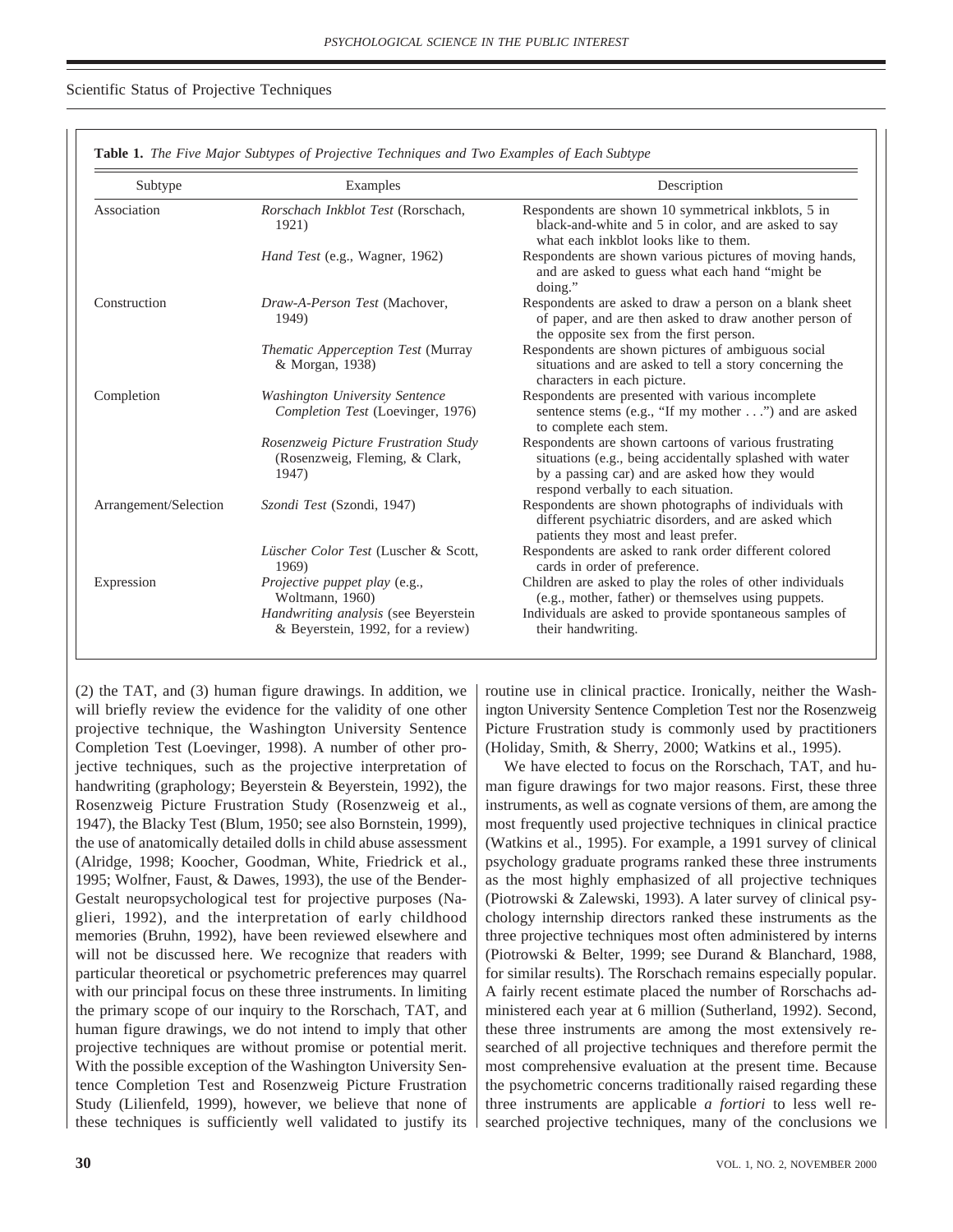**Table 1.** *The Five Major Subtypes of Projective Techniques and Two Examples of Each Subtype*

| Subtype | Examples | Description |
|---|---|---|
| Association | *Rorschach Inkblot Test* (Rorschach, 1921) | Respondents are shown 10 symmetrical inkblots, 5 in black-and-white and 5 in color, and are asked to say what each inkblot looks like to them. |
| | *Hand Test* (e.g., Wagner, 1962) | Respondents are shown various pictures of moving hands, and are asked to guess what each hand "might be doing." |
| Construction | *Draw-A-Person Test* (Machover, 1949) | Respondents are asked to draw a person on a blank sheet of paper, and are then asked to draw another person of the opposite sex from the first person. |
| | *Thematic Apperception Test* (Murray & Morgan, 1938) | Respondents are shown pictures of ambiguous social situations and are asked to tell a story concerning the characters in each picture. |
| Completion | *Washington University Sentence Completion Test* (Loevinger, 1976) | Respondents are presented with various incomplete sentence stems (e.g., "If my mother . . .") and are asked to complete each stem. |
| | *Rosenzweig Picture Frustration Study* (Rosenzweig, Fleming, & Clark, 1947) | Respondents are shown cartoons of various frustrating situations (e.g., being accidentally splashed with water by a passing car) and are asked how they would respond verbally to each situation. |
| Arrangement/Selection | *Szondi Test* (Szondi, 1947) | Respondents are shown photographs of individuals with different psychiatric disorders, and are asked which patients they most and least prefer. |
| | *Lüscher Color Test* (Luscher & Scott, 1969) | Respondents are asked to rank order different colored cards in order of preference. |
| Expression | *Projective puppet play* (e.g., Woltmann, 1960) | Children are asked to play the roles of other individuals (e.g., mother, father) or themselves using puppets. |
| | *Handwriting analysis* (see Beyerstein & Beyerstein, 1992, for a review) | Individuals are asked to provide spontaneous samples of their handwriting. |

(2) the TAT, and (3) human figure drawings. In addition, we will briefly review the evidence for the validity of one other projective technique, the Washington University Sentence Completion Test (Loevinger, 1998). A number of other projective techniques, such as the projective interpretation of handwriting (graphology; Beyerstein & Beyerstein, 1992), the Rosenzweig Picture Frustration Study (Rosenzweig et al., 1947), the Blacky Test (Blum, 1950; see also Bornstein, 1999), the use of anatomically detailed dolls in child abuse assessment (Alridge, 1998; Koocher, Goodman, White, Friedrick et al., 1995; Wolfner, Faust, & Dawes, 1993), the use of the Bender-Gestalt neuropsychological test for projective purposes (Naglieri, 1992), and the interpretation of early childhood memories (Bruhn, 1992), have been reviewed elsewhere and will not be discussed here. We recognize that readers with particular theoretical or psychometric preferences may quarrel with our principal focus on these three instruments. In limiting the primary scope of our inquiry to the Rorschach, TAT, and human figure drawings, we do not intend to imply that other projective techniques are without promise or potential merit. With the possible exception of the Washington University Sentence Completion Test and Rosenzweig Picture Frustration Study (Lilienfeld, 1999), however, we believe that none of these techniques is sufficiently well validated to justify its routine use in clinical practice. Ironically, neither the Washington University Sentence Completion Test nor the Rosenzweig Picture Frustration study is commonly used by practitioners (Holiday, Smith, & Sherry, 2000; Watkins et al., 1995).

We have elected to focus on the Rorschach, TAT, and human figure drawings for two major reasons. First, these three instruments, as well as cognate versions of them, are among the most frequently used projective techniques in clinical practice (Watkins et al., 1995). For example, a 1991 survey of clinical psychology graduate programs ranked these three instruments as the most highly emphasized of all projective techniques (Piotrowski & Zalewski, 1993). A later survey of clinical psychology internship directors ranked these instruments as the three projective techniques most often administered by interns (Piotrowski & Belter, 1999; see Durand & Blanchard, 1988, for similar results). The Rorschach remains especially popular. A fairly recent estimate placed the number of Rorschachs administered each year at 6 million (Sutherland, 1992). Second, these three instruments are among the most extensively researched of all projective techniques and therefore permit the most comprehensive evaluation at the present time. Because the psychometric concerns traditionally raised regarding these three instruments are applicable *a fortiori* to less well researched projective techniques, many of the conclusions we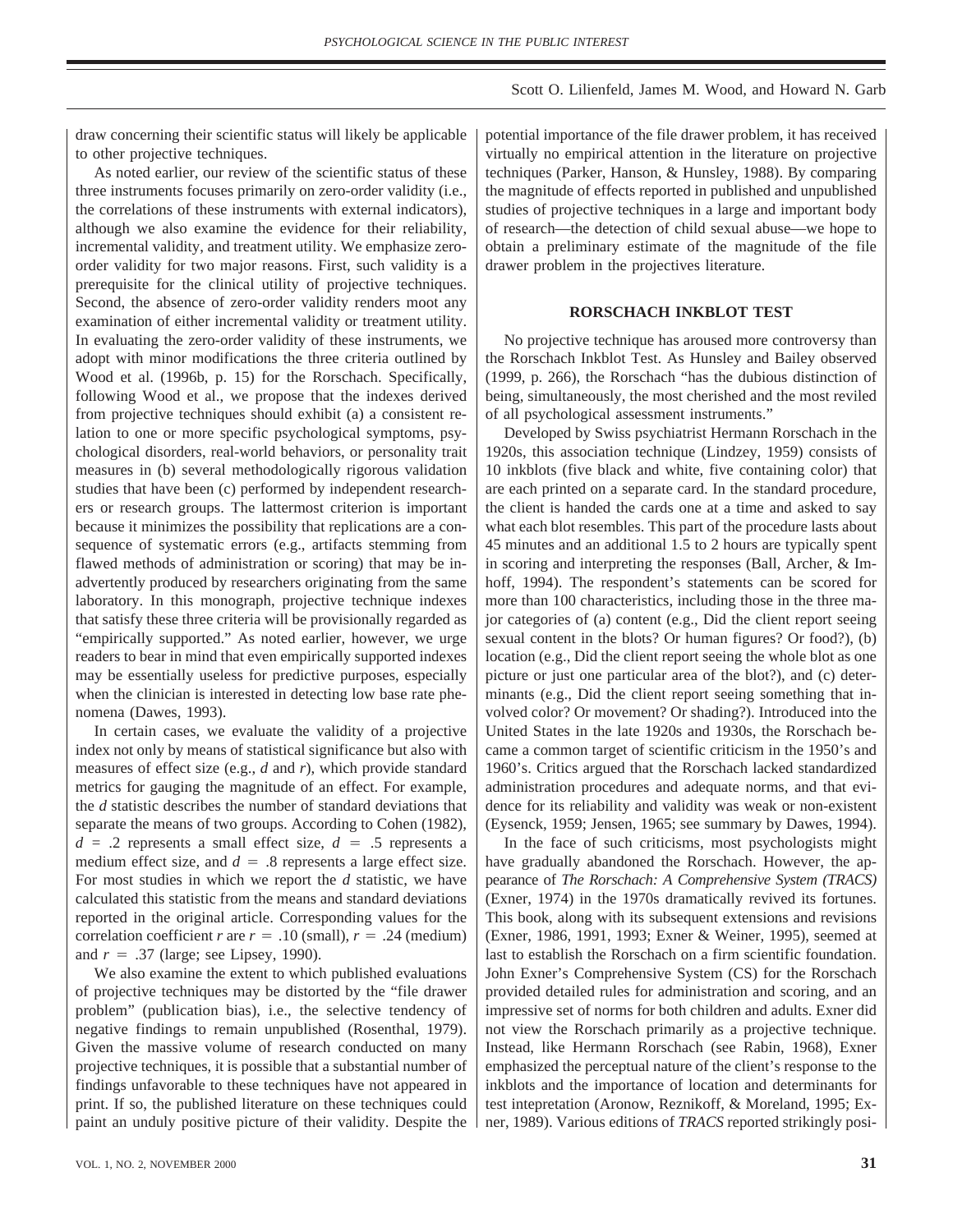draw concerning their scientific status will likely be applicable to other projective techniques.

As noted earlier, our review of the scientific status of these three instruments focuses primarily on zero-order validity (i.e., the correlations of these instruments with external indicators), although we also examine the evidence for their reliability, incremental validity, and treatment utility. We emphasize zero-order validity for two major reasons. First, such validity is a prerequisite for the clinical utility of projective techniques. Second, the absence of zero-order validity renders moot any examination of either incremental validity or treatment utility. In evaluating the zero-order validity of these instruments, we adopt with minor modifications the three criteria outlined by Wood et al. (1996b, p. 15) for the Rorschach. Specifically, following Wood et al., we propose that the indexes derived from projective techniques should exhibit (a) a consistent relation to one or more specific psychological symptoms, psychological disorders, real-world behaviors, or personality trait measures in (b) several methodologically rigorous validation studies that have been (c) performed by independent researchers or research groups. The lattermost criterion is important because it minimizes the possibility that replications are a consequence of systematic errors (e.g., artifacts stemming from flawed methods of administration or scoring) that may be inadvertently produced by researchers originating from the same laboratory. In this monograph, projective technique indexes that satisfy these three criteria will be provisionally regarded as "empirically supported." As noted earlier, however, we urge readers to bear in mind that even empirically supported indexes may be essentially useless for predictive purposes, especially when the clinician is interested in detecting low base rate phenomena (Dawes, 1993).

In certain cases, we evaluate the validity of a projective index not only by means of statistical significance but also with measures of effect size (e.g., $d$ and $r$), which provide standard metrics for gauging the magnitude of an effect. For example, the $d$ statistic describes the number of standard deviations that separate the means of two groups. According to Cohen (1982), $d = .2$ represents a small effect size, $d = .5$ represents a medium effect size, and $d = .8$ represents a large effect size. For most studies in which we report the $d$ statistic, we have calculated this statistic from the means and standard deviations reported in the original article. Corresponding values for the correlation coefficient $r$ are $r = .10$ (small), $r = .24$ (medium) and $r = .37$ (large; see Lipsey, 1990).

We also examine the extent to which published evaluations of projective techniques may be distorted by the "file drawer problem" (publication bias), i.e., the selective tendency of negative findings to remain unpublished (Rosenthal, 1979). Given the massive volume of research conducted on many projective techniques, it is possible that a substantial number of findings unfavorable to these techniques have not appeared in print. If so, the published literature on these techniques could paint an unduly positive picture of their validity. Despite the potential importance of the file drawer problem, it has received virtually no empirical attention in the literature on projective techniques (Parker, Hanson, & Hunsley, 1988). By comparing the magnitude of effects reported in published and unpublished studies of projective techniques in a large and important body of research—the detection of child sexual abuse—we hope to obtain a preliminary estimate of the magnitude of the file drawer problem in the projectives literature.

## RORSCHACH INKBLOT TEST

No projective technique has aroused more controversy than the Rorschach Inkblot Test. As Hunsley and Bailey observed (1999, p. 266), the Rorschach "has the dubious distinction of being, simultaneously, the most cherished and the most reviled of all psychological assessment instruments."

Developed by Swiss psychiatrist Hermann Rorschach in the 1920s, this association technique (Lindzey, 1959) consists of 10 inkblots (five black and white, five containing color) that are each printed on a separate card. In the standard procedure, the client is handed the cards one at a time and asked to say what each blot resembles. This part of the procedure lasts about 45 minutes and an additional 1.5 to 2 hours are typically spent in scoring and interpreting the responses (Ball, Archer, & Imhoff, 1994). The respondent's statements can be scored for more than 100 characteristics, including those in the three major categories of (a) content (e.g., Did the client report seeing sexual content in the blots? Or human figures? Or food?), (b) location (e.g., Did the client report seeing the whole blot as one picture or just one particular area of the blot?), and (c) determinants (e.g., Did the client report seeing something that involved color? Or movement? Or shading?). Introduced into the United States in the late 1920s and 1930s, the Rorschach became a common target of scientific criticism in the 1950's and 1960's. Critics argued that the Rorschach lacked standardized administration procedures and adequate norms, and that evidence for its reliability and validity was weak or non-existent (Eysenck, 1959; Jensen, 1965; see summary by Dawes, 1994).

In the face of such criticisms, most psychologists might have gradually abandoned the Rorschach. However, the appearance of *The Rorschach: A Comprehensive System (TRACS)* (Exner, 1974) in the 1970s dramatically revived its fortunes. This book, along with its subsequent extensions and revisions (Exner, 1986, 1991, 1993; Exner & Weiner, 1995), seemed at last to establish the Rorschach on a firm scientific foundation. John Exner's Comprehensive System (CS) for the Rorschach provided detailed rules for administration and scoring, and an impressive set of norms for both children and adults. Exner did not view the Rorschach primarily as a projective technique. Instead, like Hermann Rorschach (see Rabin, 1968), Exner emphasized the perceptual nature of the client's response to the inkblots and the importance of location and determinants for test intepretation (Aronow, Reznikoff, & Moreland, 1995; Exner, 1989). Various editions of *TRACS* reported strikingly posi-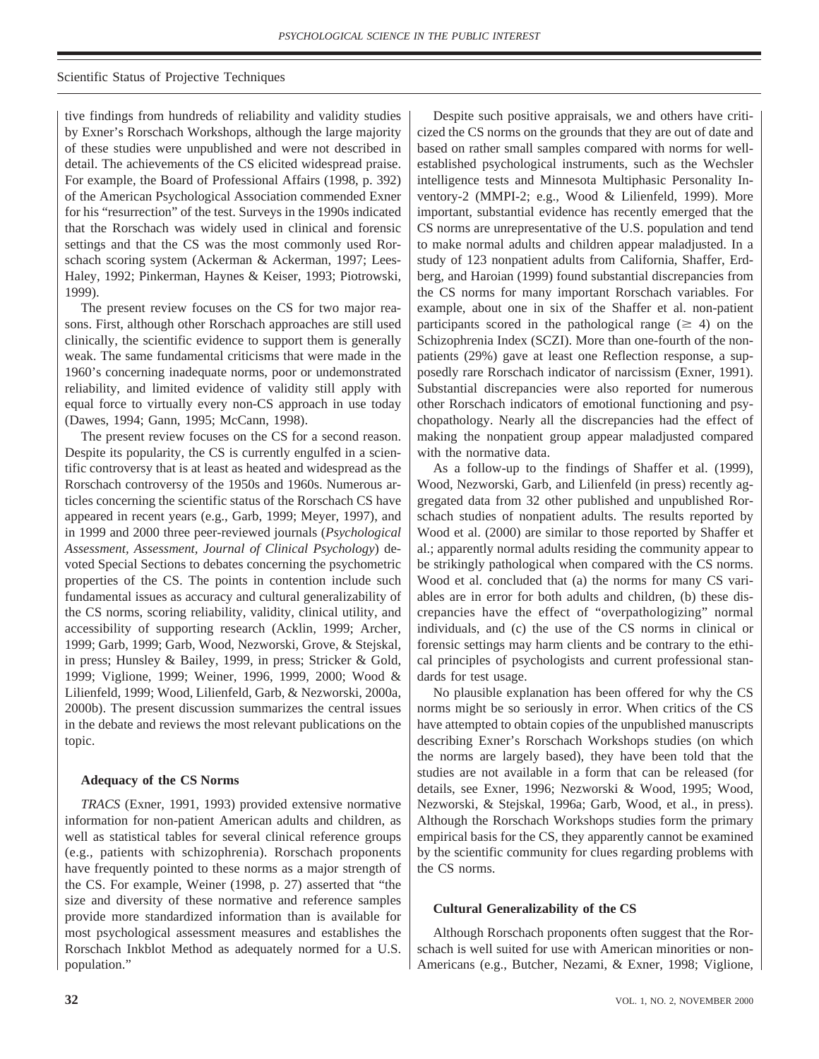tive findings from hundreds of reliability and validity studies by Exner's Rorschach Workshops, although the large majority of these studies were unpublished and were not described in detail. The achievements of the CS elicited widespread praise. For example, the Board of Professional Affairs (1998, p. 392) of the American Psychological Association commended Exner for his "resurrection" of the test. Surveys in the 1990s indicated that the Rorschach was widely used in clinical and forensic settings and that the CS was the most commonly used Rorschach scoring system (Ackerman & Ackerman, 1997; Lees-Haley, 1992; Pinkerman, Haynes & Keiser, 1993; Piotrowski, 1999).

The present review focuses on the CS for two major reasons. First, although other Rorschach approaches are still used clinically, the scientific evidence to support them is generally weak. The same fundamental criticisms that were made in the 1960's concerning inadequate norms, poor or undemonstrated reliability, and limited evidence of validity still apply with equal force to virtually every non-CS approach in use today (Dawes, 1994; Gann, 1995; McCann, 1998).

The present review focuses on the CS for a second reason. Despite its popularity, the CS is currently engulfed in a scientific controversy that is at least as heated and widespread as the Rorschach controversy of the 1950s and 1960s. Numerous articles concerning the scientific status of the Rorschach CS have appeared in recent years (e.g., Garb, 1999; Meyer, 1997), and in 1999 and 2000 three peer-reviewed journals (*Psychological Assessment*, *Assessment*, *Journal of Clinical Psychology*) devoted Special Sections to debates concerning the psychometric properties of the CS. The points in contention include such fundamental issues as accuracy and cultural generalizability of the CS norms, scoring reliability, validity, clinical utility, and accessibility of supporting research (Acklin, 1999; Archer, 1999; Garb, 1999; Garb, Wood, Nezworski, Grove, & Stejskal, in press; Hunsley & Bailey, 1999, in press; Stricker & Gold, 1999; Viglione, 1999; Weiner, 1996, 1999, 2000; Wood & Lilienfeld, 1999; Wood, Lilienfeld, Garb, & Nezworski, 2000a, 2000b). The present discussion summarizes the central issues in the debate and reviews the most relevant publications on the topic.

### Adequacy of the CS Norms

*TRACS* (Exner, 1991, 1993) provided extensive normative information for non-patient American adults and children, as well as statistical tables for several clinical reference groups (e.g., patients with schizophrenia). Rorschach proponents have frequently pointed to these norms as a major strength of the CS. For example, Weiner (1998, p. 27) asserted that "the size and diversity of these normative and reference samples provide more standardized information than is available for most psychological assessment measures and establishes the Rorschach Inkblot Method as adequately normed for a U.S. population."

Despite such positive appraisals, we and others have criticized the CS norms on the grounds that they are out of date and based on rather small samples compared with norms for well-established psychological instruments, such as the Wechsler intelligence tests and Minnesota Multiphasic Personality Inventory-2 (MMPI-2; e.g., Wood & Lilienfeld, 1999). More important, substantial evidence has recently emerged that the CS norms are unrepresentative of the U.S. population and tend to make normal adults and children appear maladjusted. In a study of 123 nonpatient adults from California, Shaffer, Erdberg, and Haroian (1999) found substantial discrepancies from the CS norms for many important Rorschach variables. For example, about one in six of the Shaffer et al. non-patient participants scored in the pathological range ($\geq$ 4) on the Schizophrenia Index (SCZI). More than one-fourth of the nonpatients (29%) gave at least one Reflection response, a supposedly rare Rorschach indicator of narcissism (Exner, 1991). Substantial discrepancies were also reported for numerous other Rorschach indicators of emotional functioning and psychopathology. Nearly all the discrepancies had the effect of making the nonpatient group appear maladjusted compared with the normative data.

As a follow-up to the findings of Shaffer et al. (1999), Wood, Nezworski, Garb, and Lilienfeld (in press) recently aggregated data from 32 other published and unpublished Rorschach studies of nonpatient adults. The results reported by Wood et al. (2000) are similar to those reported by Shaffer et al.; apparently normal adults residing the community appear to be strikingly pathological when compared with the CS norms. Wood et al. concluded that (a) the norms for many CS variables are in error for both adults and children, (b) these discrepancies have the effect of "overpathologizing" normal individuals, and (c) the use of the CS norms in clinical or forensic settings may harm clients and be contrary to the ethical principles of psychologists and current professional standards for test usage.

No plausible explanation has been offered for why the CS norms might be so seriously in error. When critics of the CS have attempted to obtain copies of the unpublished manuscripts describing Exner's Rorschach Workshops studies (on which the norms are largely based), they have been told that the studies are not available in a form that can be released (for details, see Exner, 1996; Nezworski & Wood, 1995; Wood, Nezworski, & Stejskal, 1996a; Garb, Wood, et al., in press). Although the Rorschach Workshops studies form the primary empirical basis for the CS, they apparently cannot be examined by the scientific community for clues regarding problems with the CS norms.

### Cultural Generalizability of the CS

Although Rorschach proponents often suggest that the Rorschach is well suited for use with American minorities or non-Americans (e.g., Butcher, Nezami, & Exner, 1998; Viglione,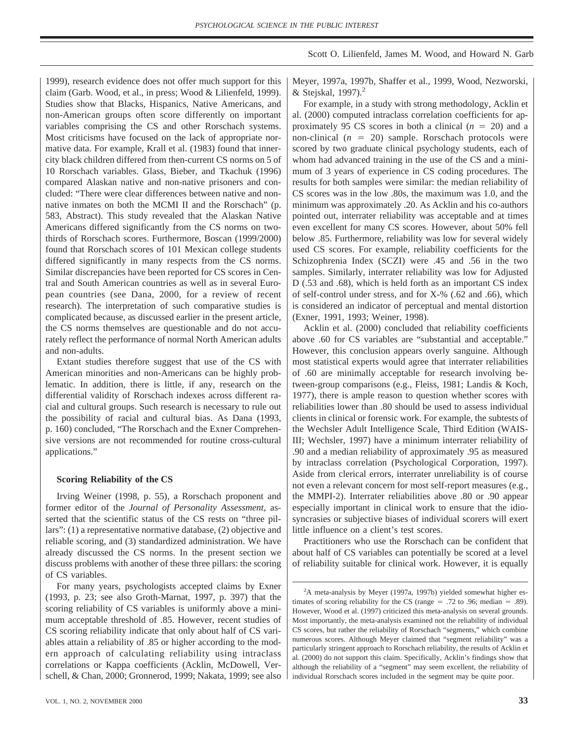1999), research evidence does not offer much support for this claim (Garb. Wood, et al., in press; Wood & Lilienfeld, 1999). Studies show that Blacks, Hispanics, Native Americans, and non-American groups often score differently on important variables comprising the CS and other Rorschach systems. Most criticisms have focused on the lack of appropriate normative data. For example, Krall et al. (1983) found that inner-city black children differed from then-current CS norms on 5 of 10 Rorschach variables. Glass, Bieber, and Tkachuk (1996) compared Alaskan native and non-native prisoners and concluded: "There were clear differences between native and non-native inmates on both the MCMI II and the Rorschach" (p. 583, Abstract). This study revealed that the Alaskan Native Americans differed significantly from the CS norms on two-thirds of Rorschach scores. Furthermore, Boscan (1999/2000) found that Rorschach scores of 101 Mexican college students differed significantly in many respects from the CS norms. Similar discrepancies have been reported for CS scores in Central and South American countries as well as in several European countries (see Dana, 2000, for a review of recent research). The interpretation of such comparative studies is complicated because, as discussed earlier in the present article, the CS norms themselves are questionable and do not accurately reflect the performance of normal North American adults and non-adults.

Extant studies therefore suggest that use of the CS with American minorities and non-Americans can be highly problematic. In addition, there is little, if any, research on the differential validity of Rorschach indexes across different racial and cultural groups. Such research is necessary to rule out the possibility of racial and cultural bias. As Dana (1993, p. 160) concluded, "The Rorschach and the Exner Comprehensive versions are not recommended for routine cross-cultural applications."

### Scoring Reliability of the CS

Irving Weiner (1998, p. 55), a Rorschach proponent and former editor of the *Journal of Personality Assessment*, asserted that the scientific status of the CS rests on "three pillars": (1) a representative normative database, (2) objective and reliable scoring, and (3) standardized administration. We have already discussed the CS norms. In the present section we discuss problems with another of these three pillars: the scoring of CS variables.

For many years, psychologists accepted claims by Exner (1993, p. 23; see also Groth-Marnat, 1997, p. 397) that the scoring reliability of CS variables is uniformly above a minimum acceptable threshold of .85. However, recent studies of CS scoring reliability indicate that only about half of CS variables attain a reliability of .85 or higher according to the modern approach of calculating reliability using intraclass correlations or Kappa coefficients (Acklin, McDowell, Verschell, & Chan, 2000; Gronnerod, 1999; Nakata, 1999; see also Meyer, 1997a, 1997b, Shaffer et al., 1999, Wood, Nezworski, & Stejskal, 1997).[2]

For example, in a study with strong methodology, Acklin et al. (2000) computed intraclass correlation coefficients for approximately 95 CS scores in both a clinical ($n = 20$) and a non-clinical ($n = 20$) sample. Rorschach protocols were scored by two graduate clinical psychology students, each of whom had advanced training in the use of the CS and a minimum of 3 years of experience in CS coding procedures. The results for both samples were similar: the median reliability of CS scores was in the low .80s, the maximum was 1.0, and the minimum was approximately .20. As Acklin and his co-authors pointed out, interrater reliability was acceptable and at times even excellent for many CS scores. However, about 50% fell below .85. Furthermore, reliability was low for several widely used CS scores. For example, reliability coefficients for the Schizophrenia Index (SCZI) were .45 and .56 in the two samples. Similarly, interrater reliability was low for Adjusted D (.53 and .68), which is held forth as an important CS index of self-control under stress, and for X-% (.62 and .66), which is considered an indicator of perceptual and mental distortion (Exner, 1991, 1993; Weiner, 1998).

Acklin et al. (2000) concluded that reliability coefficients above .60 for CS variables are "substantial and acceptable." However, this conclusion appears overly sanguine. Although most statistical experts would agree that interrater reliabilities of .60 are minimally acceptable for research involving between-group comparisons (e.g., Fleiss, 1981; Landis & Koch, 1977), there is ample reason to question whether scores with reliabilities lower than .80 should be used to assess individual clients in clinical or forensic work. For example, the subtests of the Wechsler Adult Intelligence Scale, Third Edition (WAIS-III; Wechsler, 1997) have a minimum interrater reliability of .90 and a median reliability of approximately .95 as measured by intraclass correlation (Psychological Corporation, 1997). Aside from clerical errors, interrater unreliability is of course not even a relevant concern for most self-report measures (e.g., the MMPI-2). Interrater reliabilities above .80 or .90 appear especially important in clinical work to ensure that the idiosyncracies or subjective biases of individual scorers will exert little influence on a client's test scores.

Practitioners who use the Rorschach can be confident that about half of CS variables can potentially be scored at a level of reliability suitable for clinical work. However, it is equally

[2]A meta-analysis by Meyer (1997a, 1997b) yielded somewhat higher estimates of scoring reliability for the CS (range = .72 to .96; median = .89). However, Wood et al. (1997) criticized this meta-analysis on several grounds. Most importantly, the meta-analysis examined not the reliability of individual CS scores, but rather the reliability of Rorschach "segments," which combine numerous scores. Although Meyer claimed that "segment reliability" was a particularly stringent approach to Rorschach reliability, the results of Acklin et al. (2000) do not support this claim. Specifically, Acklin's findings show that although the reliability of a "segment" may seem excellent, the reliability of individual Rorschach scores included in the segment may be quite poor.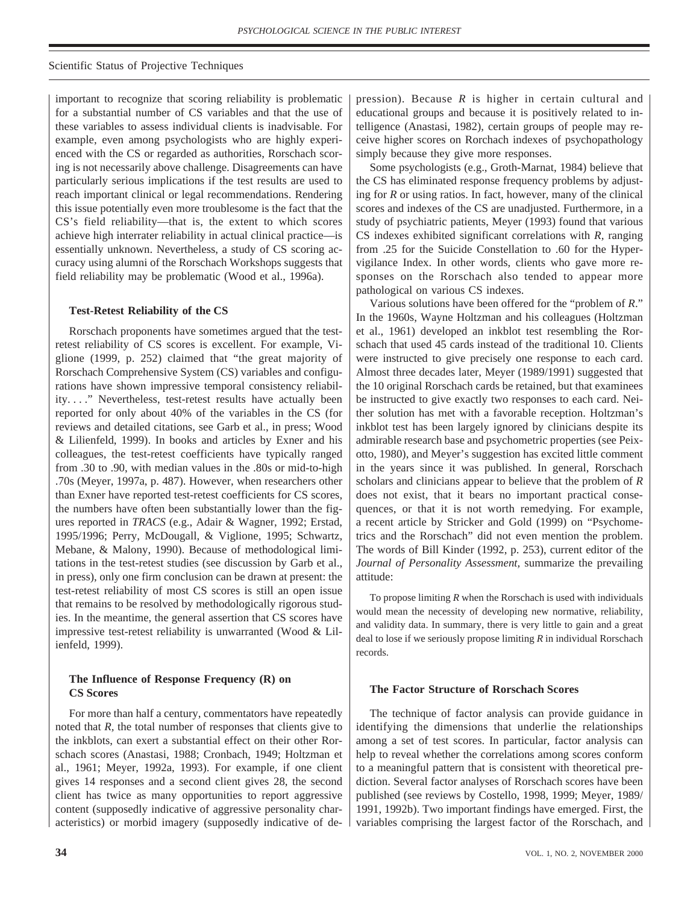important to recognize that scoring reliability is problematic for a substantial number of CS variables and that the use of these variables to assess individual clients is inadvisable. For example, even among psychologists who are highly experienced with the CS or regarded as authorities, Rorschach scoring is not necessarily above challenge. Disagreements can have particularly serious implications if the test results are used to reach important clinical or legal recommendations. Rendering this issue potentially even more troublesome is the fact that the CS's field reliability—that is, the extent to which scores achieve high interrater reliability in actual clinical practice—is essentially unknown. Nevertheless, a study of CS scoring accuracy using alumni of the Rorschach Workshops suggests that field reliability may be problematic (Wood et al., 1996a).

### Test-Retest Reliability of the CS

Rorschach proponents have sometimes argued that the test-retest reliability of CS scores is excellent. For example, Viglione (1999, p. 252) claimed that "the great majority of Rorschach Comprehensive System (CS) variables and configurations have shown impressive temporal consistency reliability. . . ." Nevertheless, test-retest results have actually been reported for only about 40% of the variables in the CS (for reviews and detailed citations, see Garb et al., in press; Wood & Lilienfeld, 1999). In books and articles by Exner and his colleagues, the test-retest coefficients have typically ranged from .30 to .90, with median values in the .80s or mid-to-high .70s (Meyer, 1997a, p. 487). However, when researchers other than Exner have reported test-retest coefficients for CS scores, the numbers have often been substantially lower than the figures reported in *TRACS* (e.g., Adair & Wagner, 1992; Erstad, 1995/1996; Perry, McDougall, & Viglione, 1995; Schwartz, Mebane, & Malony, 1990). Because of methodological limitations in the test-retest studies (see discussion by Garb et al., in press), only one firm conclusion can be drawn at present: the test-retest reliability of most CS scores is still an open issue that remains to be resolved by methodologically rigorous studies. In the meantime, the general assertion that CS scores have impressive test-retest reliability is unwarranted (Wood & Lilienfeld, 1999).

### The Influence of Response Frequency (R) on CS Scores

For more than half a century, commentators have repeatedly noted that *R*, the total number of responses that clients give to the inkblots, can exert a substantial effect on their other Rorschach scores (Anastasi, 1988; Cronbach, 1949; Holtzman et al., 1961; Meyer, 1992a, 1993). For example, if one client gives 14 responses and a second client gives 28, the second client has twice as many opportunities to report aggressive content (supposedly indicative of aggressive personality characteristics) or morbid imagery (supposedly indicative of depression). Because *R* is higher in certain cultural and educational groups and because it is positively related to intelligence (Anastasi, 1982), certain groups of people may receive higher scores on Rorchach indexes of psychopathology simply because they give more responses.

Some psychologists (e.g., Groth-Marnat, 1984) believe that the CS has eliminated response frequency problems by adjusting for *R* or using ratios. In fact, however, many of the clinical scores and indexes of the CS are unadjusted. Furthermore, in a study of psychiatric patients, Meyer (1993) found that various CS indexes exhibited significant correlations with *R*, ranging from .25 for the Suicide Constellation to .60 for the Hypervigilance Index. In other words, clients who gave more responses on the Rorschach also tended to appear more pathological on various CS indexes.

Various solutions have been offered for the "problem of *R*." In the 1960s, Wayne Holtzman and his colleagues (Holtzman et al., 1961) developed an inkblot test resembling the Rorschach that used 45 cards instead of the traditional 10. Clients were instructed to give precisely one response to each card. Almost three decades later, Meyer (1989/1991) suggested that the 10 original Rorschach cards be retained, but that examinees be instructed to give exactly two responses to each card. Neither solution has met with a favorable reception. Holtzman's inkblot test has been largely ignored by clinicians despite its admirable research base and psychometric properties (see Peixotto, 1980), and Meyer's suggestion has excited little comment in the years since it was published. In general, Rorschach scholars and clinicians appear to believe that the problem of *R* does not exist, that it bears no important practical consequences, or that it is not worth remedying. For example, a recent article by Stricker and Gold (1999) on "Psychometrics and the Rorschach" did not even mention the problem. The words of Bill Kinder (1992, p. 253), current editor of the *Journal of Personality Assessment*, summarize the prevailing attitude:

> To propose limiting *R* when the Rorschach is used with individuals would mean the necessity of developing new normative, reliability, and validity data. In summary, there is very little to gain and a great deal to lose if we seriously propose limiting *R* in individual Rorschach records.

### The Factor Structure of Rorschach Scores

The technique of factor analysis can provide guidance in identifying the dimensions that underlie the relationships among a set of test scores. In particular, factor analysis can help to reveal whether the correlations among scores conform to a meaningful pattern that is consistent with theoretical prediction. Several factor analyses of Rorschach scores have been published (see reviews by Costello, 1998, 1999; Meyer, 1989/1991, 1992b). Two important findings have emerged. First, the variables comprising the largest factor of the Rorschach, and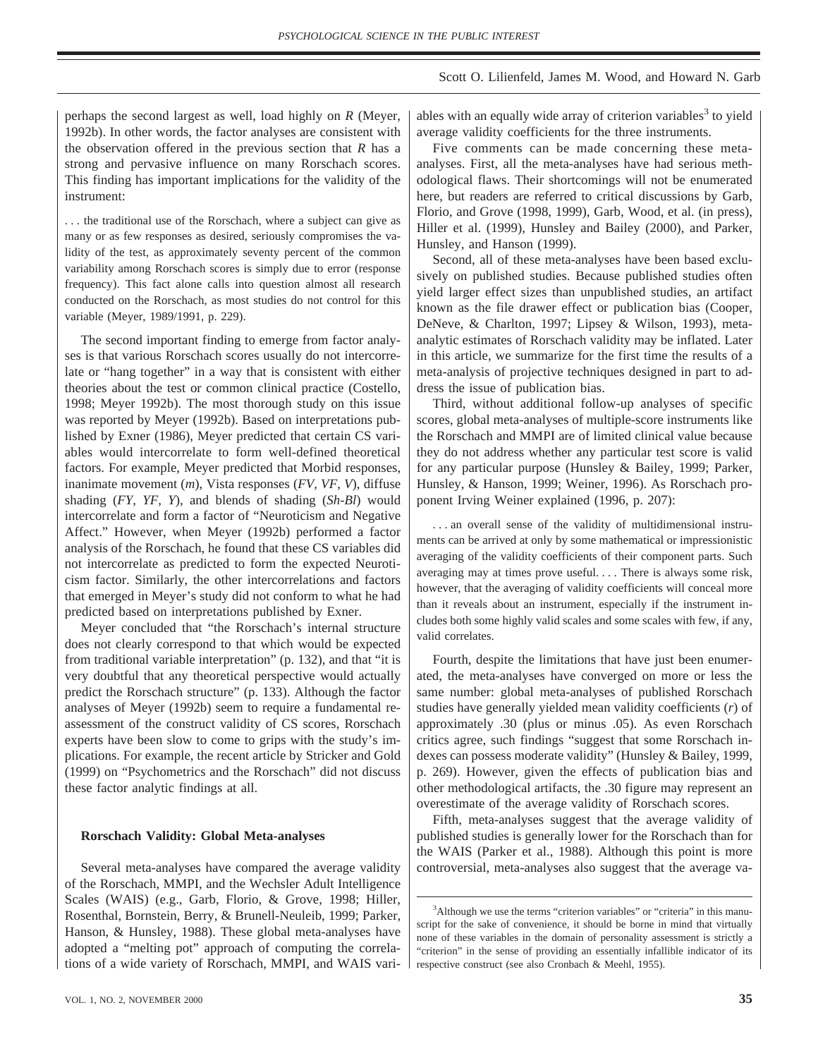perhaps the second largest as well, load highly on *R* (Meyer, 1992b). In other words, the factor analyses are consistent with the observation offered in the previous section that *R* has a strong and pervasive influence on many Rorschach scores. This finding has important implications for the validity of the instrument:

> . . . the traditional use of the Rorschach, where a subject can give as many or as few responses as desired, seriously compromises the validity of the test, as approximately seventy percent of the common variability among Rorschach scores is simply due to error (response frequency). This fact alone calls into question almost all research conducted on the Rorschach, as most studies do not control for this variable (Meyer, 1989/1991, p. 229).

The second important finding to emerge from factor analyses is that various Rorschach scores usually do not intercorrelate or "hang together" in a way that is consistent with either theories about the test or common clinical practice (Costello, 1998; Meyer 1992b). The most thorough study on this issue was reported by Meyer (1992b). Based on interpretations published by Exner (1986), Meyer predicted that certain CS variables would intercorrelate to form well-defined theoretical factors. For example, Meyer predicted that Morbid responses, inanimate movement (*m*), Vista responses (*FV, VF, V*), diffuse shading (*FY, YF, Y*), and blends of shading (*Sh-Bl*) would intercorrelate and form a factor of "Neuroticism and Negative Affect." However, when Meyer (1992b) performed a factor analysis of the Rorschach, he found that these CS variables did not intercorrelate as predicted to form the expected Neuroticism factor. Similarly, the other intercorrelations and factors that emerged in Meyer's study did not conform to what he had predicted based on interpretations published by Exner.

Meyer concluded that "the Rorschach's internal structure does not clearly correspond to that which would be expected from traditional variable interpretation" (p. 132), and that "it is very doubtful that any theoretical perspective would actually predict the Rorschach structure" (p. 133). Although the factor analyses of Meyer (1992b) seem to require a fundamental reassessment of the construct validity of CS scores, Rorschach experts have been slow to come to grips with the study's implications. For example, the recent article by Stricker and Gold (1999) on "Psychometrics and the Rorschach" did not discuss these factor analytic findings at all.

### Rorschach Validity: Global Meta-analyses

Several meta-analyses have compared the average validity of the Rorschach, MMPI, and the Wechsler Adult Intelligence Scales (WAIS) (e.g., Garb, Florio, & Grove, 1998; Hiller, Rosenthal, Bornstein, Berry, & Brunell-Neuleib, 1999; Parker, Hanson, & Hunsley, 1988). These global meta-analyses have adopted a "melting pot" approach of computing the correlations of a wide variety of Rorschach, MMPI, and WAIS variables with an equally wide array of criterion variables[3] to yield average validity coefficients for the three instruments.

Five comments can be made concerning these meta-analyses. First, all the meta-analyses have had serious methodological flaws. Their shortcomings will not be enumerated here, but readers are referred to critical discussions by Garb, Florio, and Grove (1998, 1999), Garb, Wood, et al. (in press), Hiller et al. (1999), Hunsley and Bailey (2000), and Parker, Hunsley, and Hanson (1999).

Second, all of these meta-analyses have been based exclusively on published studies. Because published studies often yield larger effect sizes than unpublished studies, an artifact known as the file drawer effect or publication bias (Cooper, DeNeve, & Charlton, 1997; Lipsey & Wilson, 1993), meta-analytic estimates of Rorschach validity may be inflated. Later in this article, we summarize for the first time the results of a meta-analysis of projective techniques designed in part to address the issue of publication bias.

Third, without additional follow-up analyses of specific scores, global meta-analyses of multiple-score instruments like the Rorschach and MMPI are of limited clinical value because they do not address whether any particular test score is valid for any particular purpose (Hunsley & Bailey, 1999; Parker, Hunsley, & Hanson, 1999; Weiner, 1996). As Rorschach proponent Irving Weiner explained (1996, p. 207):

> . . . an overall sense of the validity of multidimensional instruments can be arrived at only by some mathematical or impressionistic averaging of the validity coefficients of their component parts. Such averaging may at times prove useful. . . . There is always some risk, however, that the averaging of validity coefficients will conceal more than it reveals about an instrument, especially if the instrument includes both some highly valid scales and some scales with few, if any, valid correlates.

Fourth, despite the limitations that have just been enumerated, the meta-analyses have converged on more or less the same number: global meta-analyses of published Rorschach studies have generally yielded mean validity coefficients ($r$) of approximately .30 (plus or minus .05). As even Rorschach critics agree, such findings "suggest that some Rorschach indexes can possess moderate validity" (Hunsley & Bailey, 1999, p. 269). However, given the effects of publication bias and other methodological artifacts, the .30 figure may represent an overestimate of the average validity of Rorschach scores.

Fifth, meta-analyses suggest that the average validity of published studies is generally lower for the Rorschach than for the WAIS (Parker et al., 1988). Although this point is more controversial, meta-analyses also suggest that the average va-

---

[3] Although we use the terms "criterion variables" or "criteria" in this manuscript for the sake of convenience, it should be borne in mind that virtually none of these variables in the domain of personality assessment is strictly a "criterion" in the sense of providing an essentially infallible indicator of its respective construct (see also Cronbach & Meehl, 1955).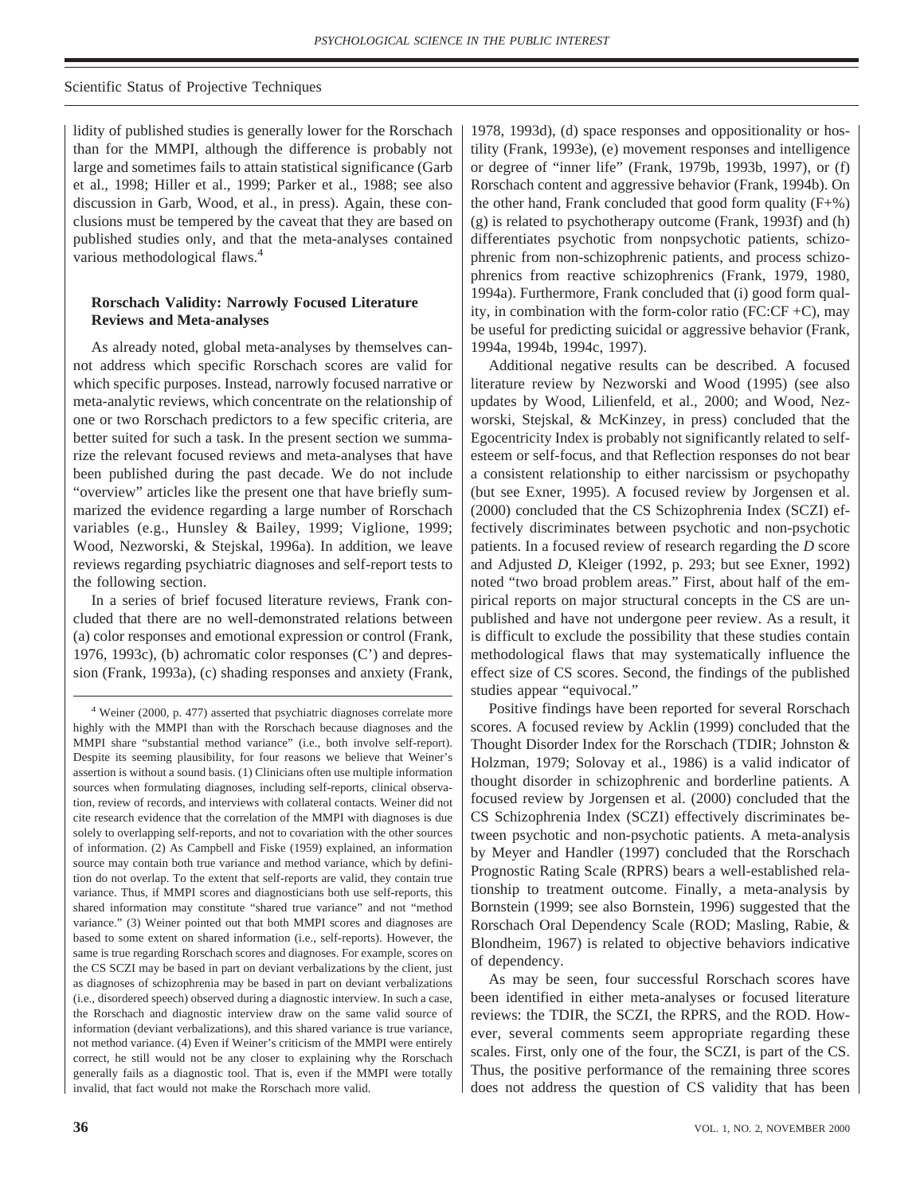lidity of published studies is generally lower for the Rorschach than for the MMPI, although the difference is probably not large and sometimes fails to attain statistical significance (Garb et al., 1998; Hiller et al., 1999; Parker et al., 1988; see also discussion in Garb, Wood, et al., in press). Again, these conclusions must be tempered by the caveat that they are based on published studies only, and that the meta-analyses contained various methodological flaws.[4]

### Rorschach Validity: Narrowly Focused Literature Reviews and Meta-analyses

As already noted, global meta-analyses by themselves cannot address which specific Rorschach scores are valid for which specific purposes. Instead, narrowly focused narrative or meta-analytic reviews, which concentrate on the relationship of one or two Rorschach predictors to a few specific criteria, are better suited for such a task. In the present section we summarize the relevant focused reviews and meta-analyses that have been published during the past decade. We do not include "overview" articles like the present one that have briefly summarized the evidence regarding a large number of Rorschach variables (e.g., Hunsley & Bailey, 1999; Viglione, 1999; Wood, Nezworski, & Stejskal, 1996a). In addition, we leave reviews regarding psychiatric diagnoses and self-report tests to the following section.

In a series of brief focused literature reviews, Frank concluded that there are no well-demonstrated relations between (a) color responses and emotional expression or control (Frank, 1976, 1993c), (b) achromatic color responses (C') and depression (Frank, 1993a), (c) shading responses and anxiety (Frank, 1978, 1993d), (d) space responses and oppositionality or hostility (Frank, 1993e), (e) movement responses and intelligence or degree of "inner life" (Frank, 1979b, 1993b, 1997), or (f) Rorschach content and aggressive behavior (Frank, 1994b). On the other hand, Frank concluded that good form quality (F+%) (g) is related to psychotherapy outcome (Frank, 1993f) and (h) differentiates psychotic from nonpsychotic patients, schizophrenic from non-schizophrenic patients, and process schizophrenics from reactive schizophrenics (Frank, 1979, 1980, 1994a). Furthermore, Frank concluded that (i) good form quality, in combination with the form-color ratio (FC:CF +C), may be useful for predicting suicidal or aggressive behavior (Frank, 1994a, 1994b, 1994c, 1997).

Additional negative results can be described. A focused literature review by Nezworski and Wood (1995) (see also updates by Wood, Lilienfeld, et al., 2000; and Wood, Nezworski, Stejskal, & McKinzey, in press) concluded that the Egocentricity Index is probably not significantly related to self-esteem or self-focus, and that Reflection responses do not bear a consistent relationship to either narcissism or psychopathy (but see Exner, 1995). A focused review by Jorgensen et al. (2000) concluded that the CS Schizophrenia Index (SCZI) effectively discriminates between psychotic and non-psychotic patients. In a focused review of research regarding the *D* score and Adjusted *D*, Kleiger (1992, p. 293; but see Exner, 1992) noted "two broad problem areas." First, about half of the empirical reports on major structural concepts in the CS are unpublished and have not undergone peer review. As a result, it is difficult to exclude the possibility that these studies contain methodological flaws that may systematically influence the effect size of CS scores. Second, the findings of the published studies appear "equivocal."

Positive findings have been reported for several Rorschach scores. A focused review by Acklin (1999) concluded that the Thought Disorder Index for the Rorschach (TDIR; Johnston & Holzman, 1979; Solovay et al., 1986) is a valid indicator of thought disorder in schizophrenic and borderline patients. A focused review by Jorgensen et al. (2000) concluded that the CS Schizophrenia Index (SCZI) effectively discriminates between psychotic and non-psychotic patients. A meta-analysis by Meyer and Handler (1997) concluded that the Rorschach Prognostic Rating Scale (RPRS) bears a well-established relationship to treatment outcome. Finally, a meta-analysis by Bornstein (1999; see also Bornstein, 1996) suggested that the Rorschach Oral Dependency Scale (ROD; Masling, Rabie, & Blondheim, 1967) is related to objective behaviors indicative of dependency.

As may be seen, four successful Rorschach scores have been identified in either meta-analyses or focused literature reviews: the TDIR, the SCZI, the RPRS, and the ROD. However, several comments seem appropriate regarding these scales. First, only one of the four, the SCZI, is part of the CS. Thus, the positive performance of the remaining three scores does not address the question of CS validity that has been

[4] Weiner (2000, p. 477) asserted that psychiatric diagnoses correlate more highly with the MMPI than with the Rorschach because diagnoses and the MMPI share "substantial method variance" (i.e., both involve self-report). Despite its seeming plausibility, for four reasons we believe that Weiner's assertion is without a sound basis. (1) Clinicians often use multiple information sources when formulating diagnoses, including self-reports, clinical observation, review of records, and interviews with collateral contacts. Weiner did not cite research evidence that the correlation of the MMPI with diagnoses is due solely to overlapping self-reports, and not to covariation with the other sources of information. (2) As Campbell and Fiske (1959) explained, an information source may contain both true variance and method variance, which by definition do not overlap. To the extent that self-reports are valid, they contain true variance. Thus, if MMPI scores and diagnosticians both use self-reports, this shared information may constitute "shared true variance" and not "method variance." (3) Weiner pointed out that both MMPI scores and diagnoses are based to some extent on shared information (i.e., self-reports). However, the same is true regarding Rorschach scores and diagnoses. For example, scores on the CS SCZI may be based in part on deviant verbalizations by the client, just as diagnoses of schizophrenia may be based in part on deviant verbalizations (i.e., disordered speech) observed during a diagnostic interview. In such a case, the Rorschach and diagnostic interview draw on the same valid source of information (deviant verbalizations), and this shared variance is true variance, not method variance. (4) Even if Weiner's criticism of the MMPI were entirely correct, he still would not be any closer to explaining why the Rorschach generally fails as a diagnostic tool. That is, even if the MMPI were totally invalid, that fact would not make the Rorschach more valid.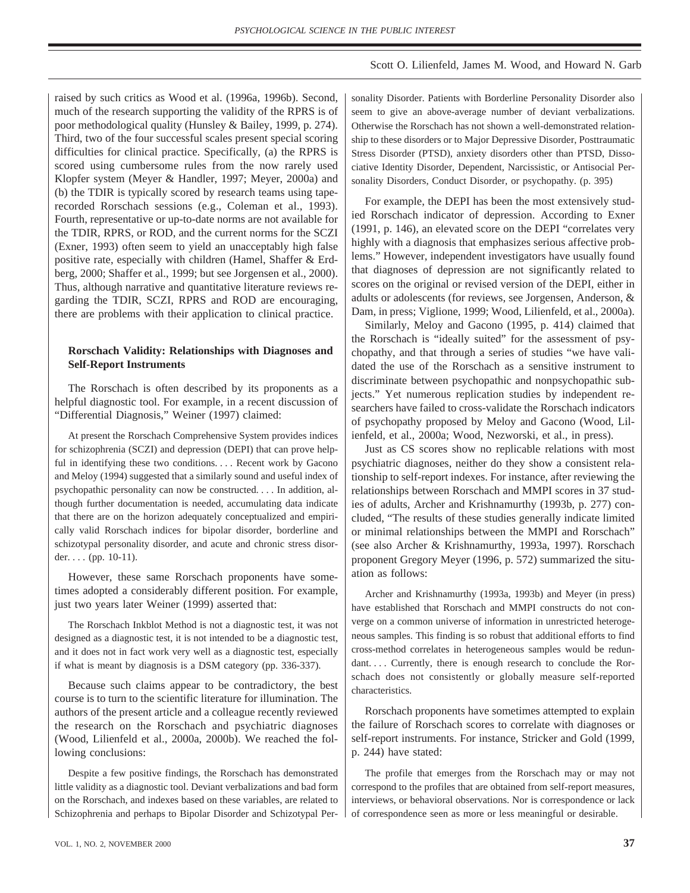raised by such critics as Wood et al. (1996a, 1996b). Second, much of the research supporting the validity of the RPRS is of poor methodological quality (Hunsley & Bailey, 1999, p. 274). Third, two of the four successful scales present special scoring difficulties for clinical practice. Specifically, (a) the RPRS is scored using cumbersome rules from the now rarely used Klopfer system (Meyer & Handler, 1997; Meyer, 2000a) and (b) the TDIR is typically scored by research teams using tape-recorded Rorschach sessions (e.g., Coleman et al., 1993). Fourth, representative or up-to-date norms are not available for the TDIR, RPRS, or ROD, and the current norms for the SCZI (Exner, 1993) often seem to yield an unacceptably high false positive rate, especially with children (Hamel, Shaffer & Erdberg, 2000; Shaffer et al., 1999; but see Jorgensen et al., 2000). Thus, although narrative and quantitative literature reviews regarding the TDIR, SCZI, RPRS and ROD are encouraging, there are problems with their application to clinical practice.

### Rorschach Validity: Relationships with Diagnoses and Self-Report Instruments

The Rorschach is often described by its proponents as a helpful diagnostic tool. For example, in a recent discussion of "Differential Diagnosis," Weiner (1997) claimed:

> At present the Rorschach Comprehensive System provides indices for schizophrenia (SCZI) and depression (DEPI) that can prove helpful in identifying these two conditions. . . . Recent work by Gacono and Meloy (1994) suggested that a similarly sound and useful index of psychopathic personality can now be constructed. . . . In addition, although further documentation is needed, accumulating data indicate that there are on the horizon adequately conceptualized and empirically valid Rorschach indices for bipolar disorder, borderline and schizotypal personality disorder, and acute and chronic stress disorder. . . . (pp. 10-11).

However, these same Rorschach proponents have sometimes adopted a considerably different position. For example, just two years later Weiner (1999) asserted that:

> The Rorschach Inkblot Method is not a diagnostic test, it was not designed as a diagnostic test, it is not intended to be a diagnostic test, and it does not in fact work very well as a diagnostic test, especially if what is meant by diagnosis is a DSM category (pp. 336-337).

Because such claims appear to be contradictory, the best course is to turn to the scientific literature for illumination. The authors of the present article and a colleague recently reviewed the research on the Rorschach and psychiatric diagnoses (Wood, Lilienfeld et al., 2000a, 2000b). We reached the following conclusions:

> Despite a few positive findings, the Rorschach has demonstrated little validity as a diagnostic tool. Deviant verbalizations and bad form on the Rorschach, and indexes based on these variables, are related to Schizophrenia and perhaps to Bipolar Disorder and Schizotypal Personality Disorder. Patients with Borderline Personality Disorder also seem to give an above-average number of deviant verbalizations. Otherwise the Rorschach has not shown a well-demonstrated relationship to these disorders or to Major Depressive Disorder, Posttraumatic Stress Disorder (PTSD), anxiety disorders other than PTSD, Dissociative Identity Disorder, Dependent, Narcissistic, or Antisocial Personality Disorders, Conduct Disorder, or psychopathy. (p. 395)

For example, the DEPI has been the most extensively studied Rorschach indicator of depression. According to Exner (1991, p. 146), an elevated score on the DEPI "correlates very highly with a diagnosis that emphasizes serious affective problems." However, independent investigators have usually found that diagnoses of depression are not significantly related to scores on the original or revised version of the DEPI, either in adults or adolescents (for reviews, see Jorgensen, Anderson, & Dam, in press; Viglione, 1999; Wood, Lilienfeld, et al., 2000a).

Similarly, Meloy and Gacono (1995, p. 414) claimed that the Rorschach is "ideally suited" for the assessment of psychopathy, and that through a series of studies "we have validated the use of the Rorschach as a sensitive instrument to discriminate between psychopathic and nonpsychopathic subjects." Yet numerous replication studies by independent researchers have failed to cross-validate the Rorschach indicators of psychopathy proposed by Meloy and Gacono (Wood, Lilienfeld, et al., 2000a; Wood, Nezworski, et al., in press).

Just as CS scores show no replicable relations with most psychiatric diagnoses, neither do they show a consistent relationship to self-report indexes. For instance, after reviewing the relationships between Rorschach and MMPI scores in 37 studies of adults, Archer and Krishnamurthy (1993b, p. 277) concluded, "The results of these studies generally indicate limited or minimal relationships between the MMPI and Rorschach" (see also Archer & Krishnamurthy, 1993a, 1997). Rorschach proponent Gregory Meyer (1996, p. 572) summarized the situation as follows:

> Archer and Krishnamurthy (1993a, 1993b) and Meyer (in press) have established that Rorschach and MMPI constructs do not converge on a common universe of information in unrestricted heterogeneous samples. This finding is so robust that additional efforts to find cross-method correlates in heterogeneous samples would be redundant. . . . Currently, there is enough research to conclude the Rorschach does not consistently or globally measure self-reported characteristics.

Rorschach proponents have sometimes attempted to explain the failure of Rorschach scores to correlate with diagnoses or self-report instruments. For instance, Stricker and Gold (1999, p. 244) have stated:

> The profile that emerges from the Rorschach may or may not correspond to the profiles that are obtained from self-report measures, interviews, or behavioral observations. Nor is correspondence or lack of correspondence seen as more or less meaningful or desirable.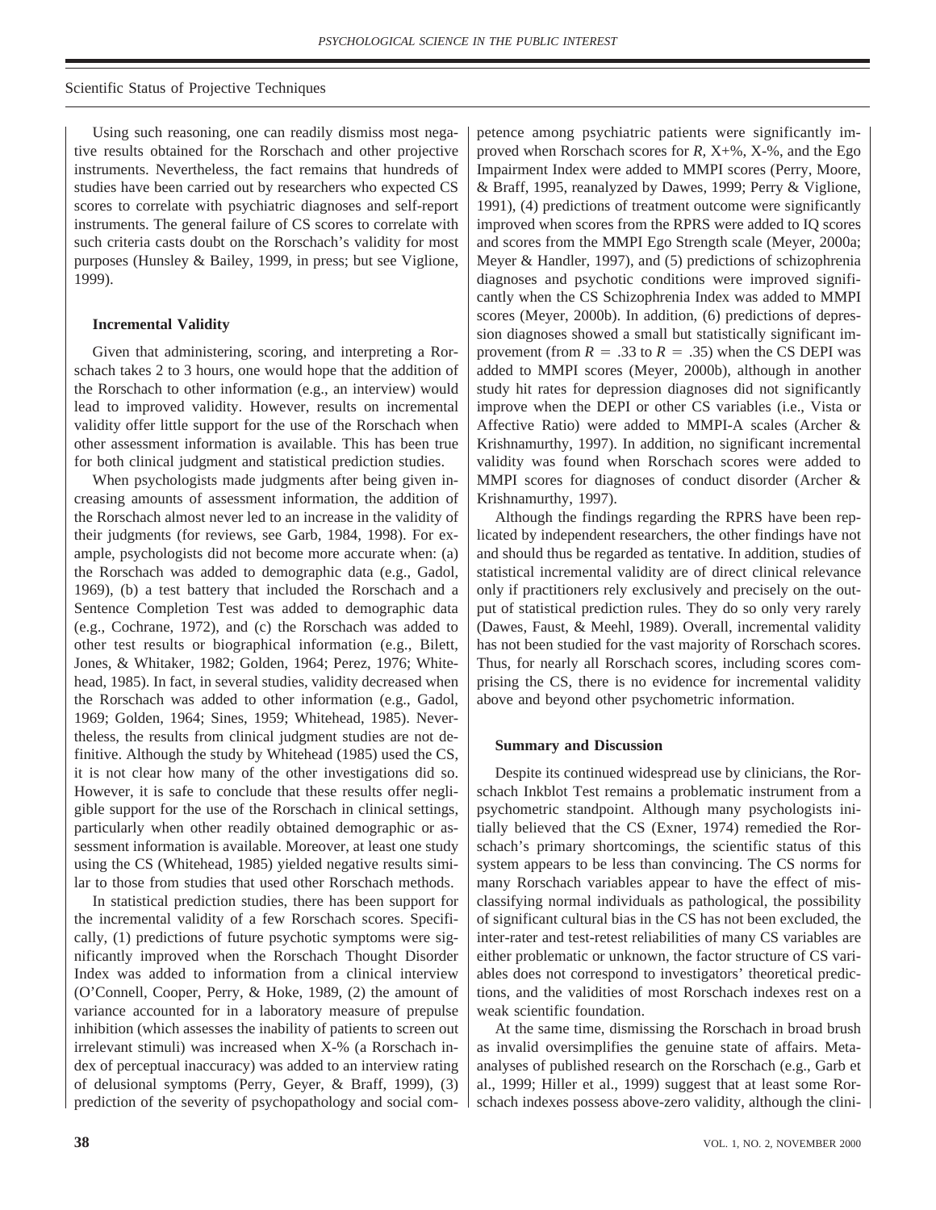Using such reasoning, one can readily dismiss most negative results obtained for the Rorschach and other projective instruments. Nevertheless, the fact remains that hundreds of studies have been carried out by researchers who expected CS scores to correlate with psychiatric diagnoses and self-report instruments. The general failure of CS scores to correlate with such criteria casts doubt on the Rorschach's validity for most purposes (Hunsley & Bailey, 1999, in press; but see Viglione, 1999).

### Incremental Validity

Given that administering, scoring, and interpreting a Rorschach takes 2 to 3 hours, one would hope that the addition of the Rorschach to other information (e.g., an interview) would lead to improved validity. However, results on incremental validity offer little support for the use of the Rorschach when other assessment information is available. This has been true for both clinical judgment and statistical prediction studies.

When psychologists made judgments after being given increasing amounts of assessment information, the addition of the Rorschach almost never led to an increase in the validity of their judgments (for reviews, see Garb, 1984, 1998). For example, psychologists did not become more accurate when: (a) the Rorschach was added to demographic data (e.g., Gadol, 1969), (b) a test battery that included the Rorschach and a Sentence Completion Test was added to demographic data (e.g., Cochrane, 1972), and (c) the Rorschach was added to other test results or biographical information (e.g., Bilett, Jones, & Whitaker, 1982; Golden, 1964; Perez, 1976; Whitehead, 1985). In fact, in several studies, validity decreased when the Rorschach was added to other information (e.g., Gadol, 1969; Golden, 1964; Sines, 1959; Whitehead, 1985). Nevertheless, the results from clinical judgment studies are not definitive. Although the study by Whitehead (1985) used the CS, it is not clear how many of the other investigations did so. However, it is safe to conclude that these results offer negligible support for the use of the Rorschach in clinical settings, particularly when other readily obtained demographic or assessment information is available. Moreover, at least one study using the CS (Whitehead, 1985) yielded negative results similar to those from studies that used other Rorschach methods.

In statistical prediction studies, there has been support for the incremental validity of a few Rorschach scores. Specifically, (1) predictions of future psychotic symptoms were significantly improved when the Rorschach Thought Disorder Index was added to information from a clinical interview (O'Connell, Cooper, Perry, & Hoke, 1989, (2) the amount of variance accounted for in a laboratory measure of prepulse inhibition (which assesses the inability of patients to screen out irrelevant stimuli) was increased when X-% (a Rorschach index of perceptual inaccuracy) was added to an interview rating of delusional symptoms (Perry, Geyer, & Braff, 1999), (3) prediction of the severity of psychopathology and social competence among psychiatric patients were significantly improved when Rorschach scores for *R*, X+%, X-%, and the Ego Impairment Index were added to MMPI scores (Perry, Moore, & Braff, 1995, reanalyzed by Dawes, 1999; Perry & Viglione, 1991), (4) predictions of treatment outcome were significantly improved when scores from the RPRS were added to IQ scores and scores from the MMPI Ego Strength scale (Meyer, 2000a; Meyer & Handler, 1997), and (5) predictions of schizophrenia diagnoses and psychotic conditions were improved significantly when the CS Schizophrenia Index was added to MMPI scores (Meyer, 2000b). In addition, (6) predictions of depression diagnoses showed a small but statistically significant improvement (from $R = .33$ to $R = .35$) when the CS DEPI was added to MMPI scores (Meyer, 2000b), although in another study hit rates for depression diagnoses did not significantly improve when the DEPI or other CS variables (i.e., Vista or Affective Ratio) were added to MMPI-A scales (Archer & Krishnamurthy, 1997). In addition, no significant incremental validity was found when Rorschach scores were added to MMPI scores for diagnoses of conduct disorder (Archer & Krishnamurthy, 1997).

Although the findings regarding the RPRS have been replicated by independent researchers, the other findings have not and should thus be regarded as tentative. In addition, studies of statistical incremental validity are of direct clinical relevance only if practitioners rely exclusively and precisely on the output of statistical prediction rules. They do so only very rarely (Dawes, Faust, & Meehl, 1989). Overall, incremental validity has not been studied for the vast majority of Rorschach scores. Thus, for nearly all Rorschach scores, including scores comprising the CS, there is no evidence for incremental validity above and beyond other psychometric information.

### Summary and Discussion

Despite its continued widespread use by clinicians, the Rorschach Inkblot Test remains a problematic instrument from a psychometric standpoint. Although many psychologists initially believed that the CS (Exner, 1974) remedied the Rorschach's primary shortcomings, the scientific status of this system appears to be less than convincing. The CS norms for many Rorschach variables appear to have the effect of misclassifying normal individuals as pathological, the possibility of significant cultural bias in the CS has not been excluded, the inter-rater and test-retest reliabilities of many CS variables are either problematic or unknown, the factor structure of CS variables does not correspond to investigators' theoretical predictions, and the validities of most Rorschach indexes rest on a weak scientific foundation.

At the same time, dismissing the Rorschach in broad brush as invalid oversimplifies the genuine state of affairs. Meta-analyses of published research on the Rorschach (e.g., Garb et al., 1999; Hiller et al., 1999) suggest that at least some Rorschach indexes possess above-zero validity, although the clini-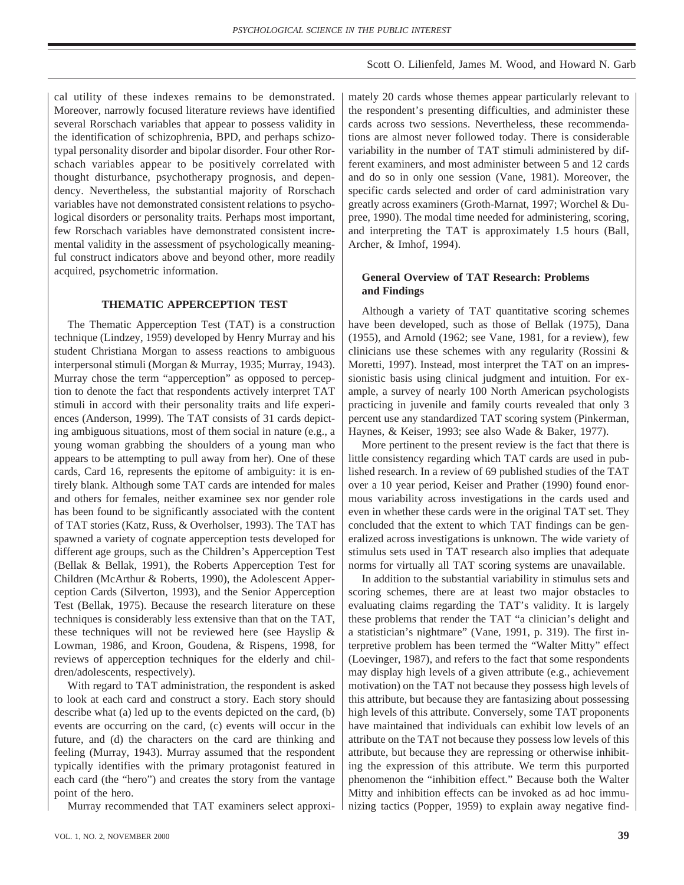cal utility of these indexes remains to be demonstrated. Moreover, narrowly focused literature reviews have identified several Rorschach variables that appear to possess validity in the identification of schizophrenia, BPD, and perhaps schizotypal personality disorder and bipolar disorder. Four other Rorschach variables appear to be positively correlated with thought disturbance, psychotherapy prognosis, and dependency. Nevertheless, the substantial majority of Rorschach variables have not demonstrated consistent relations to psychological disorders or personality traits. Perhaps most important, few Rorschach variables have demonstrated consistent incremental validity in the assessment of psychologically meaningful construct indicators above and beyond other, more readily acquired, psychometric information.

## THEMATIC APPERCEPTION TEST

The Thematic Apperception Test (TAT) is a construction technique (Lindzey, 1959) developed by Henry Murray and his student Christiana Morgan to assess reactions to ambiguous interpersonal stimuli (Morgan & Murray, 1935; Murray, 1943). Murray chose the term "apperception" as opposed to perception to denote the fact that respondents actively interpret TAT stimuli in accord with their personality traits and life experiences (Anderson, 1999). The TAT consists of 31 cards depicting ambiguous situations, most of them social in nature (e.g., a young woman grabbing the shoulders of a young man who appears to be attempting to pull away from her). One of these cards, Card 16, represents the epitome of ambiguity: it is entirely blank. Although some TAT cards are intended for males and others for females, neither examinee sex nor gender role has been found to be significantly associated with the content of TAT stories (Katz, Russ, & Overholser, 1993). The TAT has spawned a variety of cognate apperception tests developed for different age groups, such as the Children's Apperception Test (Bellak & Bellak, 1991), the Roberts Apperception Test for Children (McArthur & Roberts, 1990), the Adolescent Apperception Cards (Silverton, 1993), and the Senior Apperception Test (Bellak, 1975). Because the research literature on these techniques is considerably less extensive than that on the TAT, these techniques will not be reviewed here (see Hayslip & Lowman, 1986, and Kroon, Goudena, & Rispens, 1998, for reviews of apperception techniques for the elderly and children/adolescents, respectively).

With regard to TAT administration, the respondent is asked to look at each card and construct a story. Each story should describe what (a) led up to the events depicted on the card, (b) events are occurring on the card, (c) events will occur in the future, and (d) the characters on the card are thinking and feeling (Murray, 1943). Murray assumed that the respondent typically identifies with the primary protagonist featured in each card (the "hero") and creates the story from the vantage point of the hero.

Murray recommended that TAT examiners select approximately 20 cards whose themes appear particularly relevant to the respondent's presenting difficulties, and administer these cards across two sessions. Nevertheless, these recommendations are almost never followed today. There is considerable variability in the number of TAT stimuli administered by different examiners, and most administer between 5 and 12 cards and do so in only one session (Vane, 1981). Moreover, the specific cards selected and order of card administration vary greatly across examiners (Groth-Marnat, 1997; Worchel & Dupree, 1990). The modal time needed for administering, scoring, and interpreting the TAT is approximately 1.5 hours (Ball, Archer, & Imhof, 1994).

### General Overview of TAT Research: Problems and Findings

Although a variety of TAT quantitative scoring schemes have been developed, such as those of Bellak (1975), Dana (1955), and Arnold (1962; see Vane, 1981, for a review), few clinicians use these schemes with any regularity (Rossini & Moretti, 1997). Instead, most interpret the TAT on an impressionistic basis using clinical judgment and intuition. For example, a survey of nearly 100 North American psychologists practicing in juvenile and family courts revealed that only 3 percent use any standardized TAT scoring system (Pinkerman, Haynes, & Keiser, 1993; see also Wade & Baker, 1977).

More pertinent to the present review is the fact that there is little consistency regarding which TAT cards are used in published research. In a review of 69 published studies of the TAT over a 10 year period, Keiser and Prather (1990) found enormous variability across investigations in the cards used and even in whether these cards were in the original TAT set. They concluded that the extent to which TAT findings can be generalized across investigations is unknown. The wide variety of stimulus sets used in TAT research also implies that adequate norms for virtually all TAT scoring systems are unavailable.

In addition to the substantial variability in stimulus sets and scoring schemes, there are at least two major obstacles to evaluating claims regarding the TAT's validity. It is largely these problems that render the TAT "a clinician's delight and a statistician's nightmare" (Vane, 1991, p. 319). The first interpretive problem has been termed the "Walter Mitty" effect (Loevinger, 1987), and refers to the fact that some respondents may display high levels of a given attribute (e.g., achievement motivation) on the TAT not because they possess high levels of this attribute, but because they are fantasizing about possessing high levels of this attribute. Conversely, some TAT proponents have maintained that individuals can exhibit low levels of an attribute on the TAT not because they possess low levels of this attribute, but because they are repressing or otherwise inhibiting the expression of this attribute. We term this purported phenomenon the "inhibition effect." Because both the Walter Mitty and inhibition effects can be invoked as ad hoc immunizing tactics (Popper, 1959) to explain away negative find-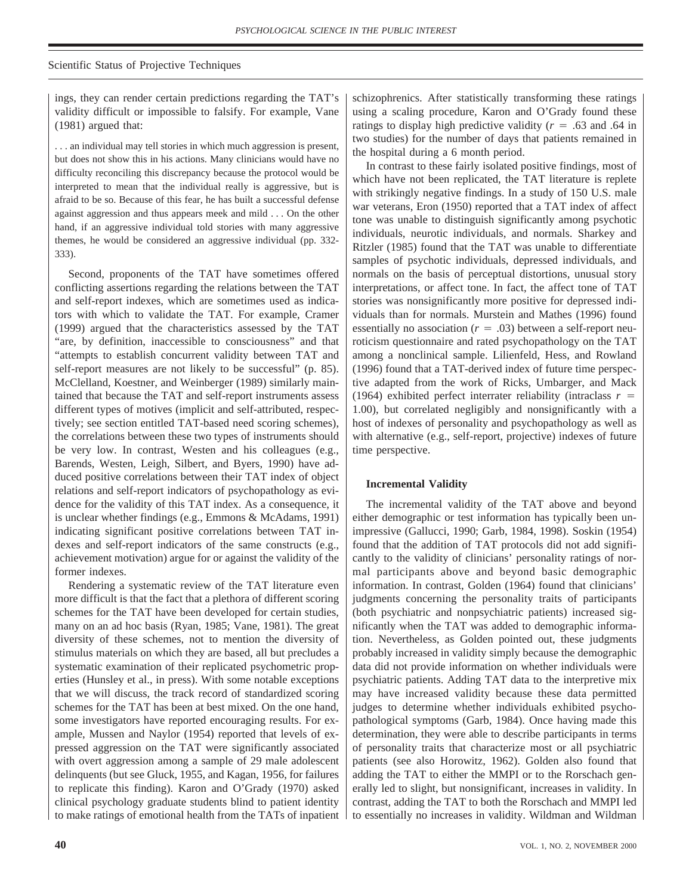ings, they can render certain predictions regarding the TAT's validity difficult or impossible to falsify. For example, Vane (1981) argued that:

> . . . an individual may tell stories in which much aggression is present, but does not show this in his actions. Many clinicians would have no difficulty reconciling this discrepancy because the protocol would be interpreted to mean that the individual really is aggressive, but is afraid to be so. Because of this fear, he has built a successful defense against aggression and thus appears meek and mild . . . On the other hand, if an aggressive individual told stories with many aggressive themes, he would be considered an aggressive individual (pp. 332-333).

Second, proponents of the TAT have sometimes offered conflicting assertions regarding the relations between the TAT and self-report indexes, which are sometimes used as indicators with which to validate the TAT. For example, Cramer (1999) argued that the characteristics assessed by the TAT "are, by definition, inaccessible to consciousness" and that "attempts to establish concurrent validity between TAT and self-report measures are not likely to be successful" (p. 85). McClelland, Koestner, and Weinberger (1989) similarly maintained that because the TAT and self-report instruments assess different types of motives (implicit and self-attributed, respectively; see section entitled TAT-based need scoring schemes), the correlations between these two types of instruments should be very low. In contrast, Westen and his colleagues (e.g., Barends, Westen, Leigh, Silbert, and Byers, 1990) have adduced positive correlations between their TAT index of object relations and self-report indicators of psychopathology as evidence for the validity of this TAT index. As a consequence, it is unclear whether findings (e.g., Emmons & McAdams, 1991) indicating significant positive correlations between TAT indexes and self-report indicators of the same constructs (e.g., achievement motivation) argue for or against the validity of the former indexes.

Rendering a systematic review of the TAT literature even more difficult is that the fact that a plethora of different scoring schemes for the TAT have been developed for certain studies, many on an ad hoc basis (Ryan, 1985; Vane, 1981). The great diversity of these schemes, not to mention the diversity of stimulus materials on which they are based, all but precludes a systematic examination of their replicated psychometric properties (Hunsley et al., in press). With some notable exceptions that we will discuss, the track record of standardized scoring schemes for the TAT has been at best mixed. On the one hand, some investigators have reported encouraging results. For example, Mussen and Naylor (1954) reported that levels of expressed aggression on the TAT were significantly associated with overt aggression among a sample of 29 male adolescent delinquents (but see Gluck, 1955, and Kagan, 1956, for failures to replicate this finding). Karon and O'Grady (1970) asked clinical psychology graduate students blind to patient identity to make ratings of emotional health from the TATs of inpatient schizophrenics. After statistically transforming these ratings using a scaling procedure, Karon and O'Grady found these ratings to display high predictive validity ($r$ = .63 and .64 in two studies) for the number of days that patients remained in the hospital during a 6 month period.

In contrast to these fairly isolated positive findings, most of which have not been replicated, the TAT literature is replete with strikingly negative findings. In a study of 150 U.S. male war veterans, Eron (1950) reported that a TAT index of affect tone was unable to distinguish significantly among psychotic individuals, neurotic individuals, and normals. Sharkey and Ritzler (1985) found that the TAT was unable to differentiate samples of psychotic individuals, depressed individuals, and normals on the basis of perceptual distortions, unusual story interpretations, or affect tone. In fact, the affect tone of TAT stories was nonsignificantly more positive for depressed individuals than for normals. Murstein and Mathes (1996) found essentially no association ($r$ = .03) between a self-report neuroticism questionnaire and rated psychopathology on the TAT among a nonclinical sample. Lilienfeld, Hess, and Rowland (1996) found that a TAT-derived index of future time perspective adapted from the work of Ricks, Umbarger, and Mack (1964) exhibited perfect interrater reliability (intraclass $r$ = 1.00), but correlated negligibly and nonsignificantly with a host of indexes of personality and psychopathology as well as with alternative (e.g., self-report, projective) indexes of future time perspective.

### Incremental Validity

The incremental validity of the TAT above and beyond either demographic or test information has typically been unimpressive (Gallucci, 1990; Garb, 1984, 1998). Soskin (1954) found that the addition of TAT protocols did not add significantly to the validity of clinicians' personality ratings of normal participants above and beyond basic demographic information. In contrast, Golden (1964) found that clinicians' judgments concerning the personality traits of participants (both psychiatric and nonpsychiatric patients) increased significantly when the TAT was added to demographic information. Nevertheless, as Golden pointed out, these judgments probably increased in validity simply because the demographic data did not provide information on whether individuals were psychiatric patients. Adding TAT data to the interpretive mix may have increased validity because these data permitted judges to determine whether individuals exhibited psychopathological symptoms (Garb, 1984). Once having made this determination, they were able to describe participants in terms of personality traits that characterize most or all psychiatric patients (see also Horowitz, 1962). Golden also found that adding the TAT to either the MMPI or to the Rorschach generally led to slight, but nonsignificant, increases in validity. In contrast, adding the TAT to both the Rorschach and MMPI led to essentially no increases in validity. Wildman and Wildman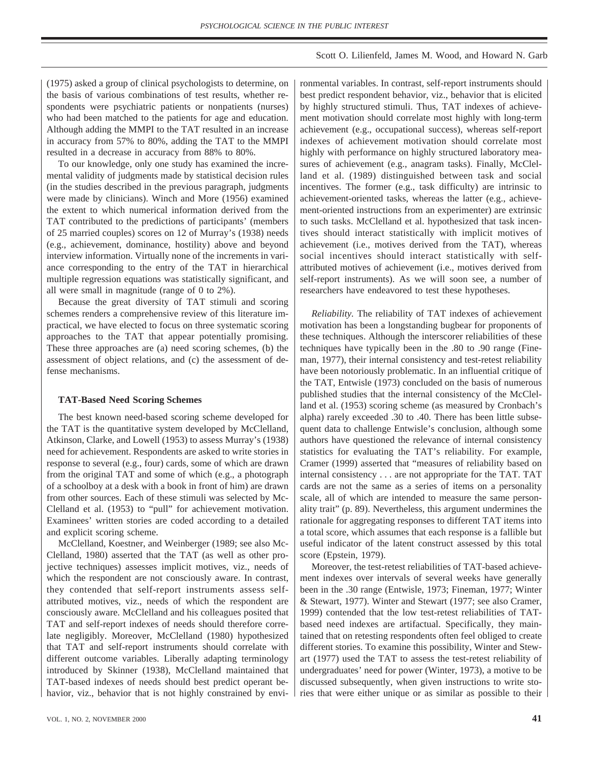(1975) asked a group of clinical psychologists to determine, on the basis of various combinations of test results, whether respondents were psychiatric patients or nonpatients (nurses) who had been matched to the patients for age and education. Although adding the MMPI to the TAT resulted in an increase in accuracy from 57% to 80%, adding the TAT to the MMPI resulted in a decrease in accuracy from 88% to 80%.

To our knowledge, only one study has examined the incremental validity of judgments made by statistical decision rules (in the studies described in the previous paragraph, judgments were made by clinicians). Winch and More (1956) examined the extent to which numerical information derived from the TAT contributed to the predictions of participants' (members of 25 married couples) scores on 12 of Murray's (1938) needs (e.g., achievement, dominance, hostility) above and beyond interview information. Virtually none of the increments in variance corresponding to the entry of the TAT in hierarchical multiple regression equations was statistically significant, and all were small in magnitude (range of 0 to 2%).

Because the great diversity of TAT stimuli and scoring schemes renders a comprehensive review of this literature impractical, we have elected to focus on three systematic scoring approaches to the TAT that appear potentially promising. These three approaches are (a) need scoring schemes, (b) the assessment of object relations, and (c) the assessment of defense mechanisms.

### TAT-Based Need Scoring Schemes

The best known need-based scoring scheme developed for the TAT is the quantitative system developed by McClelland, Atkinson, Clarke, and Lowell (1953) to assess Murray's (1938) need for achievement. Respondents are asked to write stories in response to several (e.g., four) cards, some of which are drawn from the original TAT and some of which (e.g., a photograph of a schoolboy at a desk with a book in front of him) are drawn from other sources. Each of these stimuli was selected by McClelland et al. (1953) to "pull" for achievement motivation. Examinees' written stories are coded according to a detailed and explicit scoring scheme.

McClelland, Koestner, and Weinberger (1989; see also McClelland, 1980) asserted that the TAT (as well as other projective techniques) assesses implicit motives, viz., needs of which the respondent are not consciously aware. In contrast, they contended that self-report instruments assess self-attributed motives, viz., needs of which the respondent are consciously aware. McClelland and his colleagues posited that TAT and self-report indexes of needs should therefore correlate negligibly. Moreover, McClelland (1980) hypothesized that TAT and self-report instruments should correlate with different outcome variables. Liberally adapting terminology introduced by Skinner (1938), McClelland maintained that TAT-based indexes of needs should best predict operant behavior, viz., behavior that is not highly constrained by environmental variables. In contrast, self-report instruments should best predict respondent behavior, viz., behavior that is elicited by highly structured stimuli. Thus, TAT indexes of achievement motivation should correlate most highly with long-term achievement (e.g., occupational success), whereas self-report indexes of achievement motivation should correlate most highly with performance on highly structured laboratory measures of achievement (e.g., anagram tasks). Finally, McClelland et al. (1989) distinguished between task and social incentives. The former (e.g., task difficulty) are intrinsic to achievement-oriented tasks, whereas the latter (e.g., achievement-oriented instructions from an experimenter) are extrinsic to such tasks. McClelland et al. hypothesized that task incentives should interact statistically with implicit motives of achievement (i.e., motives derived from the TAT), whereas social incentives should interact statistically with self-attributed motives of achievement (i.e., motives derived from self-report instruments). As we will soon see, a number of researchers have endeavored to test these hypotheses.

*Reliability.* The reliability of TAT indexes of achievement motivation has been a longstanding bugbear for proponents of these techniques. Although the interscorer reliabilities of these techniques have typically been in the .80 to .90 range (Fineman, 1977), their internal consistency and test-retest reliability have been notoriously problematic. In an influential critique of the TAT, Entwisle (1973) concluded on the basis of numerous published studies that the internal consistency of the McClelland et al. (1953) scoring scheme (as measured by Cronbach's alpha) rarely exceeded .30 to .40. There has been little subsequent data to challenge Entwisle's conclusion, although some authors have questioned the relevance of internal consistency statistics for evaluating the TAT's reliability. For example, Cramer (1999) asserted that "measures of reliability based on internal consistency . . . are not appropriate for the TAT. TAT cards are not the same as a series of items on a personality scale, all of which are intended to measure the same personality trait" (p. 89). Nevertheless, this argument undermines the rationale for aggregating responses to different TAT items into a total score, which assumes that each response is a fallible but useful indicator of the latent construct assessed by this total score (Epstein, 1979).

Moreover, the test-retest reliabilities of TAT-based achievement indexes over intervals of several weeks have generally been in the .30 range (Entwisle, 1973; Fineman, 1977; Winter & Stewart, 1977). Winter and Stewart (1977; see also Cramer, 1999) contended that the low test-retest reliabilities of TAT-based need indexes are artifactual. Specifically, they maintained that on retesting respondents often feel obliged to create different stories. To examine this possibility, Winter and Stewart (1977) used the TAT to assess the test-retest reliability of undergraduates' need for power (Winter, 1973), a motive to be discussed subsequently, when given instructions to write stories that were either unique or as similar as possible to their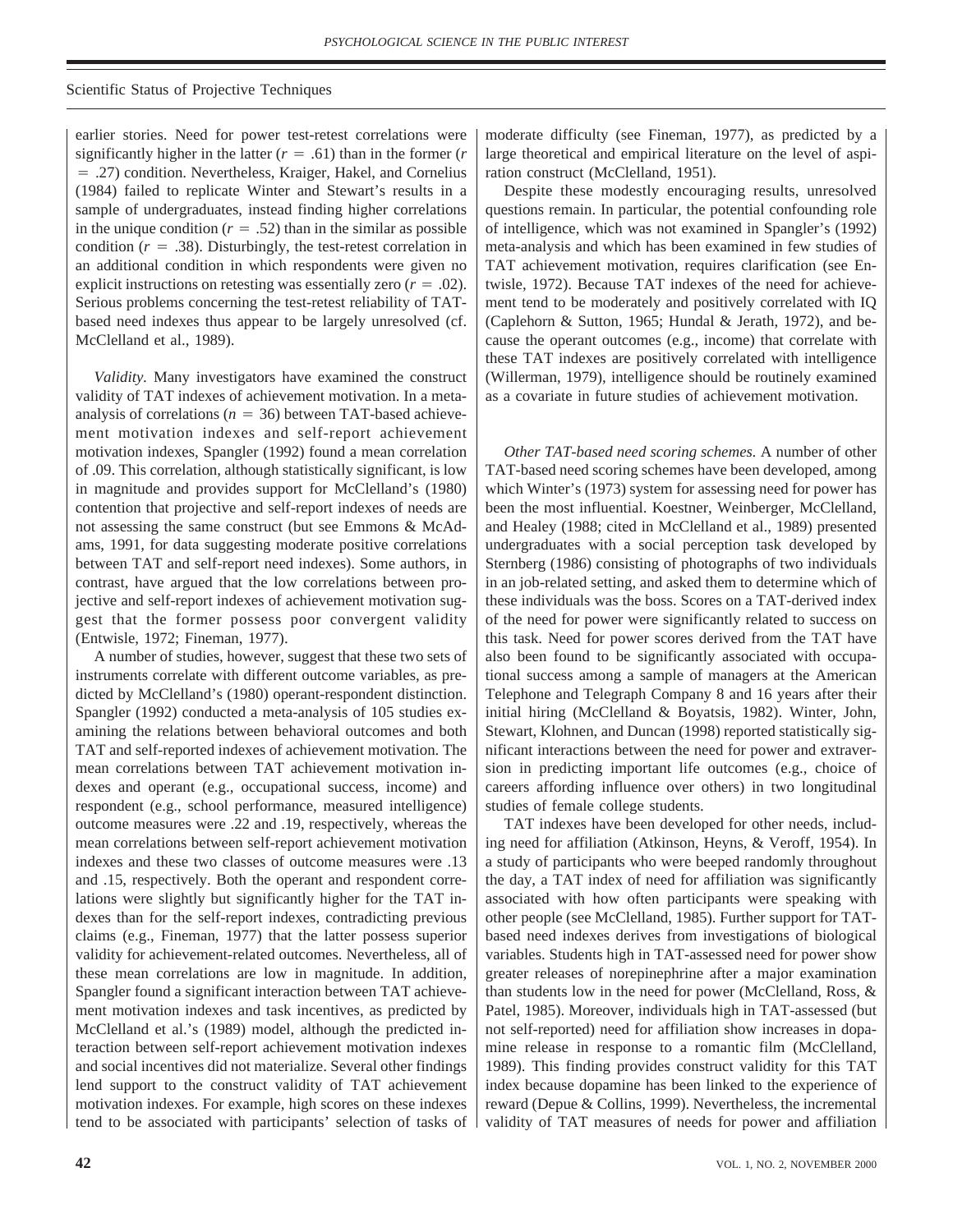earlier stories. Need for power test-retest correlations were significantly higher in the latter ($r = .61$) than in the former ($r = .27$) condition. Nevertheless, Kraiger, Hakel, and Cornelius (1984) failed to replicate Winter and Stewart's results in a sample of undergraduates, instead finding higher correlations in the unique condition ($r = .52$) than in the similar as possible condition ($r = .38$). Disturbingly, the test-retest correlation in an additional condition in which respondents were given no explicit instructions on retesting was essentially zero ($r = .02$). Serious problems concerning the test-retest reliability of TAT-based need indexes thus appear to be largely unresolved (cf. McClelland et al., 1989).

*Validity.* Many investigators have examined the construct validity of TAT indexes of achievement motivation. In a meta-analysis of correlations ($n = 36$) between TAT-based achievement motivation indexes and self-report achievement motivation indexes, Spangler (1992) found a mean correlation of .09. This correlation, although statistically significant, is low in magnitude and provides support for McClelland's (1980) contention that projective and self-report indexes of needs are not assessing the same construct (but see Emmons & McAdams, 1991, for data suggesting moderate positive correlations between TAT and self-report need indexes). Some authors, in contrast, have argued that the low correlations between projective and self-report indexes of achievement motivation suggest that the former possess poor convergent validity (Entwisle, 1972; Fineman, 1977).

A number of studies, however, suggest that these two sets of instruments correlate with different outcome variables, as predicted by McClelland's (1980) operant-respondent distinction. Spangler (1992) conducted a meta-analysis of 105 studies examining the relations between behavioral outcomes and both TAT and self-reported indexes of achievement motivation. The mean correlations between TAT achievement motivation indexes and operant (e.g., occupational success, income) and respondent (e.g., school performance, measured intelligence) outcome measures were .22 and .19, respectively, whereas the mean correlations between self-report achievement motivation indexes and these two classes of outcome measures were .13 and .15, respectively. Both the operant and respondent correlations were slightly but significantly higher for the TAT indexes than for the self-report indexes, contradicting previous claims (e.g., Fineman, 1977) that the latter possess superior validity for achievement-related outcomes. Nevertheless, all of these mean correlations are low in magnitude. In addition, Spangler found a significant interaction between TAT achievement motivation indexes and task incentives, as predicted by McClelland et al.'s (1989) model, although the predicted interaction between self-report achievement motivation indexes and social incentives did not materialize. Several other findings lend support to the construct validity of TAT achievement motivation indexes. For example, high scores on these indexes tend to be associated with participants' selection of tasks of moderate difficulty (see Fineman, 1977), as predicted by a large theoretical and empirical literature on the level of aspiration construct (McClelland, 1951).

Despite these modestly encouraging results, unresolved questions remain. In particular, the potential confounding role of intelligence, which was not examined in Spangler's (1992) meta-analysis and which has been examined in few studies of TAT achievement motivation, requires clarification (see Entwisle, 1972). Because TAT indexes of the need for achievement tend to be moderately and positively correlated with IQ (Caplehorn & Sutton, 1965; Hundal & Jerath, 1972), and because the operant outcomes (e.g., income) that correlate with these TAT indexes are positively correlated with intelligence (Willerman, 1979), intelligence should be routinely examined as a covariate in future studies of achievement motivation.

*Other TAT-based need scoring schemes.* A number of other TAT-based need scoring schemes have been developed, among which Winter's (1973) system for assessing need for power has been the most influential. Koestner, Weinberger, McClelland, and Healey (1988; cited in McClelland et al., 1989) presented undergraduates with a social perception task developed by Sternberg (1986) consisting of photographs of two individuals in an job-related setting, and asked them to determine which of these individuals was the boss. Scores on a TAT-derived index of the need for power were significantly related to success on this task. Need for power scores derived from the TAT have also been found to be significantly associated with occupational success among a sample of managers at the American Telephone and Telegraph Company 8 and 16 years after their initial hiring (McClelland & Boyatsis, 1982). Winter, John, Stewart, Klohnen, and Duncan (1998) reported statistically significant interactions between the need for power and extraversion in predicting important life outcomes (e.g., choice of careers affording influence over others) in two longitudinal studies of female college students.

TAT indexes have been developed for other needs, including need for affiliation (Atkinson, Heyns, & Veroff, 1954). In a study of participants who were beeped randomly throughout the day, a TAT index of need for affiliation was significantly associated with how often participants were speaking with other people (see McClelland, 1985). Further support for TAT-based need indexes derives from investigations of biological variables. Students high in TAT-assessed need for power show greater releases of norepinephrine after a major examination than students low in the need for power (McClelland, Ross, & Patel, 1985). Moreover, individuals high in TAT-assessed (but not self-reported) need for affiliation show increases in dopamine release in response to a romantic film (McClelland, 1989). This finding provides construct validity for this TAT index because dopamine has been linked to the experience of reward (Depue & Collins, 1999). Nevertheless, the incremental validity of TAT measures of needs for power and affiliation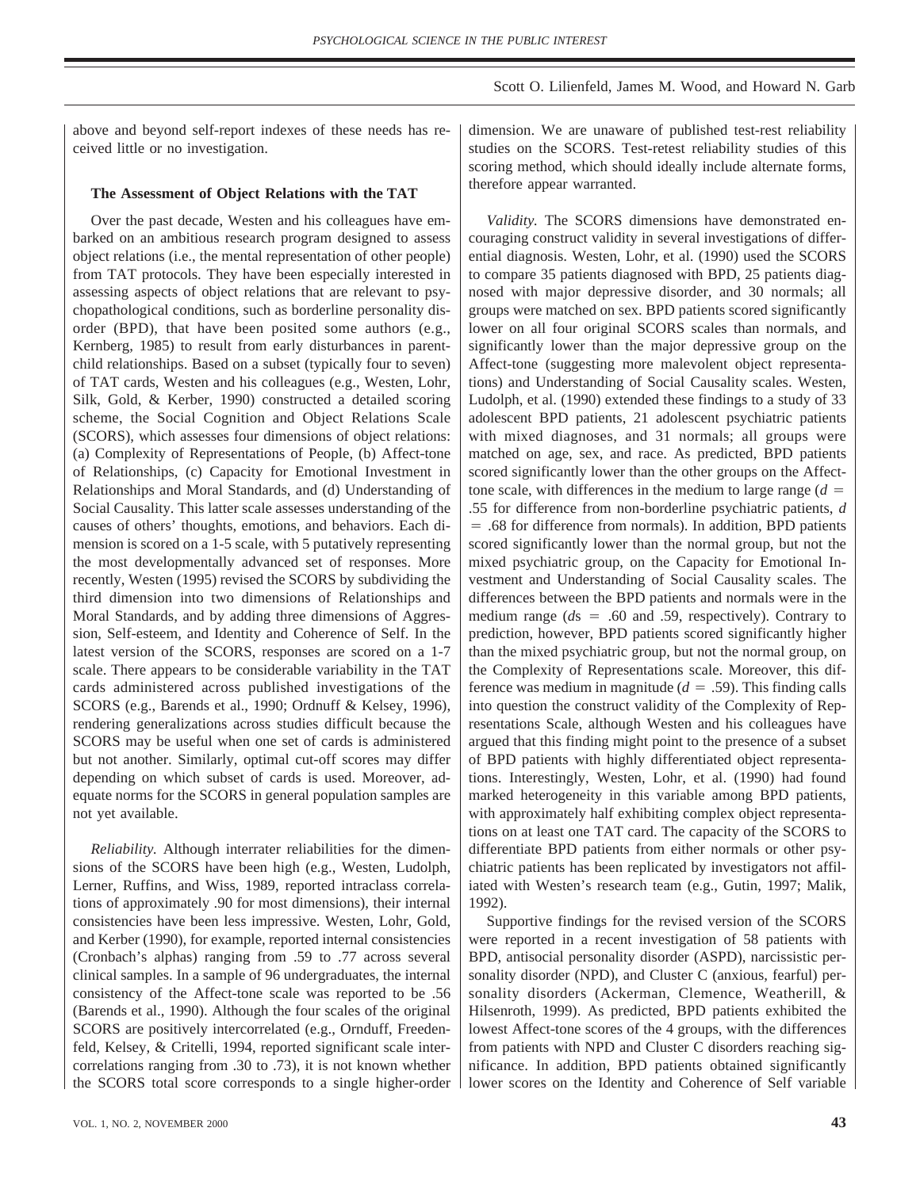above and beyond self-report indexes of these needs has received little or no investigation.

### The Assessment of Object Relations with the TAT

Over the past decade, Westen and his colleagues have embarked on an ambitious research program designed to assess object relations (i.e., the mental representation of other people) from TAT protocols. They have been especially interested in assessing aspects of object relations that are relevant to psychopathological conditions, such as borderline personality disorder (BPD), that have been posited some authors (e.g., Kernberg, 1985) to result from early disturbances in parent-child relationships. Based on a subset (typically four to seven) of TAT cards, Westen and his colleagues (e.g., Westen, Lohr, Silk, Gold, & Kerber, 1990) constructed a detailed scoring scheme, the Social Cognition and Object Relations Scale (SCORS), which assesses four dimensions of object relations: (a) Complexity of Representations of People, (b) Affect-tone of Relationships, (c) Capacity for Emotional Investment in Relationships and Moral Standards, and (d) Understanding of Social Causality. This latter scale assesses understanding of the causes of others' thoughts, emotions, and behaviors. Each dimension is scored on a 1-5 scale, with 5 putatively representing the most developmentally advanced set of responses. More recently, Westen (1995) revised the SCORS by subdividing the third dimension into two dimensions of Relationships and Moral Standards, and by adding three dimensions of Aggression, Self-esteem, and Identity and Coherence of Self. In the latest version of the SCORS, responses are scored on a 1-7 scale. There appears to be considerable variability in the TAT cards administered across published investigations of the SCORS (e.g., Barends et al., 1990; Ordnuff & Kelsey, 1996), rendering generalizations across studies difficult because the SCORS may be useful when one set of cards is administered but not another. Similarly, optimal cut-off scores may differ depending on which subset of cards is used. Moreover, adequate norms for the SCORS in general population samples are not yet available.

*Reliability.* Although interrater reliabilities for the dimensions of the SCORS have been high (e.g., Westen, Ludolph, Lerner, Ruffins, and Wiss, 1989, reported intraclass correlations of approximately .90 for most dimensions), their internal consistencies have been less impressive. Westen, Lohr, Gold, and Kerber (1990), for example, reported internal consistencies (Cronbach's alphas) ranging from .59 to .77 across several clinical samples. In a sample of 96 undergraduates, the internal consistency of the Affect-tone scale was reported to be .56 (Barends et al., 1990). Although the four scales of the original SCORS are positively intercorrelated (e.g., Ornduff, Freedenfeld, Kelsey, & Critelli, 1994, reported significant scale intercorrelations ranging from .30 to .73), it is not known whether the SCORS total score corresponds to a single higher-order dimension. We are unaware of published test-rest reliability studies on the SCORS. Test-retest reliability studies of this scoring method, which should ideally include alternate forms, therefore appear warranted.

*Validity.* The SCORS dimensions have demonstrated encouraging construct validity in several investigations of differential diagnosis. Westen, Lohr, et al. (1990) used the SCORS to compare 35 patients diagnosed with BPD, 25 patients diagnosed with major depressive disorder, and 30 normals; all groups were matched on sex. BPD patients scored significantly lower on all four original SCORS scales than normals, and significantly lower than the major depressive group on the Affect-tone (suggesting more malevolent object representations) and Understanding of Social Causality scales. Westen, Ludolph, et al. (1990) extended these findings to a study of 33 adolescent BPD patients, 21 adolescent psychiatric patients with mixed diagnoses, and 31 normals; all groups were matched on age, sex, and race. As predicted, BPD patients scored significantly lower than the other groups on the Affect-tone scale, with differences in the medium to large range ($d = .55$ for difference from non-borderline psychiatric patients, $d = .68$ for difference from normals). In addition, BPD patients scored significantly lower than the normal group, but not the mixed psychiatric group, on the Capacity for Emotional Investment and Understanding of Social Causality scales. The differences between the BPD patients and normals were in the medium range ($ds = .60$ and $.59$, respectively). Contrary to prediction, however, BPD patients scored significantly higher than the mixed psychiatric group, but not the normal group, on the Complexity of Representations scale. Moreover, this difference was medium in magnitude ($d = .59$). This finding calls into question the construct validity of the Complexity of Representations Scale, although Westen and his colleagues have argued that this finding might point to the presence of a subset of BPD patients with highly differentiated object representations. Interestingly, Westen, Lohr, et al. (1990) had found marked heterogeneity in this variable among BPD patients, with approximately half exhibiting complex object representations on at least one TAT card. The capacity of the SCORS to differentiate BPD patients from either normals or other psychiatric patients has been replicated by investigators not affiliated with Westen's research team (e.g., Gutin, 1997; Malik, 1992).

Supportive findings for the revised version of the SCORS were reported in a recent investigation of 58 patients with BPD, antisocial personality disorder (ASPD), narcissistic personality disorder (NPD), and Cluster C (anxious, fearful) personality disorders (Ackerman, Clemence, Weatherill, & Hilsenroth, 1999). As predicted, BPD patients exhibited the lowest Affect-tone scores of the 4 groups, with the differences from patients with NPD and Cluster C disorders reaching significance. In addition, BPD patients obtained significantly lower scores on the Identity and Coherence of Self variable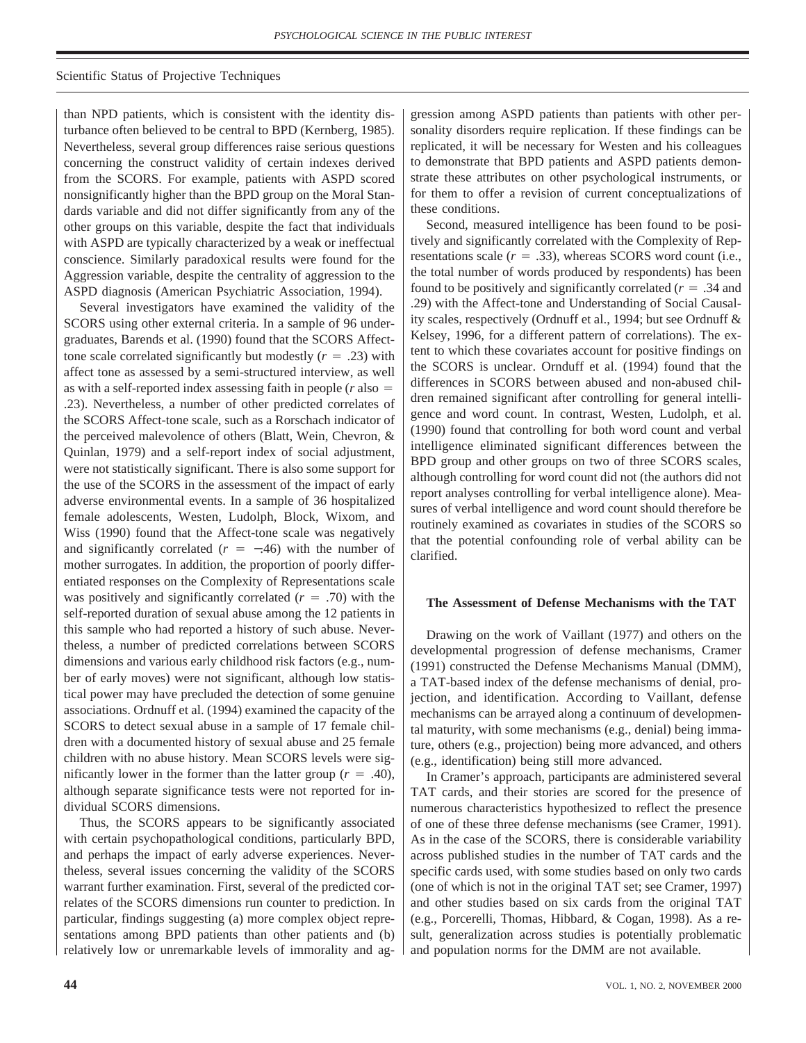than NPD patients, which is consistent with the identity disturbance often believed to be central to BPD (Kernberg, 1985). Nevertheless, several group differences raise serious questions concerning the construct validity of certain indexes derived from the SCORS. For example, patients with ASPD scored nonsignificantly higher than the BPD group on the Moral Standards variable and did not differ significantly from any of the other groups on this variable, despite the fact that individuals with ASPD are typically characterized by a weak or ineffectual conscience. Similarly paradoxical results were found for the Aggression variable, despite the centrality of aggression to the ASPD diagnosis (American Psychiatric Association, 1994).

Several investigators have examined the validity of the SCORS using other external criteria. In a sample of 96 undergraduates, Barends et al. (1990) found that the SCORS Affect-tone scale correlated significantly but modestly ($r = .23$) with affect tone as assessed by a semi-structured interview, as well as with a self-reported index assessing faith in people ($r$ also $=$ .23). Nevertheless, a number of other predicted correlates of the SCORS Affect-tone scale, such as a Rorschach indicator of the perceived malevolence of others (Blatt, Wein, Chevron, & Quinlan, 1979) and a self-report index of social adjustment, were not statistically significant. There is also some support for the use of the SCORS in the assessment of the impact of early adverse environmental events. In a sample of 36 hospitalized female adolescents, Westen, Ludolph, Block, Wixom, and Wiss (1990) found that the Affect-tone scale was negatively and significantly correlated ($r = -.46$) with the number of mother surrogates. In addition, the proportion of poorly differentiated responses on the Complexity of Representations scale was positively and significantly correlated ($r = .70$) with the self-reported duration of sexual abuse among the 12 patients in this sample who had reported a history of such abuse. Nevertheless, a number of predicted correlations between SCORS dimensions and various early childhood risk factors (e.g., number of early moves) were not significant, although low statistical power may have precluded the detection of some genuine associations. Ordnuff et al. (1994) examined the capacity of the SCORS to detect sexual abuse in a sample of 17 female children with a documented history of sexual abuse and 25 female children with no abuse history. Mean SCORS levels were significantly lower in the former than the latter group ($r = .40$), although separate significance tests were not reported for individual SCORS dimensions.

Thus, the SCORS appears to be significantly associated with certain psychopathological conditions, particularly BPD, and perhaps the impact of early adverse experiences. Nevertheless, several issues concerning the validity of the SCORS warrant further examination. First, several of the predicted correlates of the SCORS dimensions run counter to prediction. In particular, findings suggesting (a) more complex object representations among BPD patients than other patients and (b) relatively low or unremarkable levels of immorality and aggression among ASPD patients than patients with other personality disorders require replication. If these findings can be replicated, it will be necessary for Westen and his colleagues to demonstrate that BPD patients and ASPD patients demonstrate these attributes on other psychological instruments, or for them to offer a revision of current conceptualizations of these conditions.

Second, measured intelligence has been found to be positively and significantly correlated with the Complexity of Representations scale ($r = .33$), whereas SCORS word count (i.e., the total number of words produced by respondents) has been found to be positively and significantly correlated ($r = .34$ and .29) with the Affect-tone and Understanding of Social Causality scales, respectively (Ordnuff et al., 1994; but see Ordnuff & Kelsey, 1996, for a different pattern of correlations). The extent to which these covariates account for positive findings on the SCORS is unclear. Ornduff et al. (1994) found that the differences in SCORS between abused and non-abused children remained significant after controlling for general intelligence and word count. In contrast, Westen, Ludolph, et al. (1990) found that controlling for both word count and verbal intelligence eliminated significant differences between the BPD group and other groups on two of three SCORS scales, although controlling for word count did not (the authors did not report analyses controlling for verbal intelligence alone). Measures of verbal intelligence and word count should therefore be routinely examined as covariates in studies of the SCORS so that the potential confounding role of verbal ability can be clarified.

### The Assessment of Defense Mechanisms with the TAT

Drawing on the work of Vaillant (1977) and others on the developmental progression of defense mechanisms, Cramer (1991) constructed the Defense Mechanisms Manual (DMM), a TAT-based index of the defense mechanisms of denial, projection, and identification. According to Vaillant, defense mechanisms can be arrayed along a continuum of developmental maturity, with some mechanisms (e.g., denial) being immature, others (e.g., projection) being more advanced, and others (e.g., identification) being still more advanced.

In Cramer's approach, participants are administered several TAT cards, and their stories are scored for the presence of numerous characteristics hypothesized to reflect the presence of one of these three defense mechanisms (see Cramer, 1991). As in the case of the SCORS, there is considerable variability across published studies in the number of TAT cards and the specific cards used, with some studies based on only two cards (one of which is not in the original TAT set; see Cramer, 1997) and other studies based on six cards from the original TAT (e.g., Porcerelli, Thomas, Hibbard, & Cogan, 1998). As a result, generalization across studies is potentially problematic and population norms for the DMM are not available.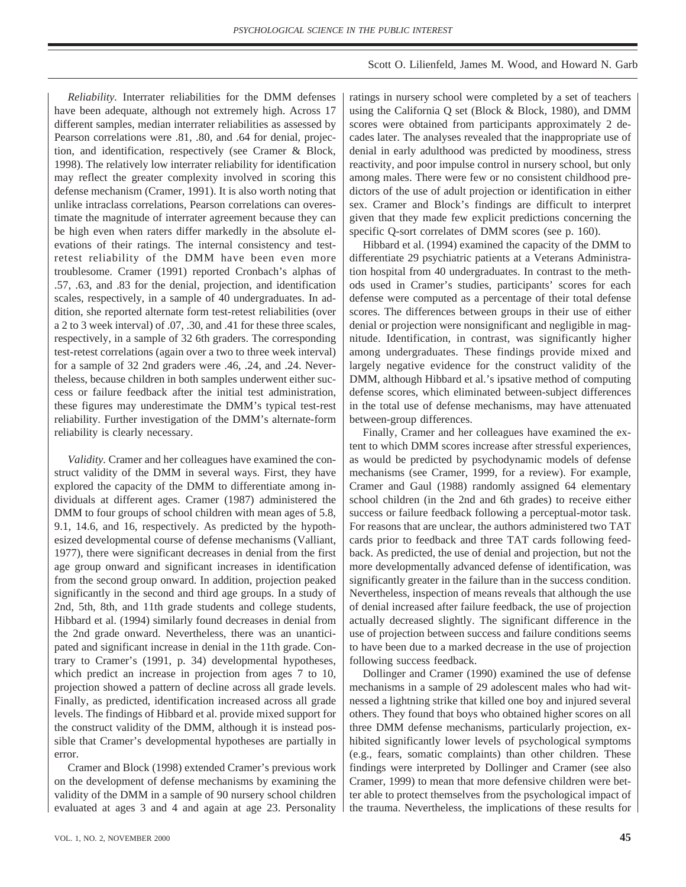*Reliability.* Interrater reliabilities for the DMM defenses have been adequate, although not extremely high. Across 17 different samples, median interrater reliabilities as assessed by Pearson correlations were .81, .80, and .64 for denial, projection, and identification, respectively (see Cramer & Block, 1998). The relatively low interrater reliability for identification may reflect the greater complexity involved in scoring this defense mechanism (Cramer, 1991). It is also worth noting that unlike intraclass correlations, Pearson correlations can overestimate the magnitude of interrater agreement because they can be high even when raters differ markedly in the absolute elevations of their ratings. The internal consistency and test-retest reliability of the DMM have been even more troublesome. Cramer (1991) reported Cronbach's alphas of .57, .63, and .83 for the denial, projection, and identification scales, respectively, in a sample of 40 undergraduates. In addition, she reported alternate form test-retest reliabilities (over a 2 to 3 week interval) of .07, .30, and .41 for these three scales, respectively, in a sample of 32 6th graders. The corresponding test-retest correlations (again over a two to three week interval) for a sample of 32 2nd graders were .46, .24, and .24. Nevertheless, because children in both samples underwent either success or failure feedback after the initial test administration, these figures may underestimate the DMM's typical test-rest reliability. Further investigation of the DMM's alternate-form reliability is clearly necessary.

*Validity.* Cramer and her colleagues have examined the construct validity of the DMM in several ways. First, they have explored the capacity of the DMM to differentiate among individuals at different ages. Cramer (1987) administered the DMM to four groups of school children with mean ages of 5.8, 9.1, 14.6, and 16, respectively. As predicted by the hypothesized developmental course of defense mechanisms (Valliant, 1977), there were significant decreases in denial from the first age group onward and significant increases in identification from the second group onward. In addition, projection peaked significantly in the second and third age groups. In a study of 2nd, 5th, 8th, and 11th grade students and college students, Hibbard et al. (1994) similarly found decreases in denial from the 2nd grade onward. Nevertheless, there was an unanticipated and significant increase in denial in the 11th grade. Contrary to Cramer's (1991, p. 34) developmental hypotheses, which predict an increase in projection from ages 7 to 10, projection showed a pattern of decline across all grade levels. Finally, as predicted, identification increased across all grade levels. The findings of Hibbard et al. provide mixed support for the construct validity of the DMM, although it is instead possible that Cramer's developmental hypotheses are partially in error.

Cramer and Block (1998) extended Cramer's previous work on the development of defense mechanisms by examining the validity of the DMM in a sample of 90 nursery school children evaluated at ages 3 and 4 and again at age 23. Personality ratings in nursery school were completed by a set of teachers using the California Q set (Block & Block, 1980), and DMM scores were obtained from participants approximately 2 decades later. The analyses revealed that the inappropriate use of denial in early adulthood was predicted by moodiness, stress reactivity, and poor impulse control in nursery school, but only among males. There were few or no consistent childhood predictors of the use of adult projection or identification in either sex. Cramer and Block's findings are difficult to interpret given that they made few explicit predictions concerning the specific Q-sort correlates of DMM scores (see p. 160).

Hibbard et al. (1994) examined the capacity of the DMM to differentiate 29 psychiatric patients at a Veterans Administration hospital from 40 undergraduates. In contrast to the methods used in Cramer's studies, participants' scores for each defense were computed as a percentage of their total defense scores. The differences between groups in their use of either denial or projection were nonsignificant and negligible in magnitude. Identification, in contrast, was significantly higher among undergraduates. These findings provide mixed and largely negative evidence for the construct validity of the DMM, although Hibbard et al.'s ipsative method of computing defense scores, which eliminated between-subject differences in the total use of defense mechanisms, may have attenuated between-group differences.

Finally, Cramer and her colleagues have examined the extent to which DMM scores increase after stressful experiences, as would be predicted by psychodynamic models of defense mechanisms (see Cramer, 1999, for a review). For example, Cramer and Gaul (1988) randomly assigned 64 elementary school children (in the 2nd and 6th grades) to receive either success or failure feedback following a perceptual-motor task. For reasons that are unclear, the authors administered two TAT cards prior to feedback and three TAT cards following feedback. As predicted, the use of denial and projection, but not the more developmentally advanced defense of identification, was significantly greater in the failure than in the success condition. Nevertheless, inspection of means reveals that although the use of denial increased after failure feedback, the use of projection actually decreased slightly. The significant difference in the use of projection between success and failure conditions seems to have been due to a marked decrease in the use of projection following success feedback.

Dollinger and Cramer (1990) examined the use of defense mechanisms in a sample of 29 adolescent males who had witnessed a lightning strike that killed one boy and injured several others. They found that boys who obtained higher scores on all three DMM defense mechanisms, particularly projection, exhibited significantly lower levels of psychological symptoms (e.g., fears, somatic complaints) than other children. These findings were interpreted by Dollinger and Cramer (see also Cramer, 1999) to mean that more defensive children were better able to protect themselves from the psychological impact of the trauma. Nevertheless, the implications of these results for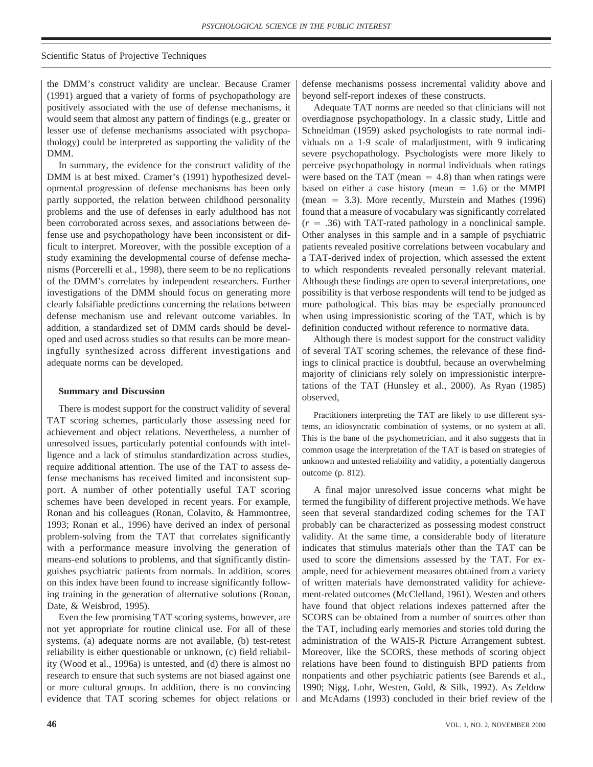the DMM's construct validity are unclear. Because Cramer (1991) argued that a variety of forms of psychopathology are positively associated with the use of defense mechanisms, it would seem that almost any pattern of findings (e.g., greater or lesser use of defense mechanisms associated with psychopathology) could be interpreted as supporting the validity of the DMM.

In summary, the evidence for the construct validity of the DMM is at best mixed. Cramer's (1991) hypothesized developmental progression of defense mechanisms has been only partly supported, the relation between childhood personality problems and the use of defenses in early adulthood has not been corroborated across sexes, and associations between defense use and psychopathology have been inconsistent or difficult to interpret. Moreover, with the possible exception of a study examining the developmental course of defense mechanisms (Porcerelli et al., 1998), there seem to be no replications of the DMM's correlates by independent researchers. Further investigations of the DMM should focus on generating more clearly falsifiable predictions concerning the relations between defense mechanism use and relevant outcome variables. In addition, a standardized set of DMM cards should be developed and used across studies so that results can be more meaningfully synthesized across different investigations and adequate norms can be developed.

#### Summary and Discussion

There is modest support for the construct validity of several TAT scoring schemes, particularly those assessing need for achievement and object relations. Nevertheless, a number of unresolved issues, particularly potential confounds with intelligence and a lack of stimulus standardization across studies, require additional attention. The use of the TAT to assess defense mechanisms has received limited and inconsistent support. A number of other potentially useful TAT scoring schemes have been developed in recent years. For example, Ronan and his colleagues (Ronan, Colavito, & Hammontree, 1993; Ronan et al., 1996) have derived an index of personal problem-solving from the TAT that correlates significantly with a performance measure involving the generation of means-end solutions to problems, and that significantly distinguishes psychiatric patients from normals. In addition, scores on this index have been found to increase significantly following training in the generation of alternative solutions (Ronan, Date, & Weisbrod, 1995).

Even the few promising TAT scoring systems, however, are not yet appropriate for routine clinical use. For all of these systems, (a) adequate norms are not available, (b) test-retest reliability is either questionable or unknown, (c) field reliability (Wood et al., 1996a) is untested, and (d) there is almost no research to ensure that such systems are not biased against one or more cultural groups. In addition, there is no convincing evidence that TAT scoring schemes for object relations or defense mechanisms possess incremental validity above and beyond self-report indexes of these constructs.

Adequate TAT norms are needed so that clinicians will not overdiagnose psychopathology. In a classic study, Little and Schneidman (1959) asked psychologists to rate normal individuals on a 1-9 scale of maladjustment, with 9 indicating severe psychopathology. Psychologists were more likely to perceive psychopathology in normal individuals when ratings were based on the TAT (mean = 4.8) than when ratings were based on either a case history (mean = 1.6) or the MMPI (mean = 3.3). More recently, Murstein and Mathes (1996) found that a measure of vocabulary was significantly correlated ($r = .36$) with TAT-rated pathology in a nonclinical sample. Other analyses in this sample and in a sample of psychiatric patients revealed positive correlations between vocabulary and a TAT-derived index of projection, which assessed the extent to which respondents revealed personally relevant material. Although these findings are open to several interpretations, one possibility is that verbose respondents will tend to be judged as more pathological. This bias may be especially pronounced when using impressionistic scoring of the TAT, which is by definition conducted without reference to normative data.

Although there is modest support for the construct validity of several TAT scoring schemes, the relevance of these findings to clinical practice is doubtful, because an overwhelming majority of clinicians rely solely on impressionistic interpretations of the TAT (Hunsley et al., 2000). As Ryan (1985) observed,

> Practitioners interpreting the TAT are likely to use different systems, an idiosyncratic combination of systems, or no system at all. This is the bane of the psychometrician, and it also suggests that in common usage the interpretation of the TAT is based on strategies of unknown and untested reliability and validity, a potentially dangerous outcome (p. 812).

A final major unresolved issue concerns what might be termed the fungibility of different projective methods. We have seen that several standardized coding schemes for the TAT probably can be characterized as possessing modest construct validity. At the same time, a considerable body of literature indicates that stimulus materials other than the TAT can be used to score the dimensions assessed by the TAT. For example, need for achievement measures obtained from a variety of written materials have demonstrated validity for achievement-related outcomes (McClelland, 1961). Westen and others have found that object relations indexes patterned after the SCORS can be obtained from a number of sources other than the TAT, including early memories and stories told during the administration of the WAIS-R Picture Arrangement subtest. Moreover, like the SCORS, these methods of scoring object relations have been found to distinguish BPD patients from nonpatients and other psychiatric patients (see Barends et al., 1990; Nigg, Lohr, Westen, Gold, & Silk, 1992). As Zeldow and McAdams (1993) concluded in their brief review of the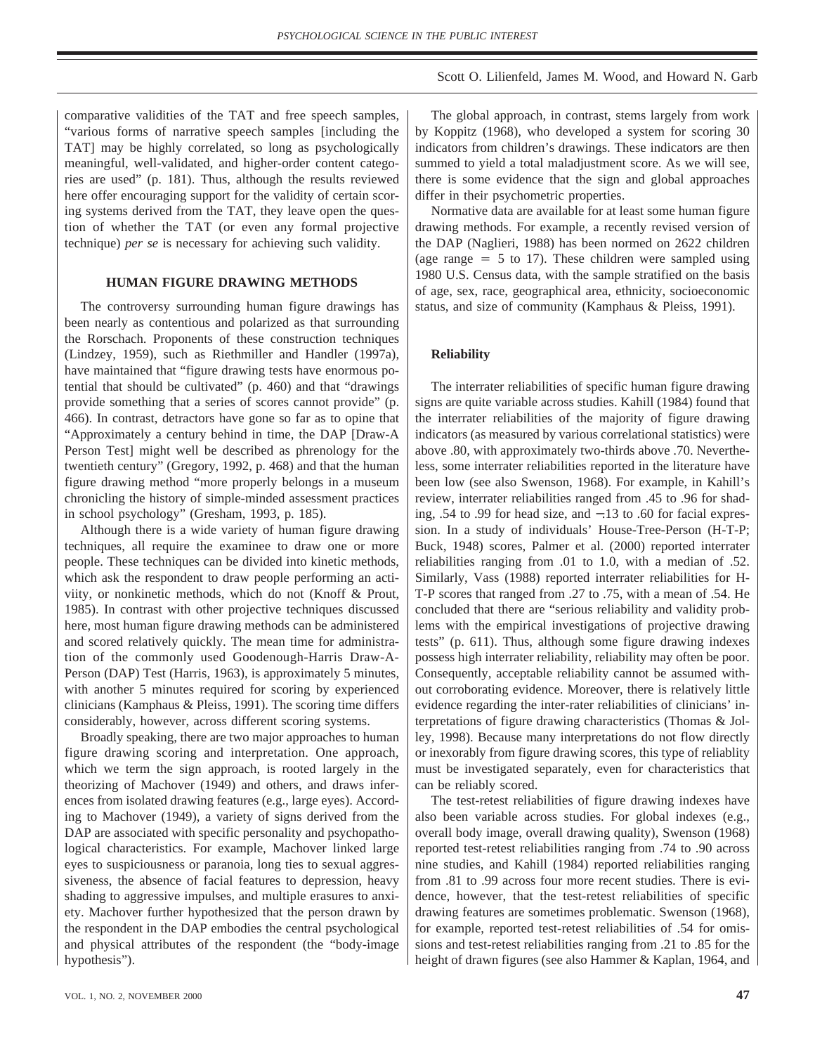comparative validities of the TAT and free speech samples, "various forms of narrative speech samples [including the TAT] may be highly correlated, so long as psychologically meaningful, well-validated, and higher-order content categories are used" (p. 181). Thus, although the results reviewed here offer encouraging support for the validity of certain scoring systems derived from the TAT, they leave open the question of whether the TAT (or even any formal projective technique) *per se* is necessary for achieving such validity.

## HUMAN FIGURE DRAWING METHODS

The controversy surrounding human figure drawings has been nearly as contentious and polarized as that surrounding the Rorschach. Proponents of these construction techniques (Lindzey, 1959), such as Riethmiller and Handler (1997a), have maintained that "figure drawing tests have enormous potential that should be cultivated" (p. 460) and that "drawings provide something that a series of scores cannot provide" (p. 466). In contrast, detractors have gone so far as to opine that "Approximately a century behind in time, the DAP [Draw-A Person Test] might well be described as phrenology for the twentieth century" (Gregory, 1992, p. 468) and that the human figure drawing method "more properly belongs in a museum chronicling the history of simple-minded assessment practices in school psychology" (Gresham, 1993, p. 185).

Although there is a wide variety of human figure drawing techniques, all require the examinee to draw one or more people. These techniques can be divided into kinetic methods, which ask the respondent to draw people performing an activiity, or nonkinetic methods, which do not (Knoff & Prout, 1985). In contrast with other projective techniques discussed here, most human figure drawing methods can be administered and scored relatively quickly. The mean time for administration of the commonly used Goodenough-Harris Draw-A-Person (DAP) Test (Harris, 1963), is approximately 5 minutes, with another 5 minutes required for scoring by experienced clinicians (Kamphaus & Pleiss, 1991). The scoring time differs considerably, however, across different scoring systems.

Broadly speaking, there are two major approaches to human figure drawing scoring and interpretation. One approach, which we term the sign approach, is rooted largely in the theorizing of Machover (1949) and others, and draws inferences from isolated drawing features (e.g., large eyes). According to Machover (1949), a variety of signs derived from the DAP are associated with specific personality and psychopathological characteristics. For example, Machover linked large eyes to suspiciousness or paranoia, long ties to sexual aggressiveness, the absence of facial features to depression, heavy shading to aggressive impulses, and multiple erasures to anxiety. Machover further hypothesized that the person drawn by the respondent in the DAP embodies the central psychological and physical attributes of the respondent (the "body-image hypothesis").

The global approach, in contrast, stems largely from work by Koppitz (1968), who developed a system for scoring 30 indicators from children's drawings. These indicators are then summed to yield a total maladjustment score. As we will see, there is some evidence that the sign and global approaches differ in their psychometric properties.

Normative data are available for at least some human figure drawing methods. For example, a recently revised version of the DAP (Naglieri, 1988) has been normed on 2622 children (age range = 5 to 17). These children were sampled using 1980 U.S. Census data, with the sample stratified on the basis of age, sex, race, geographical area, ethnicity, socioeconomic status, and size of community (Kamphaus & Pleiss, 1991).

### Reliability

The interrater reliabilities of specific human figure drawing signs are quite variable across studies. Kahill (1984) found that the interrater reliabilities of the majority of figure drawing indicators (as measured by various correlational statistics) were above .80, with approximately two-thirds above .70. Nevertheless, some interrater reliabilities reported in the literature have been low (see also Swenson, 1968). For example, in Kahill's review, interrater reliabilities ranged from .45 to .96 for shading, .54 to .99 for head size, and −.13 to .60 for facial expression. In a study of individuals' House-Tree-Person (H-T-P; Buck, 1948) scores, Palmer et al. (2000) reported interrater reliabilities ranging from .01 to 1.0, with a median of .52. Similarly, Vass (1988) reported interrater reliabilities for H-T-P scores that ranged from .27 to .75, with a mean of .54. He concluded that there are "serious reliability and validity problems with the empirical investigations of projective drawing tests" (p. 611). Thus, although some figure drawing indexes possess high interrater reliability, reliability may often be poor. Consequently, acceptable reliability cannot be assumed without corroborating evidence. Moreover, there is relatively little evidence regarding the inter-rater reliabilities of clinicians' interpretations of figure drawing characteristics (Thomas & Jolley, 1998). Because many interpretations do not flow directly or inexorably from figure drawing scores, this type of reliablity must be investigated separately, even for characteristics that can be reliably scored.

The test-retest reliabilities of figure drawing indexes have also been variable across studies. For global indexes (e.g., overall body image, overall drawing quality), Swenson (1968) reported test-retest reliabilities ranging from .74 to .90 across nine studies, and Kahill (1984) reported reliabilities ranging from .81 to .99 across four more recent studies. There is evidence, however, that the test-retest reliabilities of specific drawing features are sometimes problematic. Swenson (1968), for example, reported test-retest reliabilities of .54 for omissions and test-retest reliabilities ranging from .21 to .85 for the height of drawn figures (see also Hammer & Kaplan, 1964, and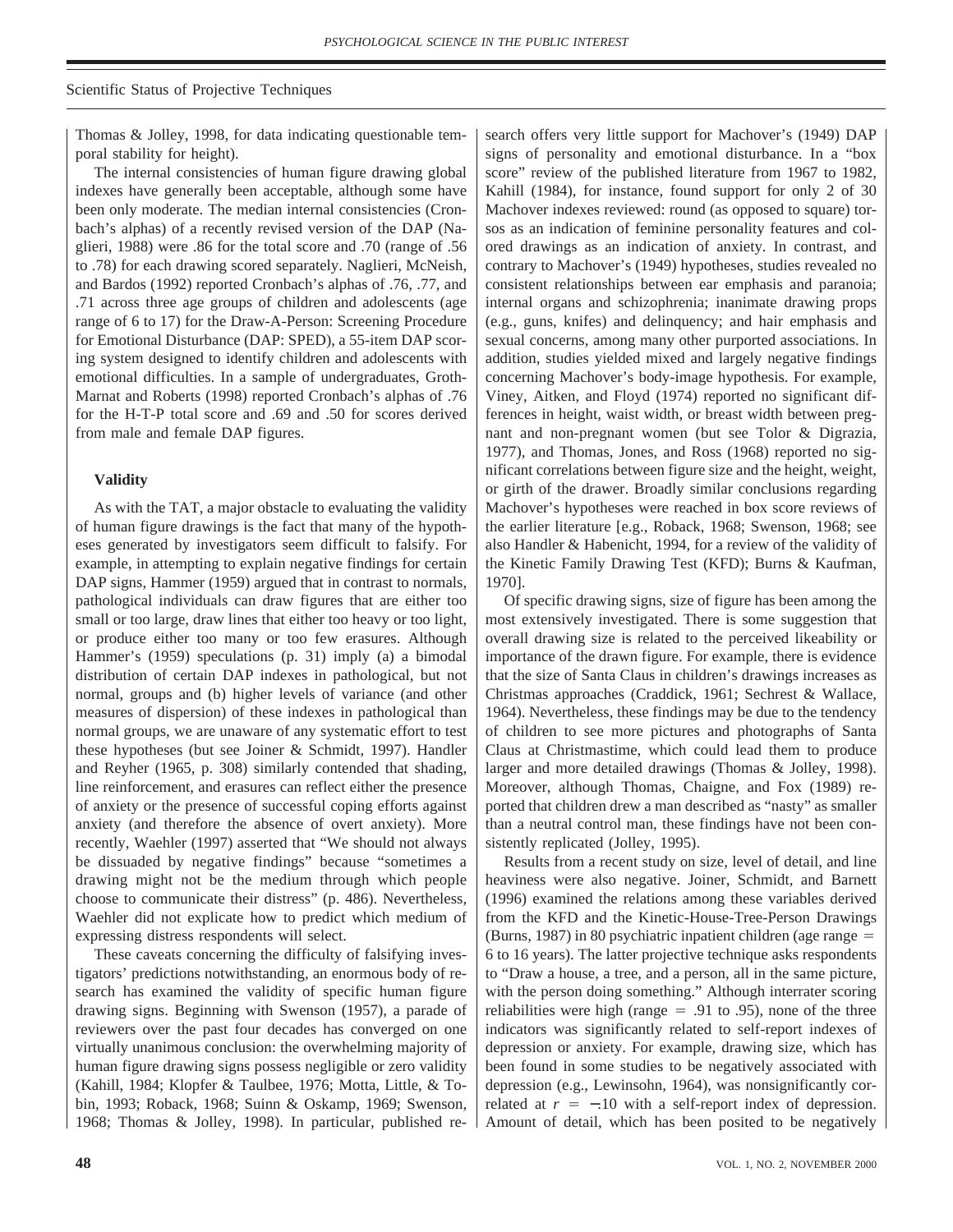Thomas & Jolley, 1998, for data indicating questionable temporal stability for height).

The internal consistencies of human figure drawing global indexes have generally been acceptable, although some have been only moderate. The median internal consistencies (Cronbach's alphas) of a recently revised version of the DAP (Naglieri, 1988) were .86 for the total score and .70 (range of .56 to .78) for each drawing scored separately. Naglieri, McNeish, and Bardos (1992) reported Cronbach's alphas of .76, .77, and .71 across three age groups of children and adolescents (age range of 6 to 17) for the Draw-A-Person: Screening Procedure for Emotional Disturbance (DAP: SPED), a 55-item DAP scoring system designed to identify children and adolescents with emotional difficulties. In a sample of undergraduates, Groth-Marnat and Roberts (1998) reported Cronbach's alphas of .76 for the H-T-P total score and .69 and .50 for scores derived from male and female DAP figures.

### Validity

As with the TAT, a major obstacle to evaluating the validity of human figure drawings is the fact that many of the hypotheses generated by investigators seem difficult to falsify. For example, in attempting to explain negative findings for certain DAP signs, Hammer (1959) argued that in contrast to normals, pathological individuals can draw figures that are either too small or too large, draw lines that either too heavy or too light, or produce either too many or too few erasures. Although Hammer's (1959) speculations (p. 31) imply (a) a bimodal distribution of certain DAP indexes in pathological, but not normal, groups and (b) higher levels of variance (and other measures of dispersion) of these indexes in pathological than normal groups, we are unaware of any systematic effort to test these hypotheses (but see Joiner & Schmidt, 1997). Handler and Reyher (1965, p. 308) similarly contended that shading, line reinforcement, and erasures can reflect either the presence of anxiety or the presence of successful coping efforts against anxiety (and therefore the absence of overt anxiety). More recently, Waehler (1997) asserted that "We should not always be dissuaded by negative findings" because "sometimes a drawing might not be the medium through which people choose to communicate their distress" (p. 486). Nevertheless, Waehler did not explicate how to predict which medium of expressing distress respondents will select.

These caveats concerning the difficulty of falsifying investigators' predictions notwithstanding, an enormous body of research has examined the validity of specific human figure drawing signs. Beginning with Swenson (1957), a parade of reviewers over the past four decades has converged on one virtually unanimous conclusion: the overwhelming majority of human figure drawing signs possess negligible or zero validity (Kahill, 1984; Klopfer & Taulbee, 1976; Motta, Little, & Tobin, 1993; Roback, 1968; Suinn & Oskamp, 1969; Swenson, 1968; Thomas & Jolley, 1998). In particular, published research offers very little support for Machover's (1949) DAP signs of personality and emotional disturbance. In a "box score" review of the published literature from 1967 to 1982, Kahill (1984), for instance, found support for only 2 of 30 Machover indexes reviewed: round (as opposed to square) torsos as an indication of feminine personality features and colored drawings as an indication of anxiety. In contrast, and contrary to Machover's (1949) hypotheses, studies revealed no consistent relationships between ear emphasis and paranoia; internal organs and schizophrenia; inanimate drawing props (e.g., guns, knifes) and delinquency; and hair emphasis and sexual concerns, among many other purported associations. In addition, studies yielded mixed and largely negative findings concerning Machover's body-image hypothesis. For example, Viney, Aitken, and Floyd (1974) reported no significant differences in height, waist width, or breast width between pregnant and non-pregnant women (but see Tolor & Digrazia, 1977), and Thomas, Jones, and Ross (1968) reported no significant correlations between figure size and the height, weight, or girth of the drawer. Broadly similar conclusions regarding Machover's hypotheses were reached in box score reviews of the earlier literature [e.g., Roback, 1968; Swenson, 1968; see also Handler & Habenicht, 1994, for a review of the validity of the Kinetic Family Drawing Test (KFD); Burns & Kaufman, 1970].

Of specific drawing signs, size of figure has been among the most extensively investigated. There is some suggestion that overall drawing size is related to the perceived likeability or importance of the drawn figure. For example, there is evidence that the size of Santa Claus in children's drawings increases as Christmas approaches (Craddick, 1961; Sechrest & Wallace, 1964). Nevertheless, these findings may be due to the tendency of children to see more pictures and photographs of Santa Claus at Christmastime, which could lead them to produce larger and more detailed drawings (Thomas & Jolley, 1998). Moreover, although Thomas, Chaigne, and Fox (1989) reported that children drew a man described as "nasty" as smaller than a neutral control man, these findings have not been consistently replicated (Jolley, 1995).

Results from a recent study on size, level of detail, and line heaviness were also negative. Joiner, Schmidt, and Barnett (1996) examined the relations among these variables derived from the KFD and the Kinetic-House-Tree-Person Drawings (Burns, 1987) in 80 psychiatric inpatient children (age range = 6 to 16 years). The latter projective technique asks respondents to "Draw a house, a tree, and a person, all in the same picture, with the person doing something." Although interrater scoring reliabilities were high (range = .91 to .95), none of the three indicators was significantly related to self-report indexes of depression or anxiety. For example, drawing size, which has been found in some studies to be negatively associated with depression (e.g., Lewinsohn, 1964), was nonsignificantly correlated at $r = -.10$ with a self-report index of depression. Amount of detail, which has been posited to be negatively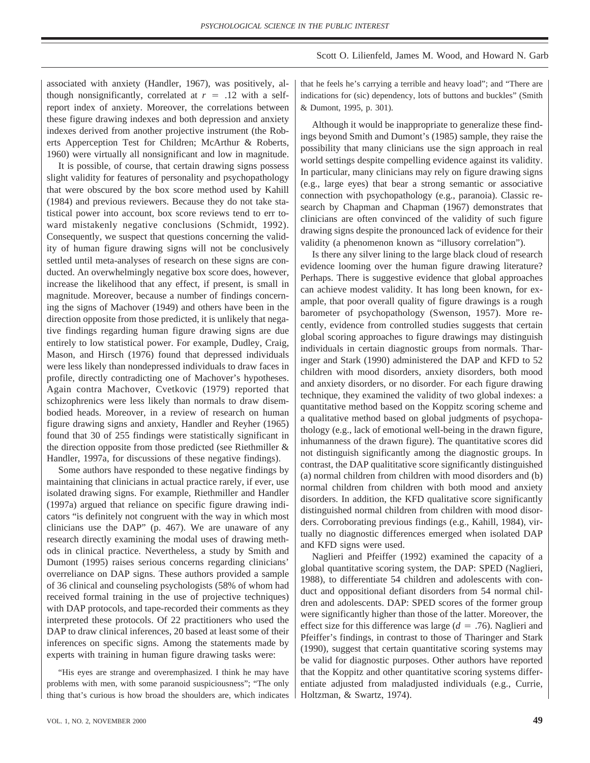associated with anxiety (Handler, 1967), was positively, although nonsignificantly, correlated at $r = .12$ with a self-report index of anxiety. Moreover, the correlations between these figure drawing indexes and both depression and anxiety indexes derived from another projective instrument (the Roberts Apperception Test for Children; McArthur & Roberts, 1960) were virtually all nonsignificant and low in magnitude.

It is possible, of course, that certain drawing signs possess slight validity for features of personality and psychopathology that were obscured by the box score method used by Kahill (1984) and previous reviewers. Because they do not take statistical power into account, box score reviews tend to err toward mistakenly negative conclusions (Schmidt, 1992). Consequently, we suspect that questions concerning the validity of human figure drawing signs will not be conclusively settled until meta-analyses of research on these signs are conducted. An overwhelmingly negative box score does, however, increase the likelihood that any effect, if present, is small in magnitude. Moreover, because a number of findings concerning the signs of Machover (1949) and others have been in the direction opposite from those predicted, it is unlikely that negative findings regarding human figure drawing signs are due entirely to low statistical power. For example, Dudley, Craig, Mason, and Hirsch (1976) found that depressed individuals were less likely than nondepressed individuals to draw faces in profile, directly contradicting one of Machover's hypotheses. Again contra Machover, Cvetkovic (1979) reported that schizophrenics were less likely than normals to draw disembodied heads. Moreover, in a review of research on human figure drawing signs and anxiety, Handler and Reyher (1965) found that 30 of 255 findings were statistically significant in the direction opposite from those predicted (see Riethmiller & Handler, 1997a, for discussions of these negative findings).

Some authors have responded to these negative findings by maintaining that clinicians in actual practice rarely, if ever, use isolated drawing signs. For example, Riethmiller and Handler (1997a) argued that reliance on specific figure drawing indicators "is definitely not congruent with the way in which most clinicians use the DAP" (p. 467). We are unaware of any research directly examining the modal uses of drawing methods in clinical practice. Nevertheless, a study by Smith and Dumont (1995) raises serious concerns regarding clinicians' overreliance on DAP signs. These authors provided a sample of 36 clinical and counseling psychologists (58% of whom had received formal training in the use of projective techniques) with DAP protocols, and tape-recorded their comments as they interpreted these protocols. Of 22 practitioners who used the DAP to draw clinical inferences, 20 based at least some of their inferences on specific signs. Among the statements made by experts with training in human figure drawing tasks were:

> "His eyes are strange and overemphasized. I think he may have problems with men, with some paranoid suspiciousness"; "The only thing that's curious is how broad the shoulders are, which indicates that he feels he's carrying a terrible and heavy load"; and "There are indications for (sic) dependency, lots of buttons and buckles" (Smith & Dumont, 1995, p. 301).

Although it would be inappropriate to generalize these findings beyond Smith and Dumont's (1985) sample, they raise the possibility that many clinicians use the sign approach in real world settings despite compelling evidence against its validity. In particular, many clinicians may rely on figure drawing signs (e.g., large eyes) that bear a strong semantic or associative connection with psychopathology (e.g., paranoia). Classic research by Chapman and Chapman (1967) demonstrates that clinicians are often convinced of the validity of such figure drawing signs despite the pronounced lack of evidence for their validity (a phenomenon known as "illusory correlation").

Is there any silver lining to the large black cloud of research evidence looming over the human figure drawing literature? Perhaps. There is suggestive evidence that global approaches can achieve modest validity. It has long been known, for example, that poor overall quality of figure drawings is a rough barometer of psychopathology (Swenson, 1957). More recently, evidence from controlled studies suggests that certain global scoring approaches to figure drawings may distinguish individuals in certain diagnostic groups from normals. Tharinger and Stark (1990) administered the DAP and KFD to 52 children with mood disorders, anxiety disorders, both mood and anxiety disorders, or no disorder. For each figure drawing technique, they examined the validity of two global indexes: a quantitative method based on the Koppitz scoring scheme and a qualitative method based on global judgments of psychopathology (e.g., lack of emotional well-being in the drawn figure, inhumanness of the drawn figure). The quantitative scores did not distinguish significantly among the diagnostic groups. In contrast, the DAP qualititative score significantly distinguished (a) normal children from children with mood disorders and (b) normal children from children with both mood and anxiety disorders. In addition, the KFD qualitative score significantly distinguished normal children from children with mood disorders. Corroborating previous findings (e.g., Kahill, 1984), virtually no diagnostic differences emerged when isolated DAP and KFD signs were used.

Naglieri and Pfeiffer (1992) examined the capacity of a global quantitative scoring system, the DAP: SPED (Naglieri, 1988), to differentiate 54 children and adolescents with conduct and oppositional defiant disorders from 54 normal children and adolescents. DAP: SPED scores of the former group were significantly higher than those of the latter. Moreover, the effect size for this difference was large ($d = .76$). Naglieri and Pfeiffer's findings, in contrast to those of Tharinger and Stark (1990), suggest that certain quantitative scoring systems may be valid for diagnostic purposes. Other authors have reported that the Koppitz and other quantitative scoring systems differentiate adjusted from maladjusted individuals (e.g., Currie, Holtzman, & Swartz, 1974).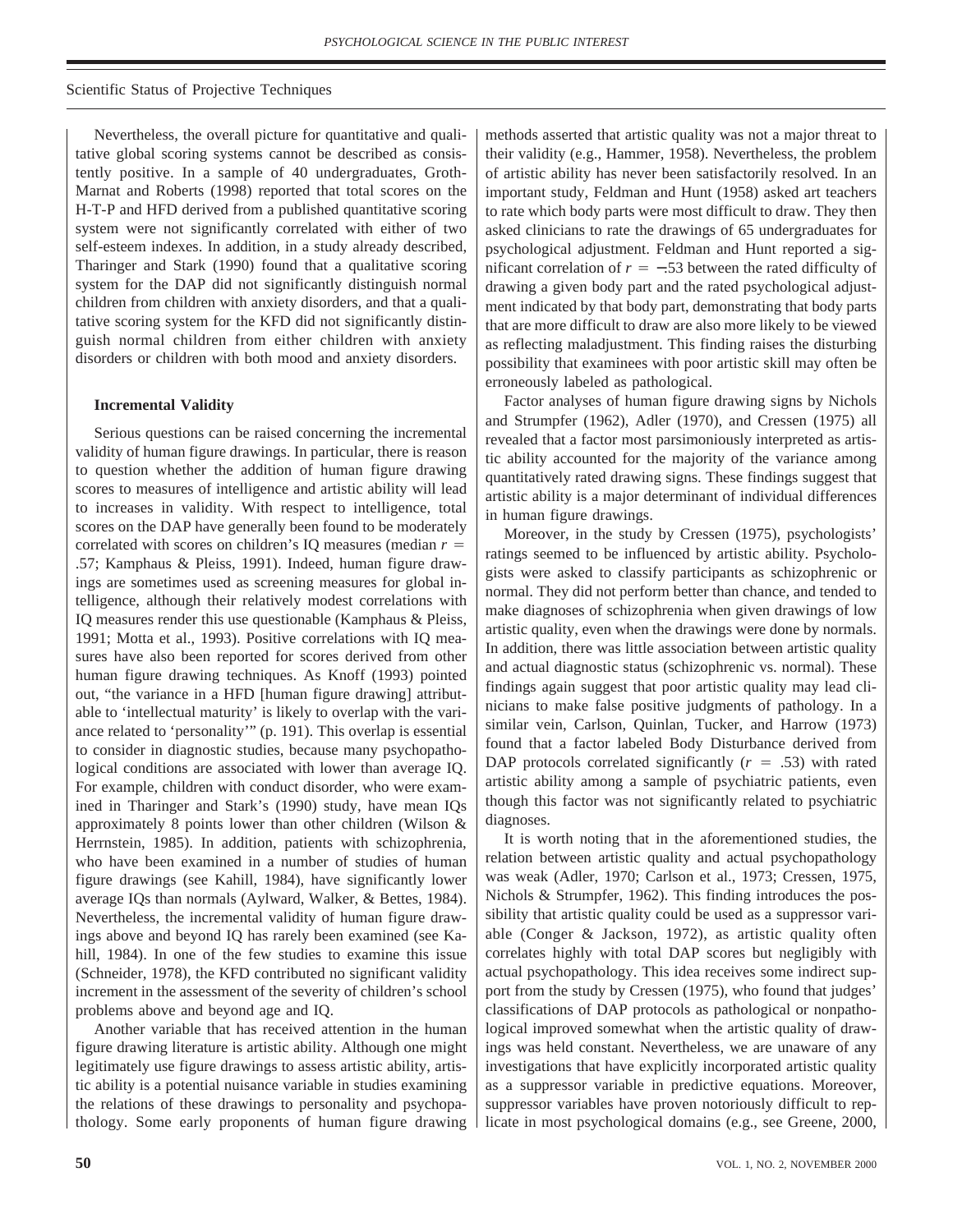Nevertheless, the overall picture for quantitative and qualitative global scoring systems cannot be described as consistently positive. In a sample of 40 undergraduates, Groth-Marnat and Roberts (1998) reported that total scores on the H-T-P and HFD derived from a published quantitative scoring system were not significantly correlated with either of two self-esteem indexes. In addition, in a study already described, Tharinger and Stark (1990) found that a qualitative scoring system for the DAP did not significantly distinguish normal children from children with anxiety disorders, and that a qualitative scoring system for the KFD did not significantly distinguish normal children from either children with anxiety disorders or children with both mood and anxiety disorders.

### Incremental Validity

Serious questions can be raised concerning the incremental validity of human figure drawings. In particular, there is reason to question whether the addition of human figure drawing scores to measures of intelligence and artistic ability will lead to increases in validity. With respect to intelligence, total scores on the DAP have generally been found to be moderately correlated with scores on children's IQ measures (median $r =$ .57; Kamphaus & Pleiss, 1991). Indeed, human figure drawings are sometimes used as screening measures for global intelligence, although their relatively modest correlations with IQ measures render this use questionable (Kamphaus & Pleiss, 1991; Motta et al., 1993). Positive correlations with IQ measures have also been reported for scores derived from other human figure drawing techniques. As Knoff (1993) pointed out, "the variance in a HFD [human figure drawing] attributable to 'intellectual maturity' is likely to overlap with the variance related to 'personality'" (p. 191). This overlap is essential to consider in diagnostic studies, because many psychopathological conditions are associated with lower than average IQ. For example, children with conduct disorder, who were examined in Tharinger and Stark's (1990) study, have mean IQs approximately 8 points lower than other children (Wilson & Herrnstein, 1985). In addition, patients with schizophrenia, who have been examined in a number of studies of human figure drawings (see Kahill, 1984), have significantly lower average IQs than normals (Aylward, Walker, & Bettes, 1984). Nevertheless, the incremental validity of human figure drawings above and beyond IQ has rarely been examined (see Kahill, 1984). In one of the few studies to examine this issue (Schneider, 1978), the KFD contributed no significant validity increment in the assessment of the severity of children's school problems above and beyond age and IQ.

Another variable that has received attention in the human figure drawing literature is artistic ability. Although one might legitimately use figure drawings to assess artistic ability, artistic ability is a potential nuisance variable in studies examining the relations of these drawings to personality and psychopathology. Some early proponents of human figure drawing methods asserted that artistic quality was not a major threat to their validity (e.g., Hammer, 1958). Nevertheless, the problem of artistic ability has never been satisfactorily resolved. In an important study, Feldman and Hunt (1958) asked art teachers to rate which body parts were most difficult to draw. They then asked clinicians to rate the drawings of 65 undergraduates for psychological adjustment. Feldman and Hunt reported a significant correlation of $r = -.53$ between the rated difficulty of drawing a given body part and the rated psychological adjustment indicated by that body part, demonstrating that body parts that are more difficult to draw are also more likely to be viewed as reflecting maladjustment. This finding raises the disturbing possibility that examinees with poor artistic skill may often be erroneously labeled as pathological.

Factor analyses of human figure drawing signs by Nichols and Strumpfer (1962), Adler (1970), and Cressen (1975) all revealed that a factor most parsimoniously interpreted as artistic ability accounted for the majority of the variance among quantitatively rated drawing signs. These findings suggest that artistic ability is a major determinant of individual differences in human figure drawings.

Moreover, in the study by Cressen (1975), psychologists' ratings seemed to be influenced by artistic ability. Psychologists were asked to classify participants as schizophrenic or normal. They did not perform better than chance, and tended to make diagnoses of schizophrenia when given drawings of low artistic quality, even when the drawings were done by normals. In addition, there was little association between artistic quality and actual diagnostic status (schizophrenic vs. normal). These findings again suggest that poor artistic quality may lead clinicians to make false positive judgments of pathology. In a similar vein, Carlson, Quinlan, Tucker, and Harrow (1973) found that a factor labeled Body Disturbance derived from DAP protocols correlated significantly ($r = .53$) with rated artistic ability among a sample of psychiatric patients, even though this factor was not significantly related to psychiatric diagnoses.

It is worth noting that in the aforementioned studies, the relation between artistic quality and actual psychopathology was weak (Adler, 1970; Carlson et al., 1973; Cressen, 1975, Nichols & Strumpfer, 1962). This finding introduces the possibility that artistic quality could be used as a suppressor variable (Conger & Jackson, 1972), as artistic quality often correlates highly with total DAP scores but negligibly with actual psychopathology. This idea receives some indirect support from the study by Cressen (1975), who found that judges' classifications of DAP protocols as pathological or nonpathological improved somewhat when the artistic quality of drawings was held constant. Nevertheless, we are unaware of any investigations that have explicitly incorporated artistic quality as a suppressor variable in predictive equations. Moreover, suppressor variables have proven notoriously difficult to replicate in most psychological domains (e.g., see Greene, 2000,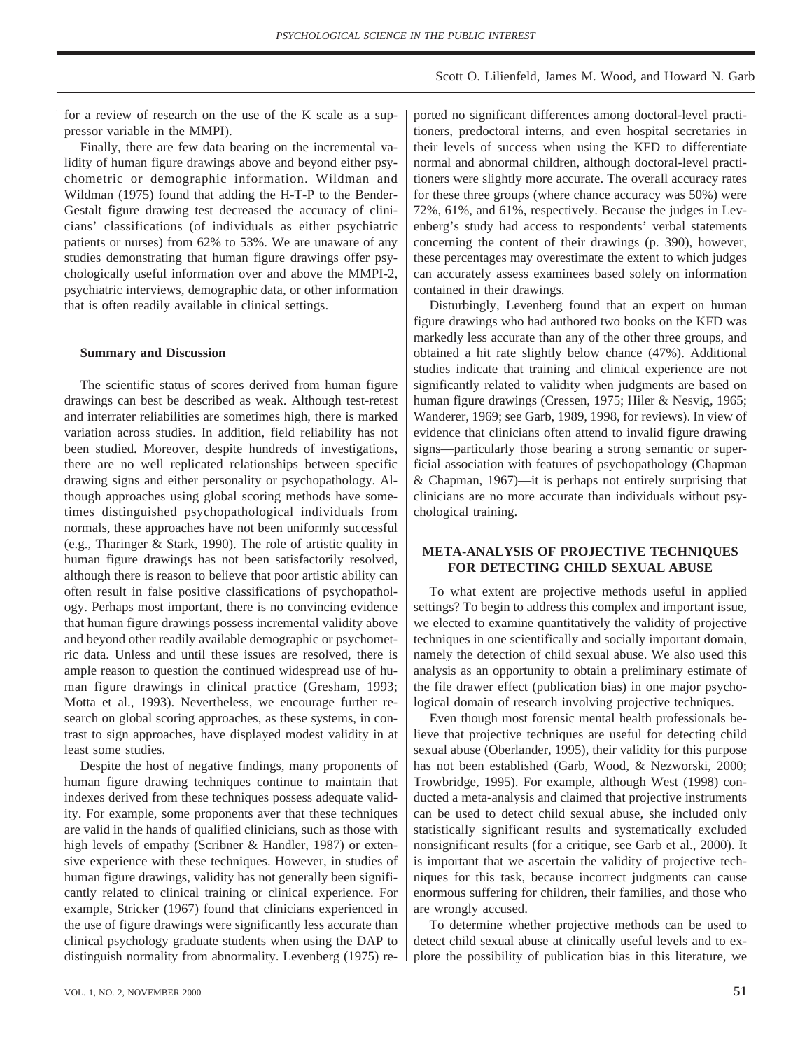for a review of research on the use of the K scale as a suppressor variable in the MMPI).

Finally, there are few data bearing on the incremental validity of human figure drawings above and beyond either psychometric or demographic information. Wildman and Wildman (1975) found that adding the H-T-P to the Bender-Gestalt figure drawing test decreased the accuracy of clinicians' classifications (of individuals as either psychiatric patients or nurses) from 62% to 53%. We are unaware of any studies demonstrating that human figure drawings offer psychologically useful information over and above the MMPI-2, psychiatric interviews, demographic data, or other information that is often readily available in clinical settings.

#### Summary and Discussion

The scientific status of scores derived from human figure drawings can best be described as weak. Although test-retest and interrater reliabilities are sometimes high, there is marked variation across studies. In addition, field reliability has not been studied. Moreover, despite hundreds of investigations, there are no well replicated relationships between specific drawing signs and either personality or psychopathology. Although approaches using global scoring methods have sometimes distinguished psychopathological individuals from normals, these approaches have not been uniformly successful (e.g., Tharinger & Stark, 1990). The role of artistic quality in human figure drawings has not been satisfactorily resolved, although there is reason to believe that poor artistic ability can often result in false positive classifications of psychopathology. Perhaps most important, there is no convincing evidence that human figure drawings possess incremental validity above and beyond other readily available demographic or psychometric data. Unless and until these issues are resolved, there is ample reason to question the continued widespread use of human figure drawings in clinical practice (Gresham, 1993; Motta et al., 1993). Nevertheless, we encourage further research on global scoring approaches, as these systems, in contrast to sign approaches, have displayed modest validity in at least some studies.

Despite the host of negative findings, many proponents of human figure drawing techniques continue to maintain that indexes derived from these techniques possess adequate validity. For example, some proponents aver that these techniques are valid in the hands of qualified clinicians, such as those with high levels of empathy (Scribner & Handler, 1987) or extensive experience with these techniques. However, in studies of human figure drawings, validity has not generally been significantly related to clinical training or clinical experience. For example, Stricker (1967) found that clinicians experienced in the use of figure drawings were significantly less accurate than clinical psychology graduate students when using the DAP to distinguish normality from abnormality. Levenberg (1975) reported no significant differences among doctoral-level practitioners, predoctoral interns, and even hospital secretaries in their levels of success when using the KFD to differentiate normal and abnormal children, although doctoral-level practitioners were slightly more accurate. The overall accuracy rates for these three groups (where chance accuracy was 50%) were 72%, 61%, and 61%, respectively. Because the judges in Levenberg's study had access to respondents' verbal statements concerning the content of their drawings (p. 390), however, these percentages may overestimate the extent to which judges can accurately assess examinees based solely on information contained in their drawings.

Disturbingly, Levenberg found that an expert on human figure drawings who had authored two books on the KFD was markedly less accurate than any of the other three groups, and obtained a hit rate slightly below chance (47%). Additional studies indicate that training and clinical experience are not significantly related to validity when judgments are based on human figure drawings (Cressen, 1975; Hiler & Nesvig, 1965; Wanderer, 1969; see Garb, 1989, 1998, for reviews). In view of evidence that clinicians often attend to invalid figure drawing signs—particularly those bearing a strong semantic or superficial association with features of psychopathology (Chapman & Chapman, 1967)—it is perhaps not entirely surprising that clinicians are no more accurate than individuals without psychological training.

## META-ANALYSIS OF PROJECTIVE TECHNIQUES FOR DETECTING CHILD SEXUAL ABUSE

To what extent are projective methods useful in applied settings? To begin to address this complex and important issue, we elected to examine quantitatively the validity of projective techniques in one scientifically and socially important domain, namely the detection of child sexual abuse. We also used this analysis as an opportunity to obtain a preliminary estimate of the file drawer effect (publication bias) in one major psychological domain of research involving projective techniques.

Even though most forensic mental health professionals believe that projective techniques are useful for detecting child sexual abuse (Oberlander, 1995), their validity for this purpose has not been established (Garb, Wood, & Nezworski, 2000; Trowbridge, 1995). For example, although West (1998) conducted a meta-analysis and claimed that projective instruments can be used to detect child sexual abuse, she included only statistically significant results and systematically excluded nonsignificant results (for a critique, see Garb et al., 2000). It is important that we ascertain the validity of projective techniques for this task, because incorrect judgments can cause enormous suffering for children, their families, and those who are wrongly accused.

To determine whether projective methods can be used to detect child sexual abuse at clinically useful levels and to explore the possibility of publication bias in this literature, we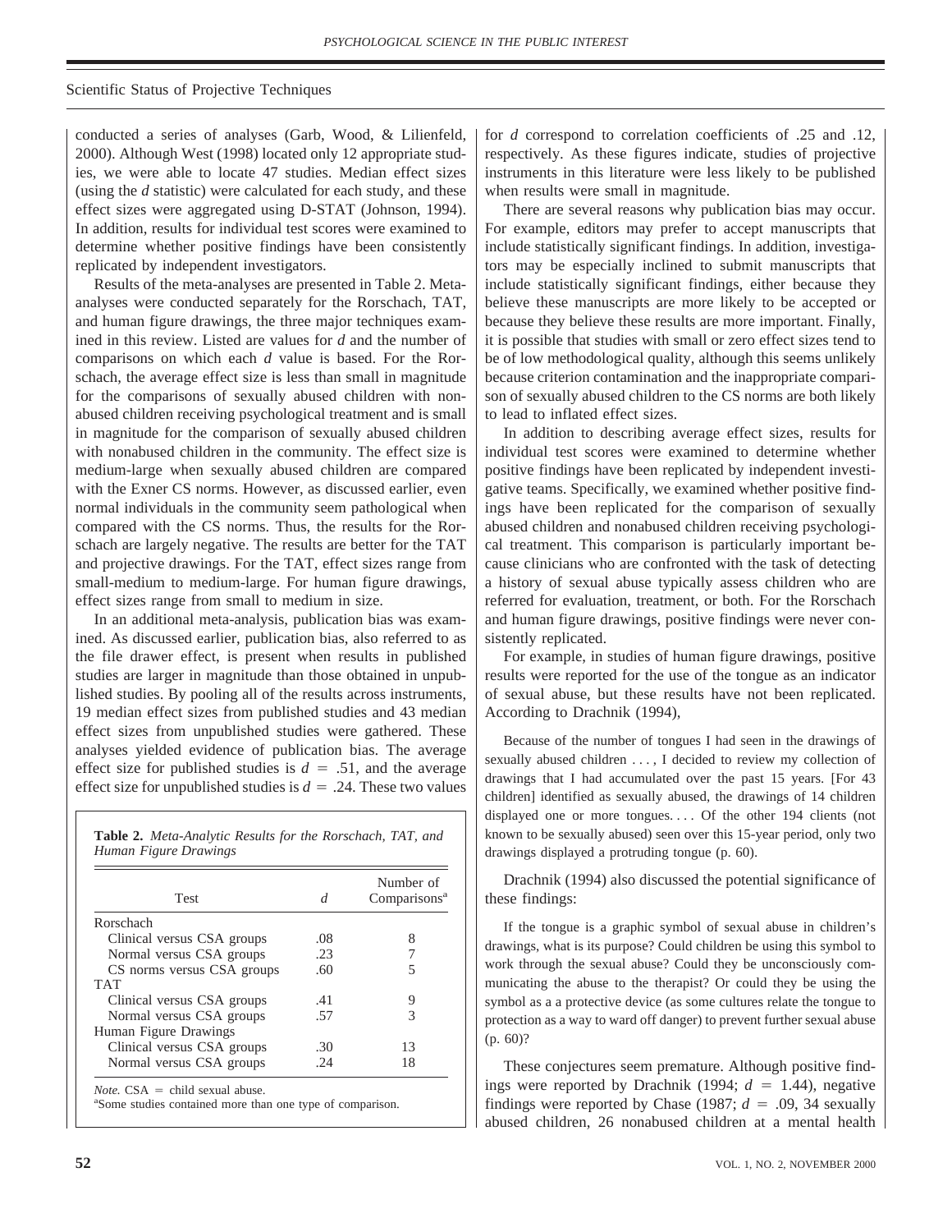conducted a series of analyses (Garb, Wood, & Lilienfeld, 2000). Although West (1998) located only 12 appropriate studies, we were able to locate 47 studies. Median effect sizes (using the *d* statistic) were calculated for each study, and these effect sizes were aggregated using D-STAT (Johnson, 1994). In addition, results for individual test scores were examined to determine whether positive findings have been consistently replicated by independent investigators.

Results of the meta-analyses are presented in Table 2. Meta-analyses were conducted separately for the Rorschach, TAT, and human figure drawings, the three major techniques examined in this review. Listed are values for *d* and the number of comparisons on which each *d* value is based. For the Rorschach, the average effect size is less than small in magnitude for the comparisons of sexually abused children with nonabused children receiving psychological treatment and is small in magnitude for the comparison of sexually abused children with nonabused children in the community. The effect size is medium-large when sexually abused children are compared with the Exner CS norms. However, as discussed earlier, even normal individuals in the community seem pathological when compared with the CS norms. Thus, the results for the Rorschach are largely negative. The results are better for the TAT and projective drawings. For the TAT, effect sizes range from small-medium to medium-large. For human figure drawings, effect sizes range from small to medium in size.

In an additional meta-analysis, publication bias was examined. As discussed earlier, publication bias, also referred to as the file drawer effect, is present when results in published studies are larger in magnitude than those obtained in unpublished studies. By pooling all of the results across instruments, 19 median effect sizes from published studies and 43 median effect sizes from unpublished studies were gathered. These analyses yielded evidence of publication bias. The average effect size for published studies is $d = .51$, and the average effect size for unpublished studies is $d = .24$. These two values for *d* correspond to correlation coefficients of .25 and .12, respectively. As these figures indicate, studies of projective instruments in this literature were less likely to be published when results were small in magnitude.

**Table 2.** *Meta-Analytic Results for the Rorschach, TAT, and Human Figure Drawings*

| Test | *d* | Number of Comparisons[a] |
|---|---|---|
| Rorschach | | |
| Clinical versus CSA groups | .08 | 8 |
| Normal versus CSA groups | .23 | 7 |
| CS norms versus CSA groups | .60 | 5 |
| TAT | | |
| Clinical versus CSA groups | .41 | 9 |
| Normal versus CSA groups | .57 | 3 |
| Human Figure Drawings | | |
| Clinical versus CSA groups | .30 | 13 |
| Normal versus CSA groups | .24 | 18 |

*Note.* CSA = child sexual abuse.
[a]Some studies contained more than one type of comparison.

There are several reasons why publication bias may occur. For example, editors may prefer to accept manuscripts that include statistically significant findings. In addition, investigators may be especially inclined to submit manuscripts that include statistically significant findings, either because they believe these manuscripts are more likely to be accepted or because they believe these results are more important. Finally, it is possible that studies with small or zero effect sizes tend to be of low methodological quality, although this seems unlikely because criterion contamination and the inappropriate comparison of sexually abused children to the CS norms are both likely to lead to inflated effect sizes.

In addition to describing average effect sizes, results for individual test scores were examined to determine whether positive findings have been replicated by independent investigative teams. Specifically, we examined whether positive findings have been replicated for the comparison of sexually abused children and nonabused children receiving psychological treatment. This comparison is particularly important because clinicians who are confronted with the task of detecting a history of sexual abuse typically assess children who are referred for evaluation, treatment, or both. For the Rorschach and human figure drawings, positive findings were never consistently replicated.

For example, in studies of human figure drawings, positive results were reported for the use of the tongue as an indicator of sexual abuse, but these results have not been replicated. According to Drachnik (1994),

> Because of the number of tongues I had seen in the drawings of sexually abused children . . . , I decided to review my collection of drawings that I had accumulated over the past 15 years. [For 43 children] identified as sexually abused, the drawings of 14 children displayed one or more tongues. . . . Of the other 194 clients (not known to be sexually abused) seen over this 15-year period, only two drawings displayed a protruding tongue (p. 60).

Drachnik (1994) also discussed the potential significance of these findings:

> If the tongue is a graphic symbol of sexual abuse in children's drawings, what is its purpose? Could children be using this symbol to work through the sexual abuse? Could they be unconsciously communicating the abuse to the therapist? Or could they be using the symbol as a a protective device (as some cultures relate the tongue to protection as a way to ward off danger) to prevent further sexual abuse (p. 60)?

These conjectures seem premature. Although positive findings were reported by Drachnik (1994; $d = 1.44$), negative findings were reported by Chase (1987; $d = .09$, 34 sexually abused children, 26 nonabused children at a mental health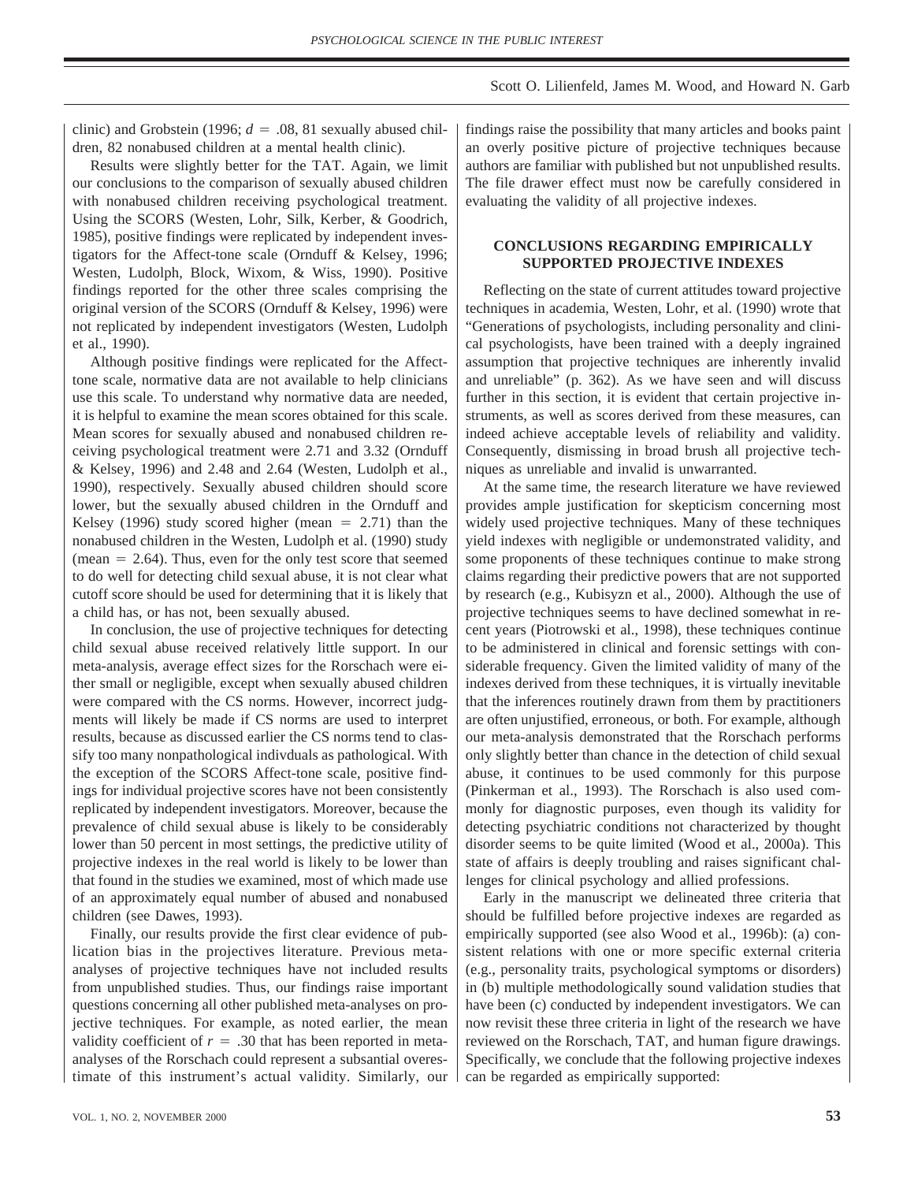clinic) and Grobstein (1996; $d = .08$, 81 sexually abused children, 82 nonabused children at a mental health clinic).

Results were slightly better for the TAT. Again, we limit our conclusions to the comparison of sexually abused children with nonabused children receiving psychological treatment. Using the SCORS (Westen, Lohr, Silk, Kerber, & Goodrich, 1985), positive findings were replicated by independent investigators for the Affect-tone scale (Ornduff & Kelsey, 1996; Westen, Ludolph, Block, Wixom, & Wiss, 1990). Positive findings reported for the other three scales comprising the original version of the SCORS (Ornduff & Kelsey, 1996) were not replicated by independent investigators (Westen, Ludolph et al., 1990).

Although positive findings were replicated for the Affect-tone scale, normative data are not available to help clinicians use this scale. To understand why normative data are needed, it is helpful to examine the mean scores obtained for this scale. Mean scores for sexually abused and nonabused children receiving psychological treatment were 2.71 and 3.32 (Ornduff & Kelsey, 1996) and 2.48 and 2.64 (Westen, Ludolph et al., 1990), respectively. Sexually abused children should score lower, but the sexually abused children in the Ornduff and Kelsey (1996) study scored higher (mean $= 2.71$) than the nonabused children in the Westen, Ludolph et al. (1990) study (mean $= 2.64$). Thus, even for the only test score that seemed to do well for detecting child sexual abuse, it is not clear what cutoff score should be used for determining that it is likely that a child has, or has not, been sexually abused.

In conclusion, the use of projective techniques for detecting child sexual abuse received relatively little support. In our meta-analysis, average effect sizes for the Rorschach were either small or negligible, except when sexually abused children were compared with the CS norms. However, incorrect judgments will likely be made if CS norms are used to interpret results, because as discussed earlier the CS norms tend to classify too many nonpathological indivduals as pathological. With the exception of the SCORS Affect-tone scale, positive findings for individual projective scores have not been consistently replicated by independent investigators. Moreover, because the prevalence of child sexual abuse is likely to be considerably lower than 50 percent in most settings, the predictive utility of projective indexes in the real world is likely to be lower than that found in the studies we examined, most of which made use of an approximately equal number of abused and nonabused children (see Dawes, 1993).

Finally, our results provide the first clear evidence of publication bias in the projectives literature. Previous meta-analyses of projective techniques have not included results from unpublished studies. Thus, our findings raise important questions concerning all other published meta-analyses on projective techniques. For example, as noted earlier, the mean validity coefficient of $r = .30$ that has been reported in meta-analyses of the Rorschach could represent a subsantial overestimate of this instrument's actual validity. Similarly, our findings raise the possibility that many articles and books paint an overly positive picture of projective techniques because authors are familiar with published but not unpublished results. The file drawer effect must now be carefully considered in evaluating the validity of all projective indexes.

## CONCLUSIONS REGARDING EMPIRICALLY SUPPORTED PROJECTIVE INDEXES

Reflecting on the state of current attitudes toward projective techniques in academia, Westen, Lohr, et al. (1990) wrote that "Generations of psychologists, including personality and clinical psychologists, have been trained with a deeply ingrained assumption that projective techniques are inherently invalid and unreliable" (p. 362). As we have seen and will discuss further in this section, it is evident that certain projective instruments, as well as scores derived from these measures, can indeed achieve acceptable levels of reliability and validity. Consequently, dismissing in broad brush all projective techniques as unreliable and invalid is unwarranted.

At the same time, the research literature we have reviewed provides ample justification for skepticism concerning most widely used projective techniques. Many of these techniques yield indexes with negligible or undemonstrated validity, and some proponents of these techniques continue to make strong claims regarding their predictive powers that are not supported by research (e.g., Kubisyzn et al., 2000). Although the use of projective techniques seems to have declined somewhat in recent years (Piotrowski et al., 1998), these techniques continue to be administered in clinical and forensic settings with considerable frequency. Given the limited validity of many of the indexes derived from these techniques, it is virtually inevitable that the inferences routinely drawn from them by practitioners are often unjustified, erroneous, or both. For example, although our meta-analysis demonstrated that the Rorschach performs only slightly better than chance in the detection of child sexual abuse, it continues to be used commonly for this purpose (Pinkerman et al., 1993). The Rorschach is also used commonly for diagnostic purposes, even though its validity for detecting psychiatric conditions not characterized by thought disorder seems to be quite limited (Wood et al., 2000a). This state of affairs is deeply troubling and raises significant challenges for clinical psychology and allied professions.

Early in the manuscript we delineated three criteria that should be fulfilled before projective indexes are regarded as empirically supported (see also Wood et al., 1996b): (a) consistent relations with one or more specific external criteria (e.g., personality traits, psychological symptoms or disorders) in (b) multiple methodologically sound validation studies that have been (c) conducted by independent investigators. We can now revisit these three criteria in light of the research we have reviewed on the Rorschach, TAT, and human figure drawings. Specifically, we conclude that the following projective indexes can be regarded as empirically supported: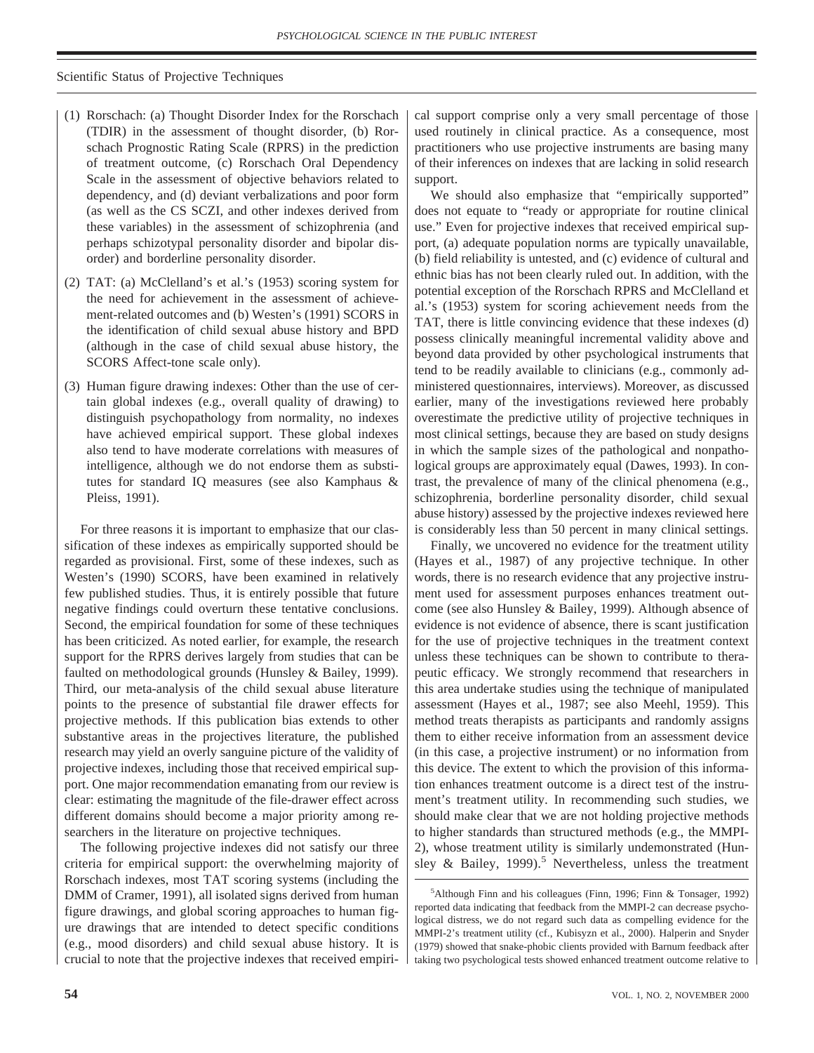(1) Rorschach: (a) Thought Disorder Index for the Rorschach (TDIR) in the assessment of thought disorder, (b) Rorschach Prognostic Rating Scale (RPRS) in the prediction of treatment outcome, (c) Rorschach Oral Dependency Scale in the assessment of objective behaviors related to dependency, and (d) deviant verbalizations and poor form (as well as the CS SCZI, and other indexes derived from these variables) in the assessment of schizophrenia (and perhaps schizotypal personality disorder and bipolar disorder) and borderline personality disorder.

(2) TAT: (a) McClelland's et al.'s (1953) scoring system for the need for achievement in the assessment of achievement-related outcomes and (b) Westen's (1991) SCORS in the identification of child sexual abuse history and BPD (although in the case of child sexual abuse history, the SCORS Affect-tone scale only).

(3) Human figure drawing indexes: Other than the use of certain global indexes (e.g., overall quality of drawing) to distinguish psychopathology from normality, no indexes have achieved empirical support. These global indexes also tend to have moderate correlations with measures of intelligence, although we do not endorse them as substitutes for standard IQ measures (see also Kamphaus & Pleiss, 1991).

For three reasons it is important to emphasize that our classification of these indexes as empirically supported should be regarded as provisional. First, some of these indexes, such as Westen's (1990) SCORS, have been examined in relatively few published studies. Thus, it is entirely possible that future negative findings could overturn these tentative conclusions. Second, the empirical foundation for some of these techniques has been criticized. As noted earlier, for example, the research support for the RPRS derives largely from studies that can be faulted on methodological grounds (Hunsley & Bailey, 1999). Third, our meta-analysis of the child sexual abuse literature points to the presence of substantial file drawer effects for projective methods. If this publication bias extends to other substantive areas in the projectives literature, the published research may yield an overly sanguine picture of the validity of projective indexes, including those that received empirical support. One major recommendation emanating from our review is clear: estimating the magnitude of the file-drawer effect across different domains should become a major priority among researchers in the literature on projective techniques.

The following projective indexes did not satisfy our three criteria for empirical support: the overwhelming majority of Rorschach indexes, most TAT scoring systems (including the DMM of Cramer, 1991), all isolated signs derived from human figure drawings, and global scoring approaches to human figure drawings that are intended to detect specific conditions (e.g., mood disorders) and child sexual abuse history. It is crucial to note that the projective indexes that received empirical support comprise only a very small percentage of those used routinely in clinical practice. As a consequence, most practitioners who use projective instruments are basing many of their inferences on indexes that are lacking in solid research support.

We should also emphasize that "empirically supported" does not equate to "ready or appropriate for routine clinical use." Even for projective indexes that received empirical support, (a) adequate population norms are typically unavailable, (b) field reliability is untested, and (c) evidence of cultural and ethnic bias has not been clearly ruled out. In addition, with the potential exception of the Rorschach RPRS and McClelland et al.'s (1953) system for scoring achievement needs from the TAT, there is little convincing evidence that these indexes (d) possess clinically meaningful incremental validity above and beyond data provided by other psychological instruments that tend to be readily available to clinicians (e.g., commonly administered questionnaires, interviews). Moreover, as discussed earlier, many of the investigations reviewed here probably overestimate the predictive utility of projective techniques in most clinical settings, because they are based on study designs in which the sample sizes of the pathological and nonpathological groups are approximately equal (Dawes, 1993). In contrast, the prevalence of many of the clinical phenomena (e.g., schizophrenia, borderline personality disorder, child sexual abuse history) assessed by the projective indexes reviewed here is considerably less than 50 percent in many clinical settings.

Finally, we uncovered no evidence for the treatment utility (Hayes et al., 1987) of any projective technique. In other words, there is no research evidence that any projective instrument used for assessment purposes enhances treatment outcome (see also Hunsley & Bailey, 1999). Although absence of evidence is not evidence of absence, there is scant justification for the use of projective techniques in the treatment context unless these techniques can be shown to contribute to therapeutic efficacy. We strongly recommend that researchers in this area undertake studies using the technique of manipulated assessment (Hayes et al., 1987; see also Meehl, 1959). This method treats therapists as participants and randomly assigns them to either receive information from an assessment device (in this case, a projective instrument) or no information from this device. The extent to which the provision of this information enhances treatment outcome is a direct test of the instrument's treatment utility. In recommending such studies, we should make clear that we are not holding projective methods to higher standards than structured methods (e.g., the MMPI-2), whose treatment utility is similarly undemonstrated (Hunsley & Bailey, 1999).[5] Nevertheless, unless the treatment

[5]Although Finn and his colleagues (Finn, 1996; Finn & Tonsager, 1992) reported data indicating that feedback from the MMPI-2 can decrease psychological distress, we do not regard such data as compelling evidence for the MMPI-2's treatment utility (cf., Kubisyzn et al., 2000). Halperin and Snyder (1979) showed that snake-phobic clients provided with Barnum feedback after taking two psychological tests showed enhanced treatment outcome relative to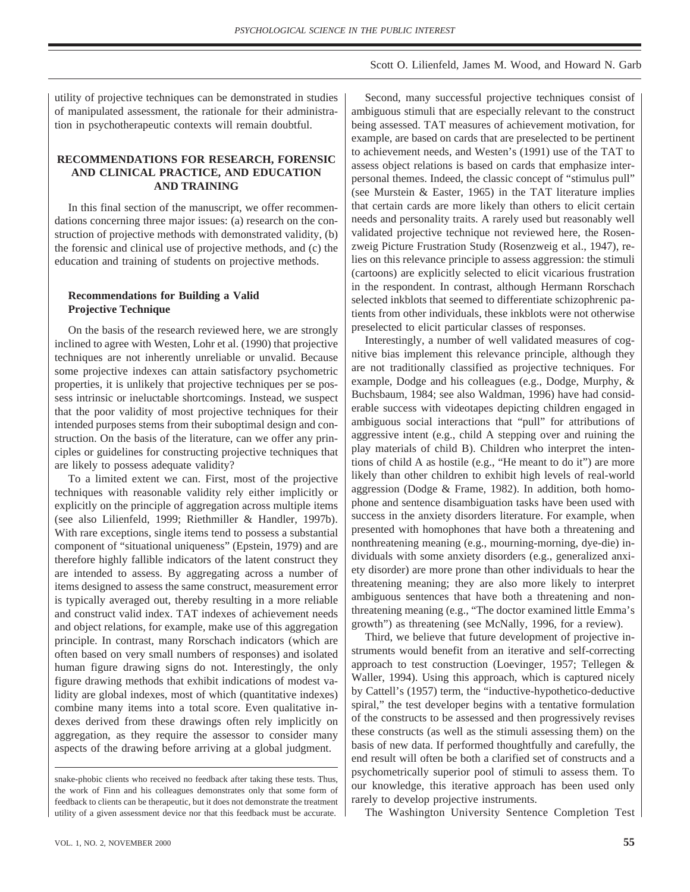utility of projective techniques can be demonstrated in studies of manipulated assessment, the rationale for their administration in psychotherapeutic contexts will remain doubtful.

## RECOMMENDATIONS FOR RESEARCH, FORENSIC AND CLINICAL PRACTICE, AND EDUCATION AND TRAINING

In this final section of the manuscript, we offer recommendations concerning three major issues: (a) research on the construction of projective methods with demonstrated validity, (b) the forensic and clinical use of projective methods, and (c) the education and training of students on projective methods.

### Recommendations for Building a Valid Projective Technique

On the basis of the research reviewed here, we are strongly inclined to agree with Westen, Lohr et al. (1990) that projective techniques are not inherently unreliable or unvalid. Because some projective indexes can attain satisfactory psychometric properties, it is unlikely that projective techniques per se possess intrinsic or ineluctable shortcomings. Instead, we suspect that the poor validity of most projective techniques for their intended purposes stems from their suboptimal design and construction. On the basis of the literature, can we offer any principles or guidelines for constructing projective techniques that are likely to possess adequate validity?

To a limited extent we can. First, most of the projective techniques with reasonable validity rely either implicitly or explicitly on the principle of aggregation across multiple items (see also Lilienfeld, 1999; Riethmiller & Handler, 1997b). With rare exceptions, single items tend to possess a substantial component of "situational uniqueness" (Epstein, 1979) and are therefore highly fallible indicators of the latent construct they are intended to assess. By aggregating across a number of items designed to assess the same construct, measurement error is typically averaged out, thereby resulting in a more reliable and construct valid index. TAT indexes of achievement needs and object relations, for example, make use of this aggregation principle. In contrast, many Rorschach indicators (which are often based on very small numbers of responses) and isolated human figure drawing signs do not. Interestingly, the only figure drawing methods that exhibit indications of modest validity are global indexes, most of which (quantitative indexes) combine many items into a total score. Even qualitative indexes derived from these drawings often rely implicitly on aggregation, as they require the assessor to consider many aspects of the drawing before arriving at a global judgment.

Second, many successful projective techniques consist of ambiguous stimuli that are especially relevant to the construct being assessed. TAT measures of achievement motivation, for example, are based on cards that are preselected to be pertinent to achievement needs, and Westen's (1991) use of the TAT to assess object relations is based on cards that emphasize interpersonal themes. Indeed, the classic concept of "stimulus pull" (see Murstein & Easter, 1965) in the TAT literature implies that certain cards are more likely than others to elicit certain needs and personality traits. A rarely used but reasonably well validated projective technique not reviewed here, the Rosenzweig Picture Frustration Study (Rosenzweig et al., 1947), relies on this relevance principle to assess aggression: the stimuli (cartoons) are explicitly selected to elicit vicarious frustration in the respondent. In contrast, although Hermann Rorschach selected inkblots that seemed to differentiate schizophrenic patients from other individuals, these inkblots were not otherwise preselected to elicit particular classes of responses.

Interestingly, a number of well validated measures of cognitive bias implement this relevance principle, although they are not traditionally classified as projective techniques. For example, Dodge and his colleagues (e.g., Dodge, Murphy, & Buchsbaum, 1984; see also Waldman, 1996) have had considerable success with videotapes depicting children engaged in ambiguous social interactions that "pull" for attributions of aggressive intent (e.g., child A stepping over and ruining the play materials of child B). Children who interpret the intentions of child A as hostile (e.g., "He meant to do it") are more likely than other children to exhibit high levels of real-world aggression (Dodge & Frame, 1982). In addition, both homophone and sentence disambiguation tasks have been used with success in the anxiety disorders literature. For example, when presented with homophones that have both a threatening and nonthreatening meaning (e.g., mourning-morning, dye-die) individuals with some anxiety disorders (e.g., generalized anxiety disorder) are more prone than other individuals to hear the threatening meaning; they are also more likely to interpret ambiguous sentences that have both a threatening and nonthreatening meaning (e.g., "The doctor examined little Emma's growth") as threatening (see McNally, 1996, for a review).

Third, we believe that future development of projective instruments would benefit from an iterative and self-correcting approach to test construction (Loevinger, 1957; Tellegen & Waller, 1994). Using this approach, which is captured nicely by Cattell's (1957) term, the "inductive-hypothetico-deductive spiral," the test developer begins with a tentative formulation of the constructs to be assessed and then progressively revises these constructs (as well as the stimuli assessing them) on the basis of new data. If performed thoughtfully and carefully, the end result will often be both a clarified set of constructs and a psychometrically superior pool of stimuli to assess them. To our knowledge, this iterative approach has been used only rarely to develop projective instruments.

The Washington University Sentence Completion Test

snake-phobic clients who received no feedback after taking these tests. Thus, the work of Finn and his colleagues demonstrates only that some form of feedback to clients can be therapeutic, but it does not demonstrate the treatment utility of a given assessment device nor that this feedback must be accurate.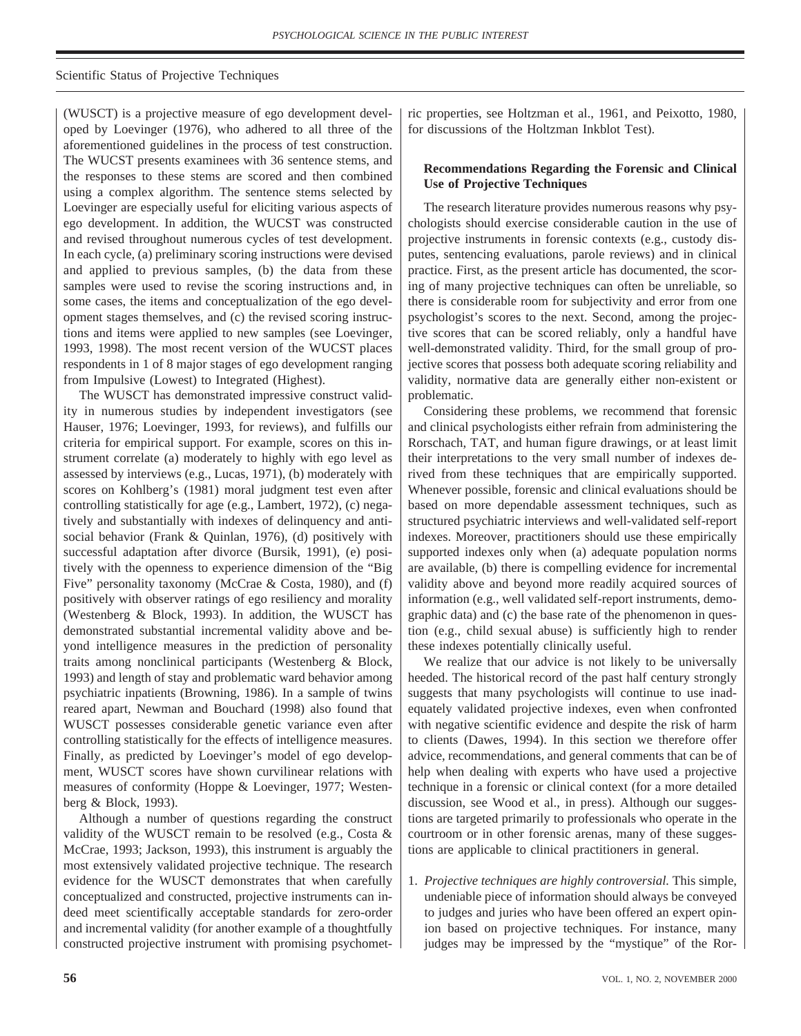(WUSCT) is a projective measure of ego development developed by Loevinger (1976), who adhered to all three of the aforementioned guidelines in the process of test construction. The WUCST presents examinees with 36 sentence stems, and the responses to these stems are scored and then combined using a complex algorithm. The sentence stems selected by Loevinger are especially useful for eliciting various aspects of ego development. In addition, the WUCST was constructed and revised throughout numerous cycles of test development. In each cycle, (a) preliminary scoring instructions were devised and applied to previous samples, (b) the data from these samples were used to revise the scoring instructions and, in some cases, the items and conceptualization of the ego development stages themselves, and (c) the revised scoring instructions and items were applied to new samples (see Loevinger, 1993, 1998). The most recent version of the WUCST places respondents in 1 of 8 major stages of ego development ranging from Impulsive (Lowest) to Integrated (Highest).

The WUSCT has demonstrated impressive construct validity in numerous studies by independent investigators (see Hauser, 1976; Loevinger, 1993, for reviews), and fulfills our criteria for empirical support. For example, scores on this instrument correlate (a) moderately to highly with ego level as assessed by interviews (e.g., Lucas, 1971), (b) moderately with scores on Kohlberg's (1981) moral judgment test even after controlling statistically for age (e.g., Lambert, 1972), (c) negatively and substantially with indexes of delinquency and antisocial behavior (Frank & Quinlan, 1976), (d) positively with successful adaptation after divorce (Bursik, 1991), (e) positively with the openness to experience dimension of the "Big Five" personality taxonomy (McCrae & Costa, 1980), and (f) positively with observer ratings of ego resiliency and morality (Westenberg & Block, 1993). In addition, the WUSCT has demonstrated substantial incremental validity above and beyond intelligence measures in the prediction of personality traits among nonclinical participants (Westenberg & Block, 1993) and length of stay and problematic ward behavior among psychiatric inpatients (Browning, 1986). In a sample of twins reared apart, Newman and Bouchard (1998) also found that WUSCT possesses considerable genetic variance even after controlling statistically for the effects of intelligence measures. Finally, as predicted by Loevinger's model of ego development, WUSCT scores have shown curvilinear relations with measures of conformity (Hoppe & Loevinger, 1977; Westenberg & Block, 1993).

Although a number of questions regarding the construct validity of the WUSCT remain to be resolved (e.g., Costa & McCrae, 1993; Jackson, 1993), this instrument is arguably the most extensively validated projective technique. The research evidence for the WUSCT demonstrates that when carefully conceptualized and constructed, projective instruments can indeed meet scientifically acceptable standards for zero-order and incremental validity (for another example of a thoughtfully constructed projective instrument with promising psychometric properties, see Holtzman et al., 1961, and Peixotto, 1980, for discussions of the Holtzman Inkblot Test).

### Recommendations Regarding the Forensic and Clinical Use of Projective Techniques

The research literature provides numerous reasons why psychologists should exercise considerable caution in the use of projective instruments in forensic contexts (e.g., custody disputes, sentencing evaluations, parole reviews) and in clinical practice. First, as the present article has documented, the scoring of many projective techniques can often be unreliable, so there is considerable room for subjectivity and error from one psychologist's scores to the next. Second, among the projective scores that can be scored reliably, only a handful have well-demonstrated validity. Third, for the small group of projective scores that possess both adequate scoring reliability and validity, normative data are generally either non-existent or problematic.

Considering these problems, we recommend that forensic and clinical psychologists either refrain from administering the Rorschach, TAT, and human figure drawings, or at least limit their interpretations to the very small number of indexes derived from these techniques that are empirically supported. Whenever possible, forensic and clinical evaluations should be based on more dependable assessment techniques, such as structured psychiatric interviews and well-validated self-report indexes. Moreover, practitioners should use these empirically supported indexes only when (a) adequate population norms are available, (b) there is compelling evidence for incremental validity above and beyond more readily acquired sources of information (e.g., well validated self-report instruments, demographic data) and (c) the base rate of the phenomenon in question (e.g., child sexual abuse) is sufficiently high to render these indexes potentially clinically useful.

We realize that our advice is not likely to be universally heeded. The historical record of the past half century strongly suggests that many psychologists will continue to use inadequately validated projective indexes, even when confronted with negative scientific evidence and despite the risk of harm to clients (Dawes, 1994). In this section we therefore offer advice, recommendations, and general comments that can be of help when dealing with experts who have used a projective technique in a forensic or clinical context (for a more detailed discussion, see Wood et al., in press). Although our suggestions are targeted primarily to professionals who operate in the courtroom or in other forensic arenas, many of these suggestions are applicable to clinical practitioners in general.

1. *Projective techniques are highly controversial.* This simple, undeniable piece of information should always be conveyed to judges and juries who have been offered an expert opinion based on projective techniques. For instance, many judges may be impressed by the "mystique" of the Ror-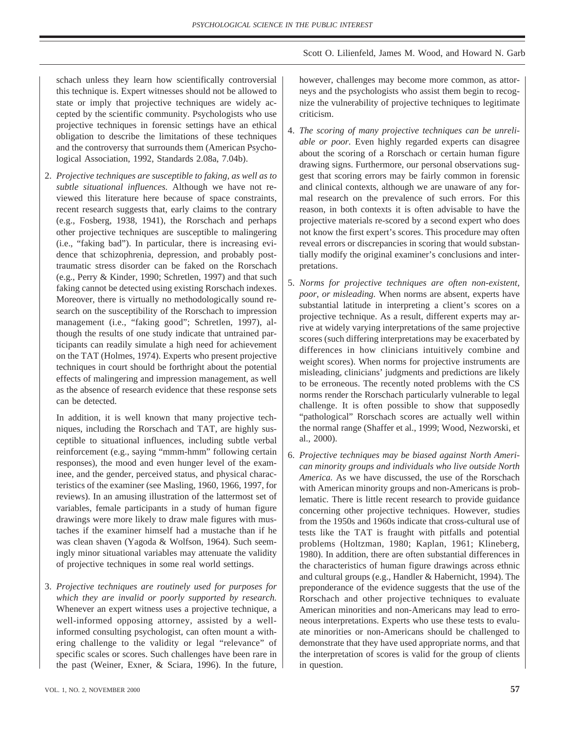schach unless they learn how scientifically controversial this technique is. Expert witnesses should not be allowed to state or imply that projective techniques are widely accepted by the scientific community. Psychologists who use projective techniques in forensic settings have an ethical obligation to describe the limitations of these techniques and the controversy that surrounds them (American Psychological Association, 1992, Standards 2.08a, 7.04b).

2. *Projective techniques are susceptible to faking, as well as to subtle situational influences.* Although we have not reviewed this literature here because of space constraints, recent research suggests that, early claims to the contrary (e.g., Fosberg, 1938, 1941), the Rorschach and perhaps other projective techniques are susceptible to malingering (i.e., "faking bad"). In particular, there is increasing evidence that schizophrenia, depression, and probably posttraumatic stress disorder can be faked on the Rorschach (e.g., Perry & Kinder, 1990; Schretlen, 1997) and that such faking cannot be detected using existing Rorschach indexes. Moreover, there is virtually no methodologically sound research on the susceptibility of the Rorschach to impression management (i.e., "faking good"; Schretlen, 1997), although the results of one study indicate that untrained participants can readily simulate a high need for achievement on the TAT (Holmes, 1974). Experts who present projective techniques in court should be forthright about the potential effects of malingering and impression management, as well as the absence of research evidence that these response sets can be detected.

   In addition, it is well known that many projective techniques, including the Rorschach and TAT, are highly susceptible to situational influences, including subtle verbal reinforcement (e.g., saying "mmm-hmm" following certain responses), the mood and even hunger level of the examinee, and the gender, perceived status, and physical characteristics of the examiner (see Masling, 1960, 1966, 1997, for reviews). In an amusing illustration of the lattermost set of variables, female participants in a study of human figure drawings were more likely to draw male figures with mustaches if the examiner himself had a mustache than if he was clean shaven (Yagoda & Wolfson, 1964). Such seemingly minor situational variables may attenuate the validity of projective techniques in some real world settings.

3. *Projective techniques are routinely used for purposes for which they are invalid or poorly supported by research.* Whenever an expert witness uses a projective technique, a well-informed opposing attorney, assisted by a well-informed consulting psychologist, can often mount a withering challenge to the validity or legal "relevance" of specific scales or scores. Such challenges have been rare in the past (Weiner, Exner, & Sciara, 1996). In the future, however, challenges may become more common, as attorneys and the psychologists who assist them begin to recognize the vulnerability of projective techniques to legitimate criticism.

4. *The scoring of many projective techniques can be unreliable or poor.* Even highly regarded experts can disagree about the scoring of a Rorschach or certain human figure drawing signs. Furthermore, our personal observations suggest that scoring errors may be fairly common in forensic and clinical contexts, although we are unaware of any formal research on the prevalence of such errors. For this reason, in both contexts it is often advisable to have the projective materials re-scored by a second expert who does not know the first expert's scores. This procedure may often reveal errors or discrepancies in scoring that would substantially modify the original examiner's conclusions and interpretations.

5. *Norms for projective techniques are often non-existent, poor, or misleading.* When norms are absent, experts have substantial latitude in interpreting a client's scores on a projective technique. As a result, different experts may arrive at widely varying interpretations of the same projective scores (such differing interpretations may be exacerbated by differences in how clinicians intuitively combine and weight scores). When norms for projective instruments are misleading, clinicians' judgments and predictions are likely to be erroneous. The recently noted problems with the CS norms render the Rorschach particularly vulnerable to legal challenge. It is often possible to show that supposedly "pathological" Rorschach scores are actually well within the normal range (Shaffer et al., 1999; Wood, Nezworski, et al., 2000).

6. *Projective techniques may be biased against North American minority groups and individuals who live outside North America.* As we have discussed, the use of the Rorschach with American minority groups and non-Americans is problematic. There is little recent research to provide guidance concerning other projective techniques. However, studies from the 1950s and 1960s indicate that cross-cultural use of tests like the TAT is fraught with pitfalls and potential problems (Holtzman, 1980; Kaplan, 1961; Klineberg, 1980). In addition, there are often substantial differences in the characteristics of human figure drawings across ethnic and cultural groups (e.g., Handler & Habenicht, 1994). The preponderance of the evidence suggests that the use of the Rorschach and other projective techniques to evaluate American minorities and non-Americans may lead to erroneous interpretations. Experts who use these tests to evaluate minorities or non-Americans should be challenged to demonstrate that they have used appropriate norms, and that the interpretation of scores is valid for the group of clients in question.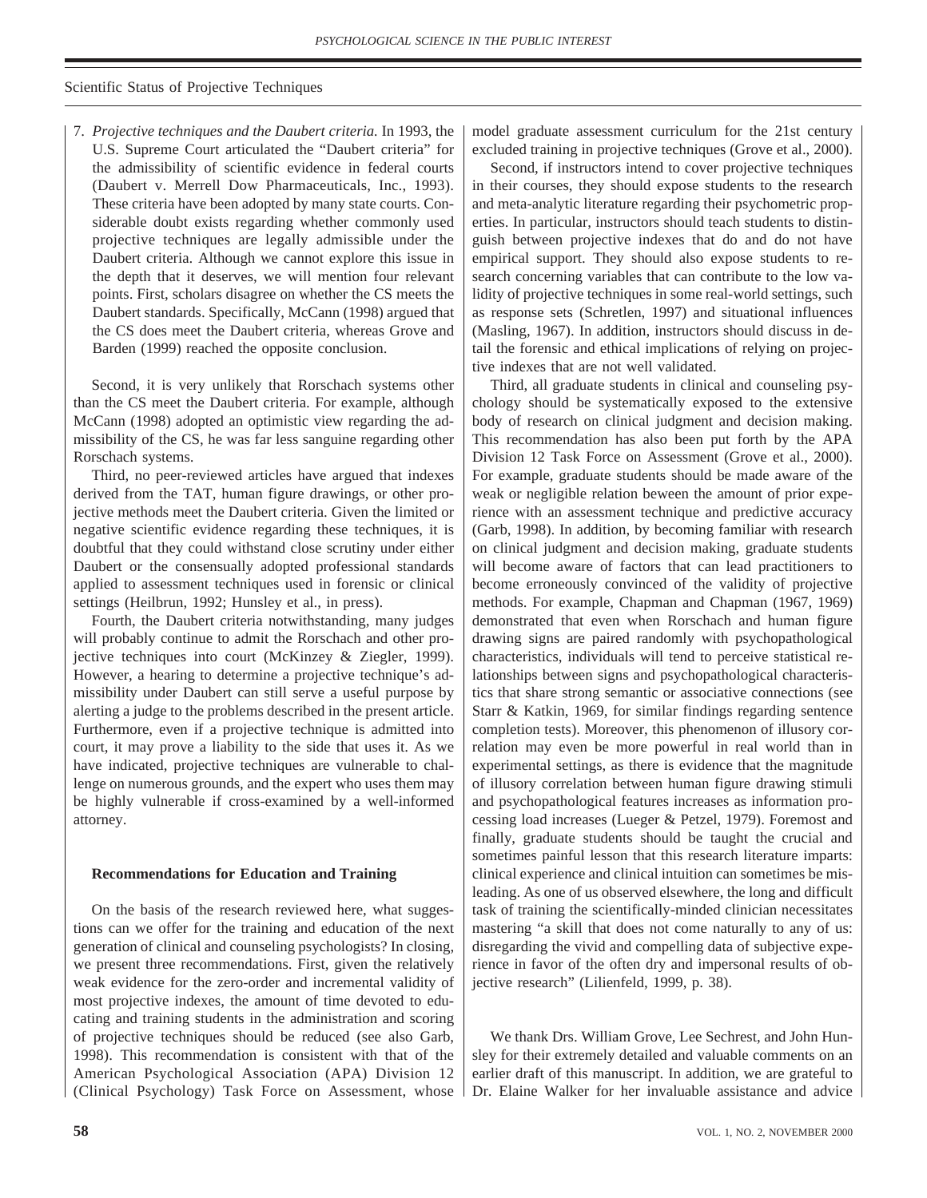7. *Projective techniques and the Daubert criteria.* In 1993, the U.S. Supreme Court articulated the "Daubert criteria" for the admissibility of scientific evidence in federal courts (Daubert v. Merrell Dow Pharmaceuticals, Inc., 1993). These criteria have been adopted by many state courts. Considerable doubt exists regarding whether commonly used projective techniques are legally admissible under the Daubert criteria. Although we cannot explore this issue in the depth that it deserves, we will mention four relevant points. First, scholars disagree on whether the CS meets the Daubert standards. Specifically, McCann (1998) argued that the CS does meet the Daubert criteria, whereas Grove and Barden (1999) reached the opposite conclusion.

Second, it is very unlikely that Rorschach systems other than the CS meet the Daubert criteria. For example, although McCann (1998) adopted an optimistic view regarding the admissibility of the CS, he was far less sanguine regarding other Rorschach systems.

Third, no peer-reviewed articles have argued that indexes derived from the TAT, human figure drawings, or other projective methods meet the Daubert criteria. Given the limited or negative scientific evidence regarding these techniques, it is doubtful that they could withstand close scrutiny under either Daubert or the consensually adopted professional standards applied to assessment techniques used in forensic or clinical settings (Heilbrun, 1992; Hunsley et al., in press).

Fourth, the Daubert criteria notwithstanding, many judges will probably continue to admit the Rorschach and other projective techniques into court (McKinzey & Ziegler, 1999). However, a hearing to determine a projective technique's admissibility under Daubert can still serve a useful purpose by alerting a judge to the problems described in the present article. Furthermore, even if a projective technique is admitted into court, it may prove a liability to the side that uses it. As we have indicated, projective techniques are vulnerable to challenge on numerous grounds, and the expert who uses them may be highly vulnerable if cross-examined by a well-informed attorney.

## Recommendations for Education and Training

On the basis of the research reviewed here, what suggestions can we offer for the training and education of the next generation of clinical and counseling psychologists? In closing, we present three recommendations. First, given the relatively weak evidence for the zero-order and incremental validity of most projective indexes, the amount of time devoted to educating and training students in the administration and scoring of projective techniques should be reduced (see also Garb, 1998). This recommendation is consistent with that of the American Psychological Association (APA) Division 12 (Clinical Psychology) Task Force on Assessment, whose model graduate assessment curriculum for the 21st century excluded training in projective techniques (Grove et al., 2000).

Second, if instructors intend to cover projective techniques in their courses, they should expose students to the research and meta-analytic literature regarding their psychometric properties. In particular, instructors should teach students to distinguish between projective indexes that do and do not have empirical support. They should also expose students to research concerning variables that can contribute to the low validity of projective techniques in some real-world settings, such as response sets (Schretlen, 1997) and situational influences (Masling, 1967). In addition, instructors should discuss in detail the forensic and ethical implications of relying on projective indexes that are not well validated.

Third, all graduate students in clinical and counseling psychology should be systematically exposed to the extensive body of research on clinical judgment and decision making. This recommendation has also been put forth by the APA Division 12 Task Force on Assessment (Grove et al., 2000). For example, graduate students should be made aware of the weak or negligible relation beween the amount of prior experience with an assessment technique and predictive accuracy (Garb, 1998). In addition, by becoming familiar with research on clinical judgment and decision making, graduate students will become aware of factors that can lead practitioners to become erroneously convinced of the validity of projective methods. For example, Chapman and Chapman (1967, 1969) demonstrated that even when Rorschach and human figure drawing signs are paired randomly with psychopathological characteristics, individuals will tend to perceive statistical relationships between signs and psychopathological characteristics that share strong semantic or associative connections (see Starr & Katkin, 1969, for similar findings regarding sentence completion tests). Moreover, this phenomenon of illusory correlation may even be more powerful in real world than in experimental settings, as there is evidence that the magnitude of illusory correlation between human figure drawing stimuli and psychopathological features increases as information processing load increases (Lueger & Petzel, 1979). Foremost and finally, graduate students should be taught the crucial and sometimes painful lesson that this research literature imparts: clinical experience and clinical intuition can sometimes be misleading. As one of us observed elsewhere, the long and difficult task of training the scientifically-minded clinician necessitates mastering "a skill that does not come naturally to any of us: disregarding the vivid and compelling data of subjective experience in favor of the often dry and impersonal results of objective research" (Lilienfeld, 1999, p. 38).

We thank Drs. William Grove, Lee Sechrest, and John Hunsley for their extremely detailed and valuable comments on an earlier draft of this manuscript. In addition, we are grateful to Dr. Elaine Walker for her invaluable assistance and advice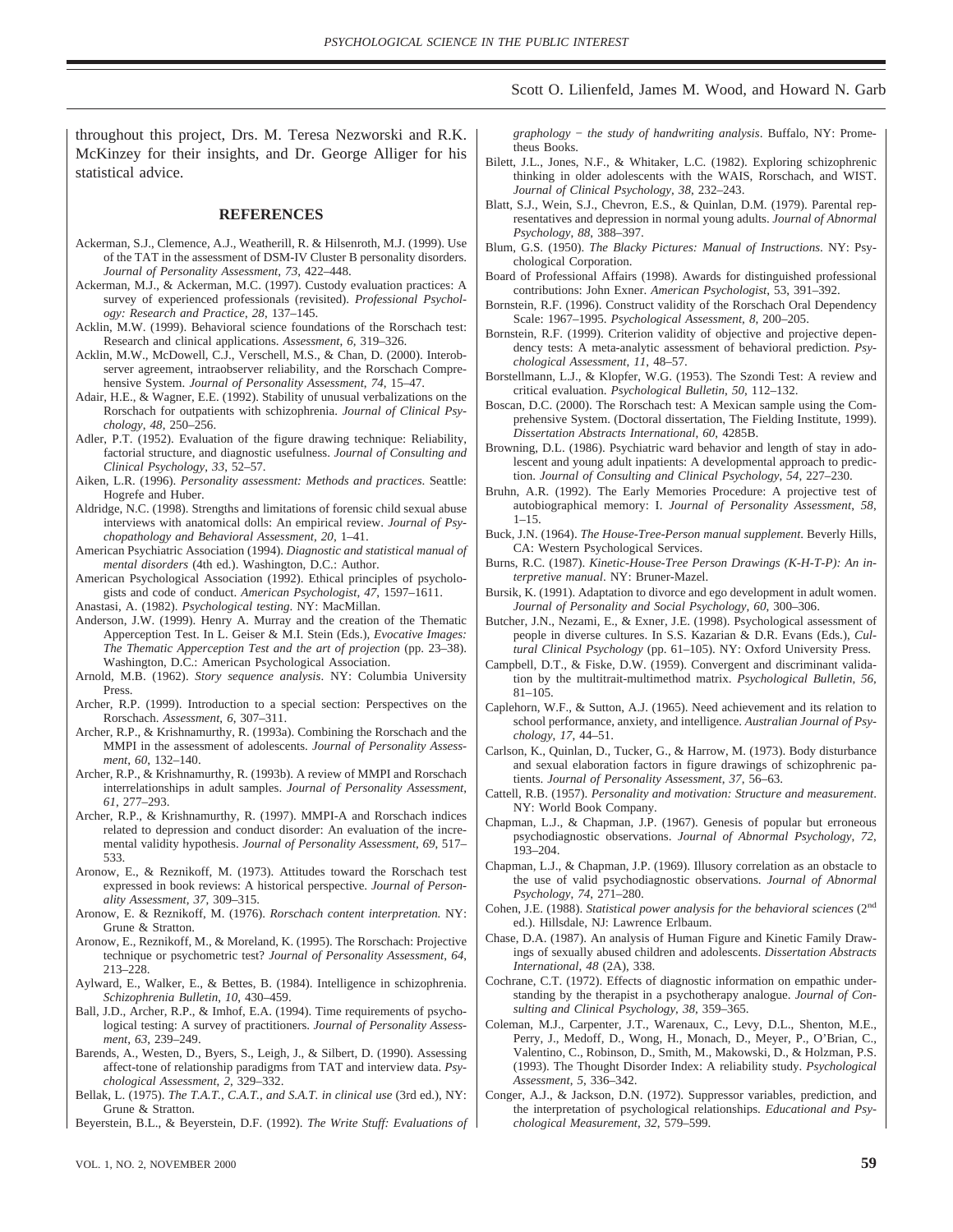throughout this project, Drs. M. Teresa Nezworski and R.K. McKinzey for their insights, and Dr. George Alliger for his statistical advice.

## REFERENCES

Ackerman, S.J., Clemence, A.J., Weatherill, R. & Hilsenroth, M.J. (1999). Use of the TAT in the assessment of DSM-IV Cluster B personality disorders. *Journal of Personality Assessment, 73*, 422–448.

Ackerman, M.J., & Ackerman, M.C. (1997). Custody evaluation practices: A survey of experienced professionals (revisited). *Professional Psychology: Research and Practice, 28*, 137–145.

Acklin, M.W. (1999). Behavioral science foundations of the Rorschach test: Research and clinical applications. *Assessment, 6*, 319–326.

Acklin, M.W., McDowell, C.J., Verschell, M.S., & Chan, D. (2000). Interobserver agreement, intraobserver reliability, and the Rorschach Comprehensive System. *Journal of Personality Assessment, 74*, 15–47.

Adair, H.E., & Wagner, E.E. (1992). Stability of unusual verbalizations on the Rorschach for outpatients with schizophrenia. *Journal of Clinical Psychology, 48*, 250–256.

Adler, P.T. (1952). Evaluation of the figure drawing technique: Reliability, factorial structure, and diagnostic usefulness. *Journal of Consulting and Clinical Psychology, 33*, 52–57.

Aiken, L.R. (1996). *Personality assessment: Methods and practices*. Seattle: Hogrefe and Huber.

Aldridge, N.C. (1998). Strengths and limitations of forensic child sexual abuse interviews with anatomical dolls: An empirical review. *Journal of Psychopathology and Behavioral Assessment, 20*, 1–41.

American Psychiatric Association (1994). *Diagnostic and statistical manual of mental disorders* (4th ed.). Washington, D.C.: Author.

American Psychological Association (1992). Ethical principles of psychologists and code of conduct. *American Psychologist, 47*, 1597–1611.

Anastasi, A. (1982). *Psychological testing*. NY: MacMillan.

Anderson, J.W. (1999). Henry A. Murray and the creation of the Thematic Apperception Test. In L. Geiser & M.I. Stein (Eds.), *Evocative Images: The Thematic Apperception Test and the art of projection* (pp. 23–38). Washington, D.C.: American Psychological Association.

Arnold, M.B. (1962). *Story sequence analysis*. NY: Columbia University Press.

Archer, R.P. (1999). Introduction to a special section: Perspectives on the Rorschach. *Assessment, 6*, 307–311.

Archer, R.P., & Krishnamurthy, R. (1993a). Combining the Rorschach and the MMPI in the assessment of adolescents. *Journal of Personality Assessment, 60*, 132–140.

Archer, R.P., & Krishnamurthy, R. (1993b). A review of MMPI and Rorschach interrelationships in adult samples. *Journal of Personality Assessment, 61*, 277–293.

Archer, R.P., & Krishnamurthy, R. (1997). MMPI-A and Rorschach indices related to depression and conduct disorder: An evaluation of the incremental validity hypothesis. *Journal of Personality Assessment, 69*, 517–533.

Aronow, E., & Reznikoff, M. (1973). Attitudes toward the Rorschach test expressed in book reviews: A historical perspective. *Journal of Personality Assessment, 37*, 309–315.

Aronow, E. & Reznikoff, M. (1976). *Rorschach content interpretation*. NY: Grune & Stratton.

Aronow, E., Reznikoff, M., & Moreland, K. (1995). The Rorschach: Projective technique or psychometric test? *Journal of Personality Assessment, 64*, 213–228.

Aylward, E., Walker, E., & Bettes, B. (1984). Intelligence in schizophrenia. *Schizophrenia Bulletin, 10*, 430–459.

Ball, J.D., Archer, R.P., & Imhof, E.A. (1994). Time requirements of psychological testing: A survey of practitioners. *Journal of Personality Assessment, 63*, 239–249.

Barends, A., Westen, D., Byers, S., Leigh, J., & Silbert, D. (1990). Assessing affect-tone of relationship paradigms from TAT and interview data. *Psychological Assessment, 2*, 329–332.

Bellak, L. (1975). *The T.A.T., C.A.T., and S.A.T. in clinical use* (3rd ed.), NY: Grune & Stratton.

Beyerstein, B.L., & Beyerstein, D.F. (1992). *The Write Stuff: Evaluations of graphology – the study of handwriting analysis*. Buffalo, NY: Prometheus Books.

Bilett, J.L., Jones, N.F., & Whitaker, L.C. (1982). Exploring schizophrenic thinking in older adolescents with the WAIS, Rorschach, and WIST. *Journal of Clinical Psychology, 38*, 232–243.

Blatt, S.J., Wein, S.J., Chevron, E.S., & Quinlan, D.M. (1979). Parental representatives and depression in normal young adults. *Journal of Abnormal Psychology, 88*, 388–397.

Blum, G.S. (1950). *The Blacky Pictures: Manual of Instructions*. NY: Psychological Corporation.

Board of Professional Affairs (1998). Awards for distinguished professional contributions: John Exner. *American Psychologist*, 53, 391–392.

Bornstein, R.F. (1996). Construct validity of the Rorschach Oral Dependency Scale: 1967–1995. *Psychological Assessment, 8*, 200–205.

Bornstein, R.F. (1999). Criterion validity of objective and projective dependency tests: A meta-analytic assessment of behavioral prediction. *Psychological Assessment, 11*, 48–57.

Borstellmann, L.J., & Klopfer, W.G. (1953). The Szondi Test: A review and critical evaluation. *Psychological Bulletin, 50*, 112–132.

Boscan, D.C. (2000). The Rorschach test: A Mexican sample using the Comprehensive System. (Doctoral dissertation, The Fielding Institute, 1999). *Dissertation Abstracts International, 60*, 4285B.

Browning, D.L. (1986). Psychiatric ward behavior and length of stay in adolescent and young adult inpatients: A developmental approach to prediction. *Journal of Consulting and Clinical Psychology, 54*, 227–230.

Bruhn, A.R. (1992). The Early Memories Procedure: A projective test of autobiographical memory: I. *Journal of Personality Assessment, 58*, 1–15.

Buck, J.N. (1964). *The House-Tree-Person manual supplement*. Beverly Hills, CA: Western Psychological Services.

Burns, R.C. (1987). *Kinetic-House-Tree Person Drawings (K-H-T-P): An interpretive manual*. NY: Bruner-Mazel.

Bursik, K. (1991). Adaptation to divorce and ego development in adult women. *Journal of Personality and Social Psychology, 60*, 300–306.

Butcher, J.N., Nezami, E., & Exner, J.E. (1998). Psychological assessment of people in diverse cultures. In S.S. Kazarian & D.R. Evans (Eds.), *Cultural Clinical Psychology* (pp. 61–105). NY: Oxford University Press.

Campbell, D.T., & Fiske, D.W. (1959). Convergent and discriminant validation by the multitrait-multimethod matrix. *Psychological Bulletin, 56*, 81–105.

Caplehorn, W.F., & Sutton, A.J. (1965). Need achievement and its relation to school performance, anxiety, and intelligence. *Australian Journal of Psychology, 17*, 44–51.

Carlson, K., Quinlan, D., Tucker, G., & Harrow, M. (1973). Body disturbance and sexual elaboration factors in figure drawings of schizophrenic patients. *Journal of Personality Assessment, 37*, 56–63.

Cattell, R.B. (1957). *Personality and motivation: Structure and measurement*. NY: World Book Company.

Chapman, L.J., & Chapman, J.P. (1967). Genesis of popular but erroneous psychodiagnostic observations. *Journal of Abnormal Psychology, 72*, 193–204.

Chapman, L.J., & Chapman, J.P. (1969). Illusory correlation as an obstacle to the use of valid psychodiagnostic observations. *Journal of Abnormal Psychology, 74*, 271–280.

Cohen, J.E. (1988). *Statistical power analysis for the behavioral sciences* (2nd ed.). Hillsdale, NJ: Lawrence Erlbaum.

Chase, D.A. (1987). An analysis of Human Figure and Kinetic Family Drawings of sexually abused children and adolescents. *Dissertation Abstracts International, 48* (2A), 338.

Cochrane, C.T. (1972). Effects of diagnostic information on empathic understanding by the therapist in a psychotherapy analogue. *Journal of Consulting and Clinical Psychology, 38*, 359–365.

Coleman, M.J., Carpenter, J.T., Warenaux, C., Levy, D.L., Shenton, M.E., Perry, J., Medoff, D., Wong, H., Monach, D., Meyer, P., O'Brian, C., Valentino, C., Robinson, D., Smith, M., Makowski, D., & Holzman, P.S. (1993). The Thought Disorder Index: A reliability study. *Psychological Assessment, 5*, 336–342.

Conger, A.J., & Jackson, D.N. (1972). Suppressor variables, prediction, and the interpretation of psychological relationships. *Educational and Psychological Measurement, 32*, 579–599.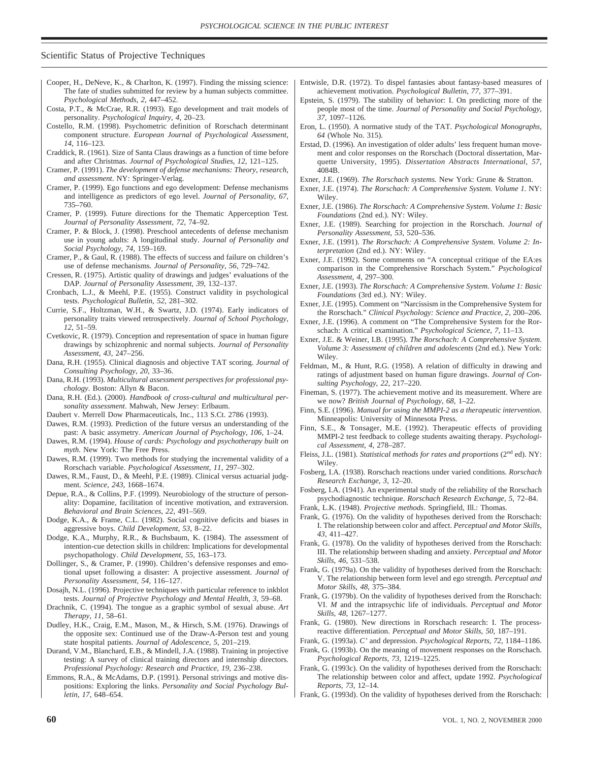Cooper, H., DeNeve, K., & Charlton, K. (1997). Finding the missing science: The fate of studies submitted for review by a human subjects committee. *Psychological Methods*, *2*, 447–452.

Costa, P.T., & McCrae, R.R. (1993). Ego development and trait models of personality. *Psychological Inquiry*, *4*, 20–23.

Costello, R.M. (1998). Psychometric definition of Rorschach determinant component structure. *European Journal of Psychological Assessment*, *14*, 116–123.

Craddick, R. (1961). Size of Santa Claus drawings as a function of time before and after Christmas. *Journal of Psychological Studies*, *12*, 121–125.

Cramer, P. (1991). *The development of defense mechanisms: Theory, research, and assessment*. NY: Springer-Verlag.

Cramer, P. (1999). Ego functions and ego development: Defense mechanisms and intelligence as predictors of ego level. *Journal of Personality*, *67*, 735–760.

Cramer, P. (1999). Future directions for the Thematic Apperception Test. *Journal of Personality Assessment*, *72*, 74–92.

Cramer, P. & Block, J. (1998). Preschool antecedents of defense mechanism use in young adults: A longitudinal study. *Journal of Personality and Social Psychology*, *74*, 159–169.

Cramer, P., & Gaul, R. (1988). The effects of success and failure on children's use of defense mechanisms. *Journal of Personality*, *56*, 729–742.

Cressen, R. (1975). Artistic quality of drawings and judges' evaluations of the DAP. *Journal of Personality Assessment*, *39*, 132–137.

Cronbach, L.J., & Meehl, P.E. (1955). Construct validity in psychological tests. *Psychological Bulletin*, *52*, 281–302.

Currie, S.F., Holtzman, W.H., & Swartz, J.D. (1974). Early indicators of personality traits viewed retrospectively. *Journal of School Psychology*, *12*, 51–59.

Cvetkovic, R. (1979). Conception and representation of space in human figure drawings by schizophrenic and normal subjects. *Journal of Personality Assessment*, *43*, 247–256.

Dana, R.H. (1955). Clinical diagnosis and objective TAT scoring. *Journal of Consulting Psychology*, *20*, 33–36.

Dana, R.H. (1993). *Multicultural assessment perspectives for professional psychology*. Boston: Allyn & Bacon.

Dana, R.H. (Ed.). (2000). *Handbook of cross-cultural and multicultural personality assessment*. Mahwah, New Jersey: Erlbaum.

Daubert v. Merrell Dow Pharmaceuticals, Inc., 113 S.Ct. 2786 (1993).

Dawes, R.M. (1993). Prediction of the future versus an understanding of the past: A basic assymetry. *American Journal of Psychology*, *106*, 1–24.

Dawes, R.M. (1994). *House of cards: Psychology and psychotherapy built on myth*. New York: The Free Press.

Dawes, R.M. (1999). Two methods for studying the incremental validity of a Rorschach variable. *Psychological Assessment*, *11*, 297–302.

Dawes, R.M., Faust, D., & Meehl, P.E. (1989). Clinical versus actuarial judgment. *Science*, *243*, 1668–1674.

Depue, R.A., & Collins, P.F. (1999). Neurobiology of the structure of personality: Dopamine, facilitation of incentive motivation, and extraversion. *Behavioral and Brain Sciences*, *22*, 491–569.

Dodge, K.A., & Frame, C.L. (1982). Social cognitive deficits and biases in aggressive boys. *Child Development*, *53*, 8–22.

Dodge, K.A., Murphy, R.R., & Buchsbaum, K. (1984). The assessment of intention-cue detection skills in children: Implications for developmental psychopathology. *Child Development*, *55*, 163–173.

Dollinger, S., & Cramer, P. (1990). Children's defensive responses and emotional upset following a disaster: A projective assessment. *Journal of Personality Assessment*, *54*, 116–127.

Dosajh, N.L. (1996). Projective techniques with particular reference to inkblot tests. *Journal of Projective Psychology and Mental Health*, *3*, 59–68.

Drachnik, C. (1994). The tongue as a graphic symbol of sexual abuse. *Art Therapy*, *11*, 58–61.

Dudley, H.K., Craig, E.M., Mason, M., & Hirsch, S.M. (1976). Drawings of the opposite sex: Continued use of the Draw-A-Person test and young state hospital patients. *Journal of Adolescence*, *5*, 201–219.

Durand, V.M., Blanchard, E.B., & Mindell, J.A. (1988). Training in projective testing: A survey of clinical training directors and internship directors. *Professional Psychology: Research and Practice*, *19*, 236–238.

Emmons, R.A., & McAdams, D.P. (1991). Personal strivings and motive dispositions: Exploring the links. *Personality and Social Psychology Bulletin*, *17*, 648–654.

Entwisle, D.R. (1972). To dispel fantasies about fantasy-based measures of achievement motivation. *Psychological Bulletin*, *77*, 377–391.

Epstein, S. (1979). The stability of behavior: I. On predicting more of the people most of the time. *Journal of Personality and Social Psychology*, *37*, 1097–1126.

Eron, L. (1950). A normative study of the TAT. *Psychological Monographs*, *64* (Whole No. 315).

Erstad, D. (1996). An investigation of older adults' less frequent human movement and color responses on the Rorschach (Doctoral dissertation, Marquette University, 1995). *Dissertation Abstracts International*, *57*, 4084B.

Exner, J.E. (1969). *The Rorschach systems.* New York: Grune & Stratton.

Exner, J.E. (1974). *The Rorschach: A Comprehensive System. Volume 1.* NY: Wiley.

Exner, J.E. (1986). *The Rorschach: A Comprehensive System. Volume 1: Basic Foundations* (2nd ed.). NY: Wiley.

Exner, J.E. (1989). Searching for projection in the Rorschach. *Journal of Personality Assessment*, *53*, 520–536.

Exner, J.E. (1991). *The Rorschach: A Comprehensive System. Volume 2: Interpretation* (2nd ed.). NY: Wiley.

Exner, J.E. (1992). Some comments on "A conceptual critique of the EA:es comparison in the Comprehensive Rorschach System." *Psychological Assessment*, *4*, 297–300.

Exner, J.E. (1993). *The Rorschach: A Comprehensive System. Volume 1: Basic Foundations* (3rd ed.). NY: Wiley.

Exner, J.E. (1995). Comment on "Narcissism in the Comprehensive System for the Rorschach." *Clinical Psychology: Science and Practice*, *2*, 200–206.

Exner, J.E. (1996). A comment on "The Comprehensive System for the Rorschach: A critical examination." *Psychological Science*, *7*, 11–13.

Exner, J.E. & Weiner, I.B. (1995). *The Rorschach: A Comprehensive System. Volume 3: Assessment of children and adolescents* (2nd ed.). New York: Wiley.

Feldman, M., & Hunt, R.G. (1958). A relation of difficulty in drawing and ratings of adjustment based on human figure drawings. *Journal of Consulting Psychology*, *22*, 217–220.

Fineman, S. (1977). The achievement motive and its measurement. Where are we now? *British Journal of Psychology*, *68*, 1–22.

Finn, S.E. (1996). *Manual for using the MMPI-2 as a therapeutic intervention*. Minneapolis: University of Minnesota Press.

Finn, S.E., & Tonsager, M.E. (1992). Therapeutic effects of providing MMPI-2 test feedback to college students awaiting therapy. *Psychological Assessment*, *4*, 278–287.

Fleiss, J.L. (1981). *Statistical methods for rates and proportions* (2nd ed). NY: Wiley.

Fosberg, I.A. (1938). Rorschach reactions under varied conditions. *Rorschach Research Exchange*, *3*, 12–20.

Fosberg, I.A. (1941). An experimental study of the reliability of the Rorschach psychodiagnostic technique. *Rorschach Research Exchange*, *5*, 72–84.

Frank, L.K. (1948). *Projective methods*. Springfield, Ill.: Thomas.

Frank, G. (1976). On the validity of hypotheses derived from the Rorschach: I. The relationship between color and affect. *Perceptual and Motor Skills*, *43*, 411–427.

Frank, G. (1978). On the validity of hypotheses derived from the Rorschach: III. The relationship between shading and anxiety. *Perceptual and Motor Skills*, *46*, 531–538.

Frank, G. (1979a). On the validity of hypotheses derived from the Rorschach: V. The relationship between form level and ego strength. *Perceptual and Motor Skills*, *48*, 375–384.

Frank, G. (1979b). On the validity of hypotheses derived from the Rorschach: VI. *M* and the intrapsychic life of individuals. *Perceptual and Motor Skills*, *48*, 1267–1277.

Frank, G. (1980). New directions in Rorschach research: I. The process-reactive differentiation. *Perceptual and Motor Skills*, *50*, 187–191.

Frank, G. (1993a). *C'* and depression. *Psychological Reports*, *72*, 1184–1186.

Frank, G. (1993b). On the meaning of movement responses on the Rorschach. *Psychological Reports*, *73*, 1219–1225.

Frank, G. (1993c). On the validity of hypotheses derived from the Rorschach: The relationship between color and affect, update 1992. *Psychological Reports*, *73*, 12–14.

Frank, G. (1993d). On the validity of hypotheses derived from the Rorschach: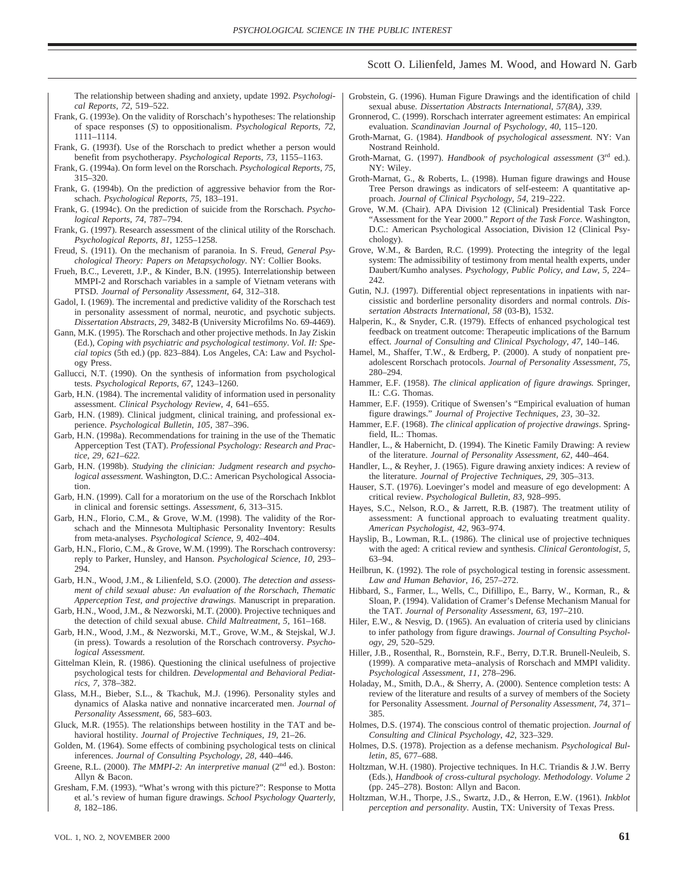The relationship between shading and anxiety, update 1992. *Psychological Reports, 72*, 519–522.

Frank, G. (1993e). On the validity of Rorschach's hypotheses: The relationship of space responses (*S*) to oppositionalism. *Psychological Reports, 72*, 1111–1114.

Frank, G. (1993f). Use of the Rorschach to predict whether a person would benefit from psychotherapy. *Psychological Reports, 73*, 1155–1163.

Frank, G. (1994a). On form level on the Rorschach. *Psychological Reports, 75*, 315–320.

Frank, G. (1994b). On the prediction of aggressive behavior from the Rorschach. *Psychological Reports, 75*, 183–191.

Frank, G. (1994c). On the prediction of suicide from the Rorschach. *Psychological Reports, 74*, 787–794.

Frank, G. (1997). Research assessment of the clinical utility of the Rorschach. *Psychological Reports, 81*, 1255–1258.

Freud, S. (1911). On the mechanism of paranoia. In S. Freud, *General Psychological Theory: Papers on Metapsychology*. NY: Collier Books.

Frueh, B.C., Leverett, J.P., & Kinder, B.N. (1995). Interrelationship between MMPI-2 and Rorschach variables in a sample of Vietnam veterans with PTSD. *Journal of Personality Assessment, 64*, 312–318.

Gadol, I. (1969). The incremental and predictive validity of the Rorschach test in personality assessment of normal, neurotic, and psychotic subjects. *Dissertation Abstracts, 29*, 3482-B (University Microfilms No. 69-4469).

Gann, M.K. (1995). The Rorschach and other projective methods. In Jay Ziskin (Ed.), *Coping with psychiatric and psychological testimony*. *Vol. II: Special topics* (5th ed.) (pp. 823–884). Los Angeles, CA: Law and Psychology Press.

Gallucci, N.T. (1990). On the synthesis of information from psychological tests. *Psychological Reports, 67*, 1243–1260.

Garb, H.N. (1984). The incremental validity of information used in personality assessment. *Clinical Psychology Review, 4*, 641–655.

Garb, H.N. (1989). Clinical judgment, clinical training, and professional experience. *Psychological Bulletin, 105*, 387–396.

Garb, H.N. (1998a). Recommendations for training in the use of the Thematic Apperception Test (TAT). *Professional Psychology: Research and Practice, 29, 621–622.*

Garb, H.N. (1998b). *Studying the clinician: Judgment research and psychological assessment.* Washington, D.C.: American Psychological Association.

Garb, H.N. (1999). Call for a moratorium on the use of the Rorschach Inkblot in clinical and forensic settings. *Assessment, 6*, 313–315.

Garb, H.N., Florio, C.M., & Grove, W.M. (1998). The validity of the Rorschach and the Minnesota Multiphasic Personality Inventory: Results from meta-analyses. *Psychological Science, 9*, 402–404.

Garb, H.N., Florio, C.M., & Grove, W.M. (1999). The Rorschach controversy: reply to Parker, Hunsley, and Hanson. *Psychological Science, 10*, 293–294.

Garb, H.N., Wood, J.M., & Lilienfeld, S.O. (2000). *The detection and assessment of child sexual abuse: An evaluation of the Rorschach, Thematic Apperception Test, and projective drawings.* Manuscript in preparation.

Garb, H.N., Wood, J.M., & Nezworski, M.T. (2000). Projective techniques and the detection of child sexual abuse. *Child Maltreatment, 5*, 161–168.

Garb, H.N., Wood, J.M., & Nezworski, M.T., Grove, W.M., & Stejskal, W.J. (in press). Towards a resolution of the Rorschach controversy. *Psychological Assessment.*

Gittelman Klein, R. (1986). Questioning the clinical usefulness of projective psychological tests for children. *Developmental and Behavioral Pediatrics, 7*, 378–382.

Glass, M.H., Bieber, S.L., & Tkachuk, M.J. (1996). Personality styles and dynamics of Alaska native and nonnative incarcerated men. *Journal of Personality Assessment, 66*, 583–603.

Gluck, M.R. (1955). The relationships between hostility in the TAT and behavioral hostility. *Journal of Projective Techniques, 19*, 21–26.

Golden, M. (1964). Some effects of combining psychological tests on clinical inferences. *Journal of Consulting Psychology, 28*, 440–446.

Greene, R.L. (2000). *The MMPI-2: An interpretive manual* (2nd ed.). Boston: Allyn & Bacon.

Gresham, F.M. (1993). "What's wrong with this picture?": Response to Motta et al.'s review of human figure drawings. *School Psychology Quarterly, 8*, 182–186.

Grobstein, G. (1996). Human Figure Drawings and the identification of child sexual abuse. *Dissertation Abstracts International, 57(8A), 339*.

Gronnerod, C. (1999). Rorschach interrater agreement estimates: An empirical evaluation. *Scandinavian Journal of Psychology, 40*, 115–120.

Groth-Marnat, G. (1984). *Handbook of psychological assessment.* NY: Van Nostrand Reinhold.

Groth-Marnat, G. (1997). *Handbook of psychological assessment* (3rd ed.). NY: Wiley.

Groth-Marnat, G., & Roberts, L. (1998). Human figure drawings and House Tree Person drawings as indicators of self-esteem: A quantitative approach. *Journal of Clinical Psychology, 54*, 219–222.

Grove, W.M. (Chair). APA Division 12 (Clinical) Presidential Task Force "Assessment for the Year 2000." *Report of the Task Force*. Washington, D.C.: American Psychological Association, Division 12 (Clinical Psychology).

Grove, W.M., & Barden, R.C. (1999). Protecting the integrity of the legal system: The admissibility of testimony from mental health experts, under Daubert/Kumho analyses. *Psychology, Public Policy, and Law, 5*, 224–242.

Gutin, N.J. (1997). Differential object representations in inpatients with narcissistic and borderline personality disorders and normal controls. *Dissertation Abstracts International, 58* (03-B), 1532.

Halperin, K., & Snyder, C.R. (1979). Effects of enhanced psychological test feedback on treatment outcome: Therapeutic implications of the Barnum effect. *Journal of Consulting and Clinical Psychology, 47*, 140–146.

Hamel, M., Shaffer, T.W., & Erdberg, P. (2000). A study of nonpatient preadolescent Rorschach protocols. *Journal of Personality Assessment, 75*, 280–294.

Hammer, E.F. (1958). *The clinical application of figure drawings.* Springer, IL: C.G. Thomas.

Hammer, E.F. (1959). Critique of Swensen's "Empirical evaluation of human figure drawings." *Journal of Projective Techniques, 23*, 30–32.

Hammer, E.F. (1968). *The clinical application of projective drawings*. Springfield, IL.: Thomas.

Handler, L., & Habernicht, D. (1994). The Kinetic Family Drawing: A review of the literature. *Journal of Personality Assessment, 62*, 440–464.

Handler, L., & Reyher, J. (1965). Figure drawing anxiety indices: A review of the literature. *Journal of Projective Techniques, 29*, 305–313.

Hauser, S.T. (1976). Loevinger's model and measure of ego development: A critical review. *Psychological Bulletin, 83*, 928–995.

Hayes, S.C., Nelson, R.O., & Jarrett, R.B. (1987). The treatment utility of assessment: A functional approach to evaluating treatment quality. *American Psychologist, 42*, 963–974.

Hayslip, B., Lowman, R.L. (1986). The clinical use of projective techniques with the aged: A critical review and synthesis. *Clinical Gerontologist, 5*, 63–94.

Heilbrun, K. (1992). The role of psychological testing in forensic assessment. *Law and Human Behavior, 16*, 257–272.

Hibbard, S., Farmer, L., Wells, C., Difillipo, E., Barry, W., Korman, R., & Sloan, P. (1994). Validation of Cramer's Defense Mechanism Manual for the TAT. *Journal of Personality Assessment, 63*, 197–210.

Hiler, E.W., & Nesvig, D. (1965). An evaluation of criteria used by clinicians to infer pathology from figure drawings. *Journal of Consulting Psychology, 29*, 520–529.

Hiller, J.B., Rosenthal, R., Bornstein, R.F., Berry, D.T.R. Brunell-Neuleib, S. (1999). A comparative meta–analysis of Rorschach and MMPI validity. *Psychological Assessment, 11*, 278–296.

Holaday, M., Smith, D.A., & Sherry, A. (2000). Sentence completion tests: A review of the literature and results of a survey of members of the Society for Personality Assessment. *Journal of Personality Assessment, 74*, 371–385.

Holmes, D.S. (1974). The conscious control of thematic projection. *Journal of Consulting and Clinical Psychology, 42*, 323–329.

Holmes, D.S. (1978). Projection as a defense mechanism. *Psychological Bulletin, 85*, 677–688.

Holtzman, W.H. (1980). Projective techniques. In H.C. Triandis & J.W. Berry (Eds.), *Handbook of cross-cultural psychology. Methodology*. *Volume 2* (pp. 245–278). Boston: Allyn and Bacon.

Holtzman, W.H., Thorpe, J.S., Swartz, J.D., & Herron, E.W. (1961). *Inkblot perception and personality*. Austin, TX: University of Texas Press.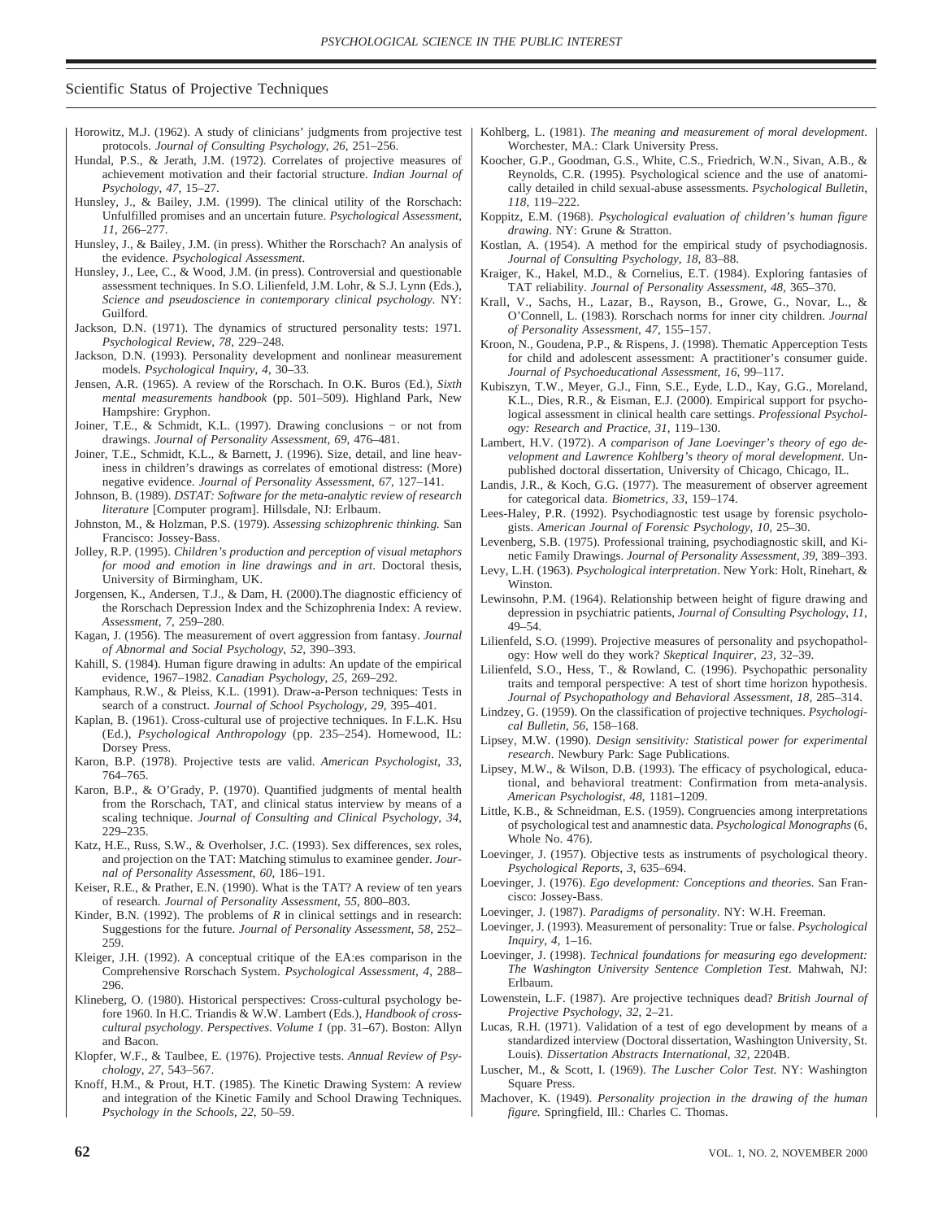Horowitz, M.J. (1962). A study of clinicians' judgments from projective test protocols. *Journal of Consulting Psychology*, *26*, 251–256.

Hundal, P.S., & Jerath, J.M. (1972). Correlates of projective measures of achievement motivation and their factorial structure. *Indian Journal of Psychology*, *47*, 15–27.

Hunsley, J., & Bailey, J.M. (1999). The clinical utility of the Rorschach: Unfulfilled promises and an uncertain future. *Psychological Assessment*, *11*, 266–277.

Hunsley, J., & Bailey, J.M. (in press). Whither the Rorschach? An analysis of the evidence. *Psychological Assessment*.

Hunsley, J., Lee, C., & Wood, J.M. (in press). Controversial and questionable assessment techniques. In S.O. Lilienfeld, J.M. Lohr, & S.J. Lynn (Eds.), *Science and pseudoscience in contemporary clinical psychology*. NY: Guilford.

Jackson, D.N. (1971). The dynamics of structured personality tests: 1971. *Psychological Review*, *78*, 229–248.

Jackson, D.N. (1993). Personality development and nonlinear measurement models. *Psychological Inquiry*, *4*, 30–33.

Jensen, A.R. (1965). A review of the Rorschach. In O.K. Buros (Ed.), *Sixth mental measurements handbook* (pp. 501–509). Highland Park, New Hampshire: Gryphon.

Joiner, T.E., & Schmidt, K.L. (1997). Drawing conclusions − or not from drawings. *Journal of Personality Assessment*, *69*, 476–481.

Joiner, T.E., Schmidt, K.L., & Barnett, J. (1996). Size, detail, and line heaviness in children's drawings as correlates of emotional distress: (More) negative evidence. *Journal of Personality Assessment*, *67*, 127–141.

Johnson, B. (1989). *DSTAT: Software for the meta-analytic review of research literature* [Computer program]. Hillsdale, NJ: Erlbaum.

Johnston, M., & Holzman, P.S. (1979). *Assessing schizophrenic thinking.* San Francisco: Jossey-Bass.

Jolley, R.P. (1995). *Children's production and perception of visual metaphors for mood and emotion in line drawings and in art*. Doctoral thesis, University of Birmingham, UK.

Jorgensen, K., Andersen, T.J., & Dam, H. (2000).The diagnostic efficiency of the Rorschach Depression Index and the Schizophrenia Index: A review. *Assessment*, *7*, 259–280.

Kagan, J. (1956). The measurement of overt aggression from fantasy. *Journal of Abnormal and Social Psychology*, *52*, 390–393.

Kahill, S. (1984). Human figure drawing in adults: An update of the empirical evidence, 1967–1982. *Canadian Psychology*, *25*, 269–292.

Kamphaus, R.W., & Pleiss, K.L. (1991). Draw-a-Person techniques: Tests in search of a construct. *Journal of School Psychology*, *29*, 395–401.

Kaplan, B. (1961). Cross-cultural use of projective techniques. In F.L.K. Hsu (Ed.), *Psychological Anthropology* (pp. 235–254). Homewood, IL: Dorsey Press.

Karon, B.P. (1978). Projective tests are valid. *American Psychologist*, *33*, 764–765.

Karon, B.P., & O'Grady, P. (1970). Quantified judgments of mental health from the Rorschach, TAT, and clinical status interview by means of a scaling technique. *Journal of Consulting and Clinical Psychology*, *34*, 229–235.

Katz, H.E., Russ, S.W., & Overholser, J.C. (1993). Sex differences, sex roles, and projection on the TAT: Matching stimulus to examinee gender. *Journal of Personality Assessment*, *60*, 186–191.

Keiser, R.E., & Prather, E.N. (1990). What is the TAT? A review of ten years of research. *Journal of Personality Assessment*, *55*, 800–803.

Kinder, B.N. (1992). The problems of *R* in clinical settings and in research: Suggestions for the future. *Journal of Personality Assessment*, *58*, 252–259.

Kleiger, J.H. (1992). A conceptual critique of the EA:es comparison in the Comprehensive Rorschach System. *Psychological Assessment*, *4*, 288–296.

Klineberg, O. (1980). Historical perspectives: Cross-cultural psychology before 1960. In H.C. Triandis & W.W. Lambert (Eds.), *Handbook of cross-cultural psychology. Perspectives. Volume 1* (pp. 31–67). Boston: Allyn and Bacon.

Klopfer, W.F., & Taulbee, E. (1976). Projective tests. *Annual Review of Psychology*, *27*, 543–567.

Knoff, H.M., & Prout, H.T. (1985). The Kinetic Drawing System: A review and integration of the Kinetic Family and School Drawing Techniques. *Psychology in the Schools*, *22*, 50–59.

Kohlberg, L. (1981). *The meaning and measurement of moral development*. Worchester, MA.: Clark University Press.

Koocher, G.P., Goodman, G.S., White, C.S., Friedrich, W.N., Sivan, A.B., & Reynolds, C.R. (1995). Psychological science and the use of anatomically detailed in child sexual-abuse assessments. *Psychological Bulletin*, *118*, 119–222.

Koppitz, E.M. (1968). *Psychological evaluation of children's human figure drawing*. NY: Grune & Stratton.

Kostlan, A. (1954). A method for the empirical study of psychodiagnosis. *Journal of Consulting Psychology*, *18*, 83–88.

Kraiger, K., Hakel, M.D., & Cornelius, E.T. (1984). Exploring fantasies of TAT reliability. *Journal of Personality Assessment*, *48*, 365–370.

Krall, V., Sachs, H., Lazar, B., Rayson, B., Growe, G., Novar, L., & O'Connell, L. (1983). Rorschach norms for inner city children. *Journal of Personality Assessment*, *47*, 155–157.

Kroon, N., Goudena, P.P., & Rispens, J. (1998). Thematic Apperception Tests for child and adolescent assessment: A practitioner's consumer guide. *Journal of Psychoeducational Assessment*, *16*, 99–117.

Kubiszyn, T.W., Meyer, G.J., Finn, S.E., Eyde, L.D., Kay, G.G., Moreland, K.L., Dies, R.R., & Eisman, E.J. (2000). Empirical support for psychological assessment in clinical health care settings. *Professional Psychology: Research and Practice*, *31*, 119–130.

Lambert, H.V. (1972). *A comparison of Jane Loevinger's theory of ego development and Lawrence Kohlberg's theory of moral development*. Unpublished doctoral dissertation, University of Chicago, Chicago, IL.

Landis, J.R., & Koch, G.G. (1977). The measurement of observer agreement for categorical data. *Biometrics*, *33*, 159–174.

Lees-Haley, P.R. (1992). Psychodiagnostic test usage by forensic psychologists. *American Journal of Forensic Psychology*, *10*, 25–30.

Levenberg, S.B. (1975). Professional training, psychodiagnostic skill, and Kinetic Family Drawings. *Journal of Personality Assessment*, *39*, 389–393.

Levy, L.H. (1963). *Psychological interpretation*. New York: Holt, Rinehart, & Winston.

Lewinsohn, P.M. (1964). Relationship between height of figure drawing and depression in psychiatric patients, *Journal of Consulting Psychology*, *11*, 49–54.

Lilienfeld, S.O. (1999). Projective measures of personality and psychopathology: How well do they work? *Skeptical Inquirer*, *23*, 32–39.

Lilienfeld, S.O., Hess, T., & Rowland, C. (1996). Psychopathic personality traits and temporal perspective: A test of short time horizon hypothesis. *Journal of Psychopathology and Behavioral Assessment*, *18*, 285–314.

Lindzey, G. (1959). On the classification of projective techniques. *Psychological Bulletin*, *56*, 158–168.

Lipsey, M.W. (1990). *Design sensitivity: Statistical power for experimental research*. Newbury Park: Sage Publications.

Lipsey, M.W., & Wilson, D.B. (1993). The efficacy of psychological, educational, and behavioral treatment: Confirmation from meta-analysis. *American Psychologist*, *48*, 1181–1209.

Little, K.B., & Schneidman, E.S. (1959). Congruencies among interpretations of psychological test and anamnestic data. *Psychological Monographs* (6, Whole No. 476).

Loevinger, J. (1957). Objective tests as instruments of psychological theory. *Psychological Reports*, *3*, 635–694.

Loevinger, J. (1976). *Ego development: Conceptions and theories.* San Francisco: Jossey-Bass.

Loevinger, J. (1987). *Paradigms of personality*. NY: W.H. Freeman.

Loevinger, J. (1993). Measurement of personality: True or false. *Psychological Inquiry*, *4*, 1–16.

Loevinger, J. (1998). *Technical foundations for measuring ego development: The Washington University Sentence Completion Test*. Mahwah, NJ: Erlbaum.

Lowenstein, L.F. (1987). Are projective techniques dead? *British Journal of Projective Psychology*, *32*, 2–21.

Lucas, R.H. (1971). Validation of a test of ego development by means of a standardized interview (Doctoral dissertation, Washington University, St. Louis). *Dissertation Abstracts International*, *32*, 2204B.

Luscher, M., & Scott, I. (1969). *The Luscher Color Test.* NY: Washington Square Press.

Machover, K. (1949). *Personality projection in the drawing of the human figure.* Springfield, Ill.: Charles C. Thomas.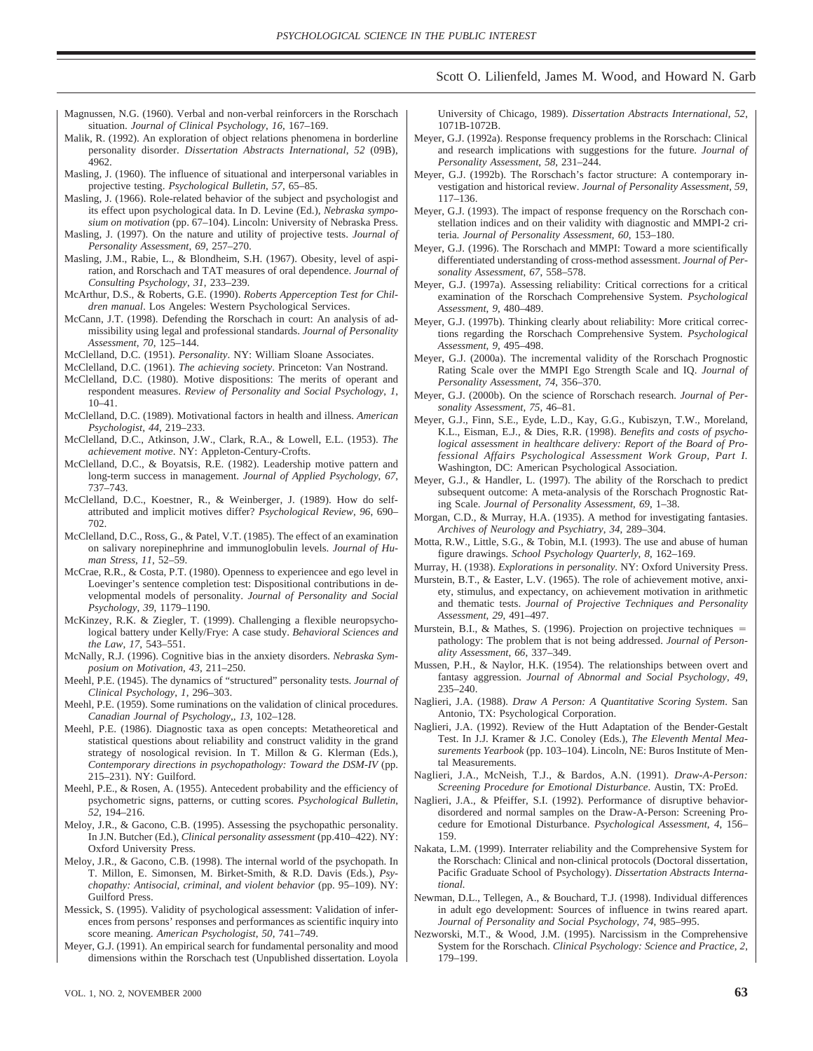Magnussen, N.G. (1960). Verbal and non-verbal reinforcers in the Rorschach situation. *Journal of Clinical Psychology, 16,* 167–169.

Malik, R. (1992). An exploration of object relations phenomena in borderline personality disorder. *Dissertation Abstracts International, 52* (09B), 4962.

Masling, J. (1960). The influence of situational and interpersonal variables in projective testing. *Psychological Bulletin, 57,* 65–85.

Masling, J. (1966). Role-related behavior of the subject and psychologist and its effect upon psychological data. In D. Levine (Ed.), *Nebraska symposium on motivation* (pp. 67–104). Lincoln: University of Nebraska Press.

Masling, J. (1997). On the nature and utility of projective tests. *Journal of Personality Assessment, 69,* 257–270.

Masling, J.M., Rabie, L., & Blondheim, S.H. (1967). Obesity, level of aspiration, and Rorschach and TAT measures of oral dependence. *Journal of Consulting Psychology, 31,* 233–239.

McArthur, D.S., & Roberts, G.E. (1990). *Roberts Apperception Test for Children manual*. Los Angeles: Western Psychological Services.

McCann, J.T. (1998). Defending the Rorschach in court: An analysis of admissibility using legal and professional standards. *Journal of Personality Assessment, 70,* 125–144.

McClelland, D.C. (1951). *Personality*. NY: William Sloane Associates.

McClelland, D.C. (1961). *The achieving society*. Princeton: Van Nostrand.

McClelland, D.C. (1980). Motive dispositions: The merits of operant and respondent measures. *Review of Personality and Social Psychology, 1,* 10–41.

McClelland, D.C. (1989). Motivational factors in health and illness. *American Psychologist, 44,* 219–233.

McClelland, D.C., Atkinson, J.W., Clark, R.A., & Lowell, E.L. (1953). *The achievement motive*. NY: Appleton-Century-Crofts.

McClelland, D.C., & Boyatsis, R.E. (1982). Leadership motive pattern and long-term success in management. *Journal of Applied Psychology, 67,* 737–743.

McClelland, D.C., Koestner, R., & Weinberger, J. (1989). How do self-attributed and implicit motives differ? *Psychological Review, 96,* 690–702.

McClelland, D.C., Ross, G., & Patel, V.T. (1985). The effect of an examination on salivary norepinephrine and immunoglobulin levels. *Journal of Human Stress, 11,* 52–59.

McCrae, R.R., & Costa, P.T. (1980). Openness to experiencee and ego level in Loevinger's sentence completion test: Dispositional contributions in developmental models of personality. *Journal of Personality and Social Psychology, 39,* 1179–1190.

McKinzey, R.K. & Ziegler, T. (1999). Challenging a flexible neuropsychological battery under Kelly/Frye: A case study. *Behavioral Sciences and the Law, 17,* 543–551.

McNally, R.J. (1996). Cognitive bias in the anxiety disorders. *Nebraska Symposium on Motivation, 43,* 211–250.

Meehl, P.E. (1945). The dynamics of "structured" personality tests. *Journal of Clinical Psychology, 1,* 296–303.

Meehl, P.E. (1959). Some ruminations on the validation of clinical procedures. *Canadian Journal of Psychology,, 13,* 102–128.

Meehl, P.E. (1986). Diagnostic taxa as open concepts: Metatheoretical and statistical questions about reliability and construct validity in the grand strategy of nosological revision. In T. Millon & G. Klerman (Eds.), *Contemporary directions in psychopathology: Toward the DSM-IV* (pp. 215–231). NY: Guilford.

Meehl, P.E., & Rosen, A. (1955). Antecedent probability and the efficiency of psychometric signs, patterns, or cutting scores. *Psychological Bulletin, 52,* 194–216.

Meloy, J.R., & Gacono, C.B. (1995). Assessing the psychopathic personality. In J.N. Butcher (Ed.), *Clinical personality assessment* (pp.410–422). NY: Oxford University Press.

Meloy, J.R., & Gacono, C.B. (1998). The internal world of the psychopath. In T. Millon, E. Simonsen, M. Birket-Smith, & R.D. Davis (Eds.), *Psychopathy: Antisocial, criminal, and violent behavior* (pp. 95–109). NY: Guilford Press.

Messick, S. (1995). Validity of psychological assessment: Validation of inferences from persons' responses and performances as scientific inquiry into score meaning. *American Psychologist, 50,* 741–749.

Meyer, G.J. (1991). An empirical search for fundamental personality and mood dimensions within the Rorschach test (Unpublished dissertation. Loyola University of Chicago, 1989). *Dissertation Abstracts International, 52,* 1071B-1072B.

Meyer, G.J. (1992a). Response frequency problems in the Rorschach: Clinical and research implications with suggestions for the future. *Journal of Personality Assessment, 58,* 231–244.

Meyer, G.J. (1992b). The Rorschach's factor structure: A contemporary investigation and historical review. *Journal of Personality Assessment, 59,* 117–136.

Meyer, G.J. (1993). The impact of response frequency on the Rorschach constellation indices and on their validity with diagnostic and MMPI-2 criteria. *Journal of Personality Assessment, 60,* 153–180.

Meyer, G.J. (1996). The Rorschach and MMPI: Toward a more scientifically differentiated understanding of cross-method assessment. *Journal of Personality Assessment, 67,* 558–578.

Meyer, G.J. (1997a). Assessing reliability: Critical corrections for a critical examination of the Rorschach Comprehensive System. *Psychological Assessment, 9,* 480–489.

Meyer, G.J. (1997b). Thinking clearly about reliability: More critical corrections regarding the Rorschach Comprehensive System. *Psychological Assessment, 9,* 495–498.

Meyer, G.J. (2000a). The incremental validity of the Rorschach Prognostic Rating Scale over the MMPI Ego Strength Scale and IQ. *Journal of Personality Assessment, 74,* 356–370.

Meyer, G.J. (2000b). On the science of Rorschach research. *Journal of Personality Assessment, 75,* 46–81.

Meyer, G.J., Finn, S.E., Eyde, L.D., Kay, G.G., Kubiszyn, T.W., Moreland, K.L., Eisman, E.J., & Dies, R.R. (1998). *Benefits and costs of psychological assessment in healthcare delivery: Report of the Board of Professional Affairs Psychological Assessment Work Group, Part I.* Washington, DC: American Psychological Association.

Meyer, G.J., & Handler, L. (1997). The ability of the Rorschach to predict subsequent outcome: A meta-analysis of the Rorschach Prognostic Rating Scale. *Journal of Personality Assessment, 69,* 1–38.

Morgan, C.D., & Murray, H.A. (1935). A method for investigating fantasies. *Archives of Neurology and Psychiatry, 34,* 289–304.

Motta, R.W., Little, S.G., & Tobin, M.I. (1993). The use and abuse of human figure drawings. *School Psychology Quarterly, 8,* 162–169.

Murray, H. (1938). *Explorations in personality*. NY: Oxford University Press.

Murstein, B.T., & Easter, L.V. (1965). The role of achievement motive, anxiety, stimulus, and expectancy, on achievement motivation in arithmetic and thematic tests. *Journal of Projective Techniques and Personality Assessment, 29,* 491–497.

Murstein, B.I., & Mathes, S. (1996). Projection on projective techniques = pathology: The problem that is not being addressed. *Journal of Personality Assessment, 66,* 337–349.

Mussen, P.H., & Naylor, H.K. (1954). The relationships between overt and fantasy aggression. *Journal of Abnormal and Social Psychology, 49,* 235–240.

Naglieri, J.A. (1988). *Draw A Person: A Quantitative Scoring System*. San Antonio, TX: Psychological Corporation.

Naglieri, J.A. (1992). Review of the Hutt Adaptation of the Bender-Gestalt Test. In J.J. Kramer & J.C. Conoley (Eds.), *The Eleventh Mental Measurements Yearbook* (pp. 103–104). Lincoln, NE: Buros Institute of Mental Measurements.

Naglieri, J.A., McNeish, T.J., & Bardos, A.N. (1991). *Draw-A-Person: Screening Procedure for Emotional Disturbance*. Austin, TX: ProEd.

Naglieri, J.A., & Pfeiffer, S.I. (1992). Performance of disruptive behavior-disordered and normal samples on the Draw-A-Person: Screening Procedure for Emotional Disturbance. *Psychological Assessment, 4,* 156–159.

Nakata, L.M. (1999). Interrater reliability and the Comprehensive System for the Rorschach: Clinical and non-clinical protocols (Doctoral dissertation, Pacific Graduate School of Psychology). *Dissertation Abstracts International.*

Newman, D.L., Tellegen, A., & Bouchard, T.J. (1998). Individual differences in adult ego development: Sources of influence in twins reared apart. *Journal of Personality and Social Psychology, 74,* 985–995.

Nezworski, M.T., & Wood, J.M. (1995). Narcissism in the Comprehensive System for the Rorschach. *Clinical Psychology: Science and Practice, 2,* 179–199.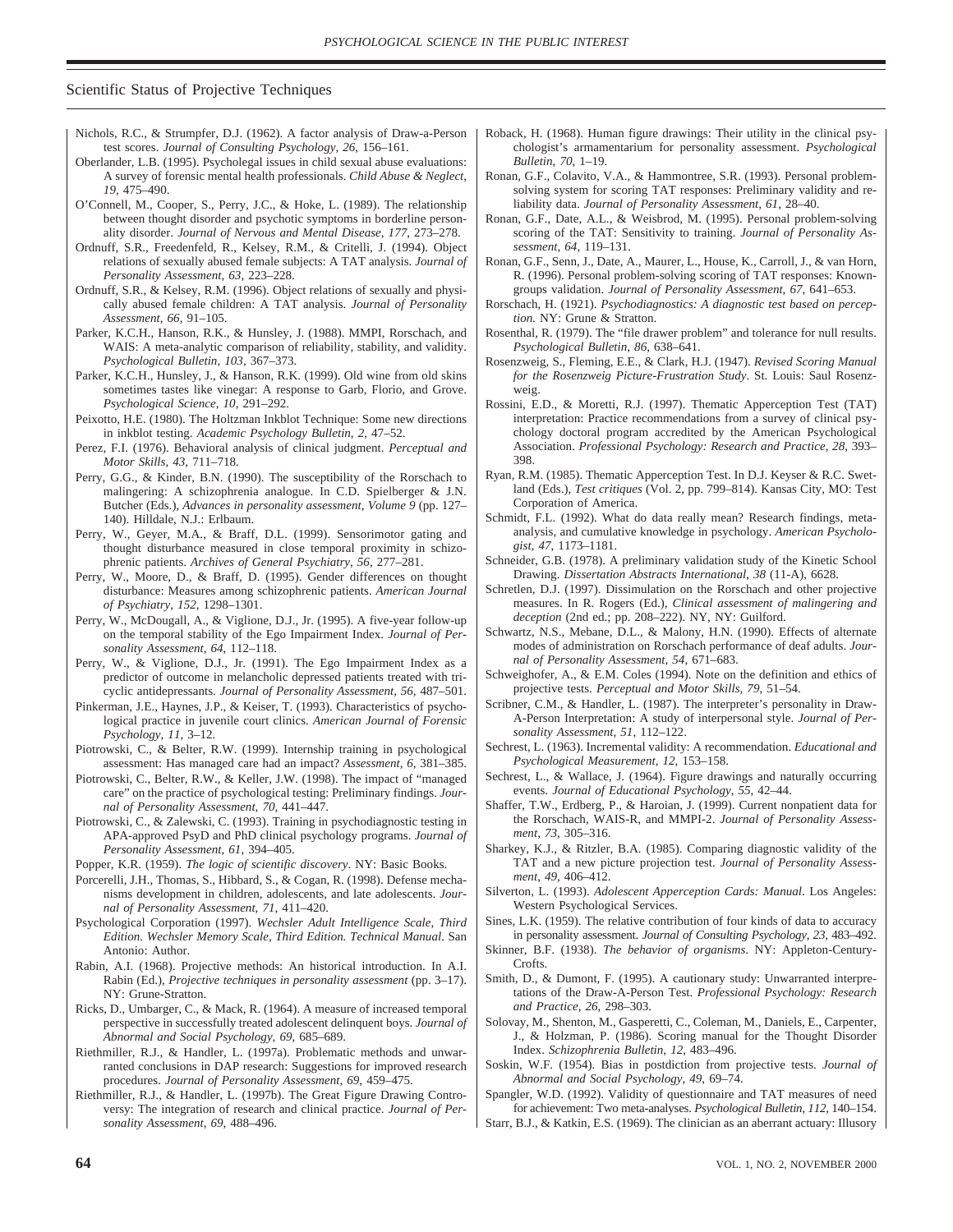Nichols, R.C., & Strumpfer, D.J. (1962). A factor analysis of Draw-a-Person test scores. *Journal of Consulting Psychology, 26*, 156–161.

Oberlander, L.B. (1995). Psycholegal issues in child sexual abuse evaluations: A survey of forensic mental health professionals. *Child Abuse & Neglect, 19*, 475–490.

O'Connell, M., Cooper, S., Perry, J.C., & Hoke, L. (1989). The relationship between thought disorder and psychotic symptoms in borderline personality disorder. *Journal of Nervous and Mental Disease, 177*, 273–278.

Ordnuff, S.R., Freedenfeld, R., Kelsey, R.M., & Critelli, J. (1994). Object relations of sexually abused female subjects: A TAT analysis. *Journal of Personality Assessment, 63*, 223–228.

Ordnuff, S.R., & Kelsey, R.M. (1996). Object relations of sexually and physically abused female children: A TAT analysis. *Journal of Personality Assessment, 66*, 91–105.

Parker, K.C.H., Hanson, R.K., & Hunsley, J. (1988). MMPI, Rorschach, and WAIS: A meta-analytic comparison of reliability, stability, and validity. *Psychological Bulletin, 103*, 367–373.

Parker, K.C.H., Hunsley, J., & Hanson, R.K. (1999). Old wine from old skins sometimes tastes like vinegar: A response to Garb, Florio, and Grove. *Psychological Science, 10*, 291–292.

Peixotto, H.E. (1980). The Holtzman Inkblot Technique: Some new directions in inkblot testing. *Academic Psychology Bulletin, 2*, 47–52.

Perez, F.I. (1976). Behavioral analysis of clinical judgment. *Perceptual and Motor Skills, 43*, 711–718.

Perry, G.G., & Kinder, B.N. (1990). The susceptibility of the Rorschach to malingering: A schizophrenia analogue. In C.D. Spielberger & J.N. Butcher (Eds.), *Advances in personality assessment, Volume 9* (pp. 127–140). Hilldale, N.J.: Erlbaum.

Perry, W., Geyer, M.A., & Braff, D.L. (1999). Sensorimotor gating and thought disturbance measured in close temporal proximity in schizophrenic patients. *Archives of General Psychiatry, 56*, 277–281.

Perry, W., Moore, D., & Braff, D. (1995). Gender differences on thought disturbance: Measures among schizophrenic patients. *American Journal of Psychiatry, 152*, 1298–1301.

Perry, W., McDougall, A., & Viglione, D.J., Jr. (1995). A five-year follow-up on the temporal stability of the Ego Impairment Index. *Journal of Personality Assessment, 64*, 112–118.

Perry, W., & Viglione, D.J., Jr. (1991). The Ego Impairment Index as a predictor of outcome in melancholic depressed patients treated with tricyclic antidepressants. *Journal of Personality Assessment, 56*, 487–501.

Pinkerman, J.E., Haynes, J.P., & Keiser, T. (1993). Characteristics of psychological practice in juvenile court clinics. *American Journal of Forensic Psychology, 11*, 3–12.

Piotrowski, C., & Belter, R.W. (1999). Internship training in psychological assessment: Has managed care had an impact? *Assessment, 6*, 381–385.

Piotrowski, C., Belter, R.W., & Keller, J.W. (1998). The impact of "managed care" on the practice of psychological testing: Preliminary findings. *Journal of Personality Assessment, 70*, 441–447.

Piotrowski, C., & Zalewski, C. (1993). Training in psychodiagnostic testing in APA-approved PsyD and PhD clinical psychology programs. *Journal of Personality Assessment, 61*, 394–405.

Popper, K.R. (1959). *The logic of scientific discovery*. NY: Basic Books.

Porcerelli, J.H., Thomas, S., Hibbard, S., & Cogan, R. (1998). Defense mechanisms development in children, adolescents, and late adolescents. *Journal of Personality Assessment, 71*, 411–420.

Psychological Corporation (1997). *Wechsler Adult Intelligence Scale, Third Edition. Wechsler Memory Scale, Third Edition. Technical Manual*. San Antonio: Author.

Rabin, A.I. (1968). Projective methods: An historical introduction. In A.I. Rabin (Ed.), *Projective techniques in personality assessment* (pp. 3–17). NY: Grune-Stratton.

Ricks, D., Umbarger, C., & Mack, R. (1964). A measure of increased temporal perspective in successfully treated adolescent delinquent boys. *Journal of Abnormal and Social Psychology, 69*, 685–689.

Riethmiller, R.J., & Handler, L. (1997a). Problematic methods and unwarranted conclusions in DAP research: Suggestions for improved research procedures. *Journal of Personality Assessment, 69*, 459–475.

Riethmiller, R.J., & Handler, L. (1997b). The Great Figure Drawing Controversy: The integration of research and clinical practice. *Journal of Personality Assessment, 69*, 488–496.

Roback, H. (1968). Human figure drawings: Their utility in the clinical psychologist's armamentarium for personality assessment. *Psychological Bulletin, 70*, 1–19.

Ronan, G.F., Colavito, V.A., & Hammontree, S.R. (1993). Personal problem-solving system for scoring TAT responses: Preliminary validity and reliability data. *Journal of Personality Assessment, 61*, 28–40.

Ronan, G.F., Date, A.L., & Weisbrod, M. (1995). Personal problem-solving scoring of the TAT: Sensitivity to training. *Journal of Personality Assessment, 64*, 119–131.

Ronan, G.F., Senn, J., Date, A., Maurer, L., House, K., Carroll, J., & van Horn, R. (1996). Personal problem-solving scoring of TAT responses: Known-groups validation. *Journal of Personality Assessment, 67*, 641–653.

Rorschach, H. (1921). *Psychodiagnostics: A diagnostic test based on perception.* NY: Grune & Stratton.

Rosenthal, R. (1979). The "file drawer problem" and tolerance for null results. *Psychological Bulletin, 86*, 638–641.

Rosenzweig, S., Fleming, E.E., & Clark, H.J. (1947). *Revised Scoring Manual for the Rosenzweig Picture-Frustration Study*. St. Louis: Saul Rosenzweig.

Rossini, E.D., & Moretti, R.J. (1997). Thematic Apperception Test (TAT) interpretation: Practice recommendations from a survey of clinical psychology doctoral program accredited by the American Psychological Association. *Professional Psychology: Research and Practice, 28*, 393–398.

Ryan, R.M. (1985). Thematic Apperception Test. In D.J. Keyser & R.C. Swetland (Eds.), *Test critiques* (Vol. 2, pp. 799–814). Kansas City, MO: Test Corporation of America.

Schmidt, F.L. (1992). What do data really mean? Research findings, meta-analysis, and cumulative knowledge in psychology. *American Psychologist, 47*, 1173–1181.

Schneider, G.B. (1978). A preliminary validation study of the Kinetic School Drawing. *Dissertation Abstracts International, 38* (11-A), 6628.

Schretlen, D.J. (1997). Dissimulation on the Rorschach and other projective measures. In R. Rogers (Ed.), *Clinical assessment of malingering and deception* (2nd ed.; pp. 208–222). NY, NY: Guilford.

Schwartz, N.S., Mebane, D.L., & Malony, H.N. (1990). Effects of alternate modes of administration on Rorschach performance of deaf adults. *Journal of Personality Assessment, 54*, 671–683.

Schweighofer, A., & E.M. Coles (1994). Note on the definition and ethics of projective tests. *Perceptual and Motor Skills, 79*, 51–54.

Scribner, C.M., & Handler, L. (1987). The interpreter's personality in Draw-A-Person Interpretation: A study of interpersonal style. *Journal of Personality Assessment, 51*, 112–122.

Sechrest, L. (1963). Incremental validity: A recommendation. *Educational and Psychological Measurement, 12*, 153–158.

Sechrest, L., & Wallace, J. (1964). Figure drawings and naturally occurring events. *Journal of Educational Psychology, 55*, 42–44.

Shaffer, T.W., Erdberg, P., & Haroian, J. (1999). Current nonpatient data for the Rorschach, WAIS-R, and MMPI-2. *Journal of Personality Assessment, 73*, 305–316.

Sharkey, K.J., & Ritzler, B.A. (1985). Comparing diagnostic validity of the TAT and a new picture projection test. *Journal of Personality Assessment, 49*, 406–412.

Silverton, L. (1993). *Adolescent Apperception Cards: Manual*. Los Angeles: Western Psychological Services.

Sines, L.K. (1959). The relative contribution of four kinds of data to accuracy in personality assessment. *Journal of Consulting Psychology, 23*, 483–492.

Skinner, B.F. (1938). *The behavior of organisms*. NY: Appleton-Century-Crofts.

Smith, D., & Dumont, F. (1995). A cautionary study: Unwarranted interpretations of the Draw-A-Person Test. *Professional Psychology: Research and Practice, 26*, 298–303.

Solovay, M., Shenton, M., Gasperetti, C., Coleman, M., Daniels, E., Carpenter, J., & Holzman, P. (1986). Scoring manual for the Thought Disorder Index. *Schizophrenia Bulletin, 12*, 483–496.

Soskin, W.F. (1954). Bias in postdiction from projective tests. *Journal of Abnormal and Social Psychology, 49*, 69–74.

Spangler, W.D. (1992). Validity of questionnaire and TAT measures of need for achievement: Two meta-analyses. *Psychological Bulletin, 112*, 140–154.

Starr, B.J., & Katkin, E.S. (1969). The clinician as an aberrant actuary: Illusory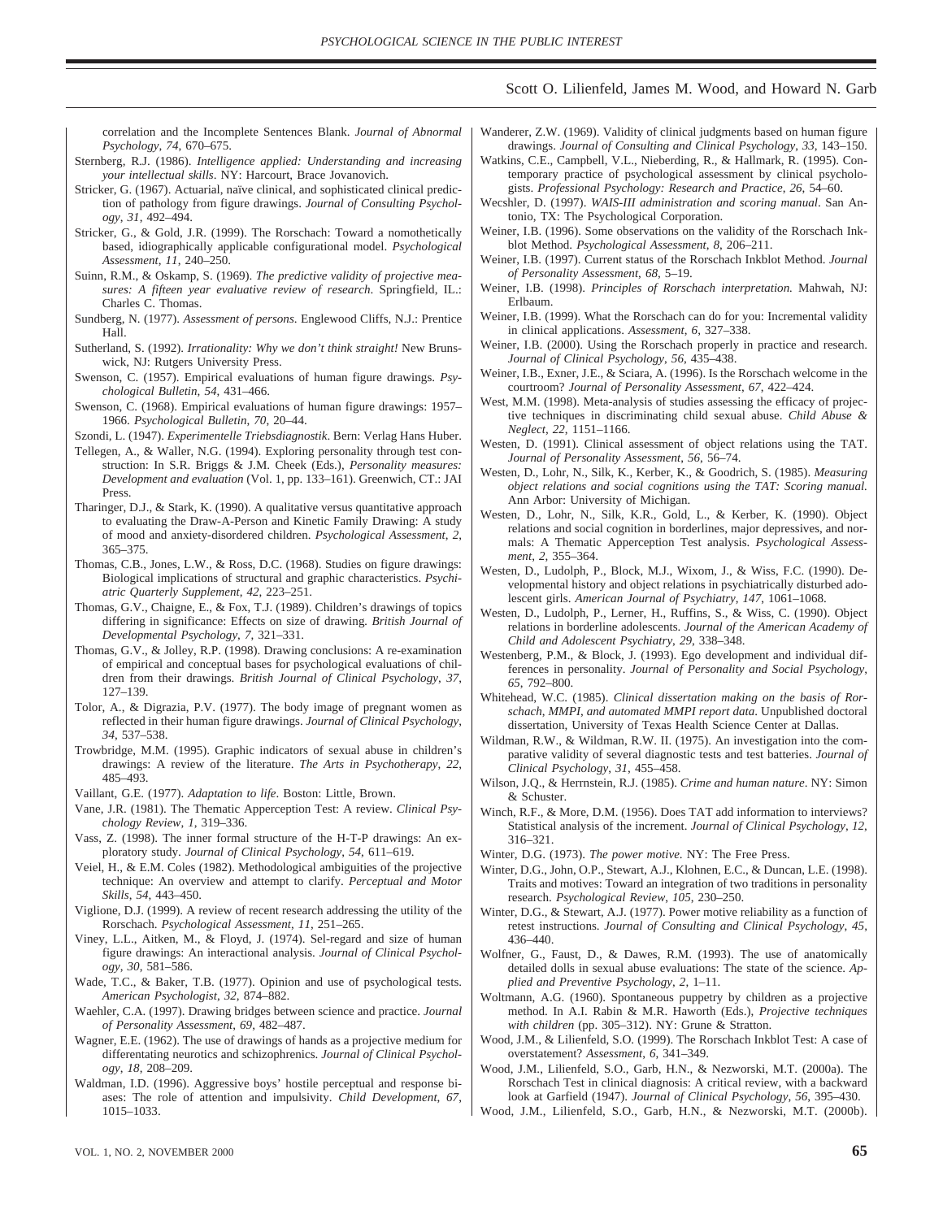correlation and the Incomplete Sentences Blank. *Journal of Abnormal Psychology*, *74*, 670–675.

Sternberg, R.J. (1986). *Intelligence applied: Understanding and increasing your intellectual skills*. NY: Harcourt, Brace Jovanovich.

Stricker, G. (1967). Actuarial, naïve clinical, and sophisticated clinical prediction of pathology from figure drawings. *Journal of Consulting Psychology*, *31*, 492–494.

Stricker, G., & Gold, J.R. (1999). The Rorschach: Toward a nomothetically based, idiographically applicable configurational model. *Psychological Assessment*, *11*, 240–250.

Suinn, R.M., & Oskamp, S. (1969). *The predictive validity of projective measures: A fifteen year evaluative review of research*. Springfield, IL.: Charles C. Thomas.

Sundberg, N. (1977). *Assessment of persons*. Englewood Cliffs, N.J.: Prentice Hall.

Sutherland, S. (1992). *Irrationality: Why we don't think straight!* New Brunswick, NJ: Rutgers University Press.

Swenson, C. (1957). Empirical evaluations of human figure drawings. *Psychological Bulletin*, *54*, 431–466.

Swenson, C. (1968). Empirical evaluations of human figure drawings: 1957–1966. *Psychological Bulletin*, *70*, 20–44.

Szondi, L. (1947). *Experimentelle Triebsdiagnostik*. Bern: Verlag Hans Huber.

Tellegen, A., & Waller, N.G. (1994). Exploring personality through test construction: In S.R. Briggs & J.M. Cheek (Eds.), *Personality measures: Development and evaluation* (Vol. 1, pp. 133–161). Greenwich, CT.: JAI Press.

Tharinger, D.J., & Stark, K. (1990). A qualitative versus quantitative approach to evaluating the Draw-A-Person and Kinetic Family Drawing: A study of mood and anxiety-disordered children. *Psychological Assessment*, *2*, 365–375.

Thomas, C.B., Jones, L.W., & Ross, D.C. (1968). Studies on figure drawings: Biological implications of structural and graphic characteristics. *Psychiatric Quarterly Supplement*, *42*, 223–251.

Thomas, G.V., Chaigne, E., & Fox, T.J. (1989). Children's drawings of topics differing in significance: Effects on size of drawing. *British Journal of Developmental Psychology*, *7*, 321–331.

Thomas, G.V., & Jolley, R.P. (1998). Drawing conclusions: A re-examination of empirical and conceptual bases for psychological evaluations of children from their drawings. *British Journal of Clinical Psychology*, *37*, 127–139.

Tolor, A., & Digrazia, P.V. (1977). The body image of pregnant women as reflected in their human figure drawings. *Journal of Clinical Psychology*, *34*, 537–538.

Trowbridge, M.M. (1995). Graphic indicators of sexual abuse in children's drawings: A review of the literature. *The Arts in Psychotherapy*, *22*, 485–493.

Vaillant, G.E. (1977). *Adaptation to life*. Boston: Little, Brown.

Vane, J.R. (1981). The Thematic Apperception Test: A review. *Clinical Psychology Review*, *1*, 319–336.

Vass, Z. (1998). The inner formal structure of the H-T-P drawings: An exploratory study. *Journal of Clinical Psychology*, *54*, 611–619.

Veiel, H., & E.M. Coles (1982). Methodological ambiguities of the projective technique: An overview and attempt to clarify. *Perceptual and Motor Skills*, *54*, 443–450.

Viglione, D.J. (1999). A review of recent research addressing the utility of the Rorschach. *Psychological Assessment*, *11*, 251–265.

Viney, L.L., Aitken, M., & Floyd, J. (1974). Sel-regard and size of human figure drawings: An interactional analysis. *Journal of Clinical Psychology*, *30*, 581–586.

Wade, T.C., & Baker, T.B. (1977). Opinion and use of psychological tests. *American Psychologist*, *32*, 874–882.

Waehler, C.A. (1997). Drawing bridges between science and practice. *Journal of Personality Assessment*, *69*, 482–487.

Wagner, E.E. (1962). The use of drawings of hands as a projective medium for differentating neurotics and schizophrenics. *Journal of Clinical Psychology*, *18*, 208–209.

Waldman, I.D. (1996). Aggressive boys' hostile perceptual and response biases: The role of attention and impulsivity. *Child Development*, *67*, 1015–1033.

Wanderer, Z.W. (1969). Validity of clinical judgments based on human figure drawings. *Journal of Consulting and Clinical Psychology*, *33*, 143–150.

Watkins, C.E., Campbell, V.L., Nieberding, R., & Hallmark, R. (1995). Contemporary practice of psychological assessment by clinical psychologists. *Professional Psychology: Research and Practice*, *26*, 54–60.

Wecshler, D. (1997). *WAIS-III administration and scoring manual*. San Antonio, TX: The Psychological Corporation.

Weiner, I.B. (1996). Some observations on the validity of the Rorschach Inkblot Method. *Psychological Assessment*, *8*, 206–211.

Weiner, I.B. (1997). Current status of the Rorschach Inkblot Method. *Journal of Personality Assessment*, *68*, 5–19.

Weiner, I.B. (1998). *Principles of Rorschach interpretation.* Mahwah, NJ: Erlbaum.

Weiner, I.B. (1999). What the Rorschach can do for you: Incremental validity in clinical applications. *Assessment*, *6*, 327–338.

Weiner, I.B. (2000). Using the Rorschach properly in practice and research. *Journal of Clinical Psychology*, *56*, 435–438.

Weiner, I.B., Exner, J.E., & Sciara, A. (1996). Is the Rorschach welcome in the courtroom? *Journal of Personality Assessment*, *67*, 422–424.

West, M.M. (1998). Meta-analysis of studies assessing the efficacy of projective techniques in discriminating child sexual abuse. *Child Abuse & Neglect*, *22*, 1151–1166.

Westen, D. (1991). Clinical assessment of object relations using the TAT. *Journal of Personality Assessment*, *56*, 56–74.

Westen, D., Lohr, N., Silk, K., Kerber, K., & Goodrich, S. (1985). *Measuring object relations and social cognitions using the TAT: Scoring manual.* Ann Arbor: University of Michigan.

Westen, D., Lohr, N., Silk, K.R., Gold, L., & Kerber, K. (1990). Object relations and social cognition in borderlines, major depressives, and normals: A Thematic Apperception Test analysis. *Psychological Assessment*, *2*, 355–364.

Westen, D., Ludolph, P., Block, M.J., Wixom, J., & Wiss, F.C. (1990). Developmental history and object relations in psychiatrically disturbed adolescent girls. *American Journal of Psychiatry*, *147*, 1061–1068.

Westen, D., Ludolph, P., Lerner, H., Ruffins, S., & Wiss, C. (1990). Object relations in borderline adolescents. *Journal of the American Academy of Child and Adolescent Psychiatry*, *29*, 338–348.

Westenberg, P.M., & Block, J. (1993). Ego development and individual differences in personality. *Journal of Personality and Social Psychology*, *65*, 792–800.

Whitehead, W.C. (1985). *Clinical dissertation making on the basis of Rorschach, MMPI, and automated MMPI report data*. Unpublished doctoral dissertation, University of Texas Health Science Center at Dallas.

Wildman, R.W., & Wildman, R.W. II. (1975). An investigation into the comparative validity of several diagnostic tests and test batteries. *Journal of Clinical Psychology*, *31*, 455–458.

Wilson, J.Q., & Herrnstein, R.J. (1985). *Crime and human nature*. NY: Simon & Schuster.

Winch, R.F., & More, D.M. (1956). Does TAT add information to interviews? Statistical analysis of the increment. *Journal of Clinical Psychology*, *12*, 316–321.

Winter, D.G. (1973). *The power motive*. NY: The Free Press.

Winter, D.G., John, O.P., Stewart, A.J., Klohnen, E.C., & Duncan, L.E. (1998). Traits and motives: Toward an integration of two traditions in personality research. *Psychological Review*, *105*, 230–250.

Winter, D.G., & Stewart, A.J. (1977). Power motive reliability as a function of retest instructions. *Journal of Consulting and Clinical Psychology*, *45*, 436–440.

Wolfner, G., Faust, D., & Dawes, R.M. (1993). The use of anatomically detailed dolls in sexual abuse evaluations: The state of the science. *Applied and Preventive Psychology*, *2*, 1–11.

Woltmann, A.G. (1960). Spontaneous puppetry by children as a projective method. In A.I. Rabin & M.R. Haworth (Eds.), *Projective techniques with children* (pp. 305–312). NY: Grune & Stratton.

Wood, J.M., & Lilienfeld, S.O. (1999). The Rorschach Inkblot Test: A case of overstatement? *Assessment*, *6*, 341–349.

Wood, J.M., Lilienfeld, S.O., Garb, H.N., & Nezworski, M.T. (2000a). The Rorschach Test in clinical diagnosis: A critical review, with a backward look at Garfield (1947). *Journal of Clinical Psychology*, *56*, 395–430.

Wood, J.M., Lilienfeld, S.O., Garb, H.N., & Nezworski, M.T. (2000b).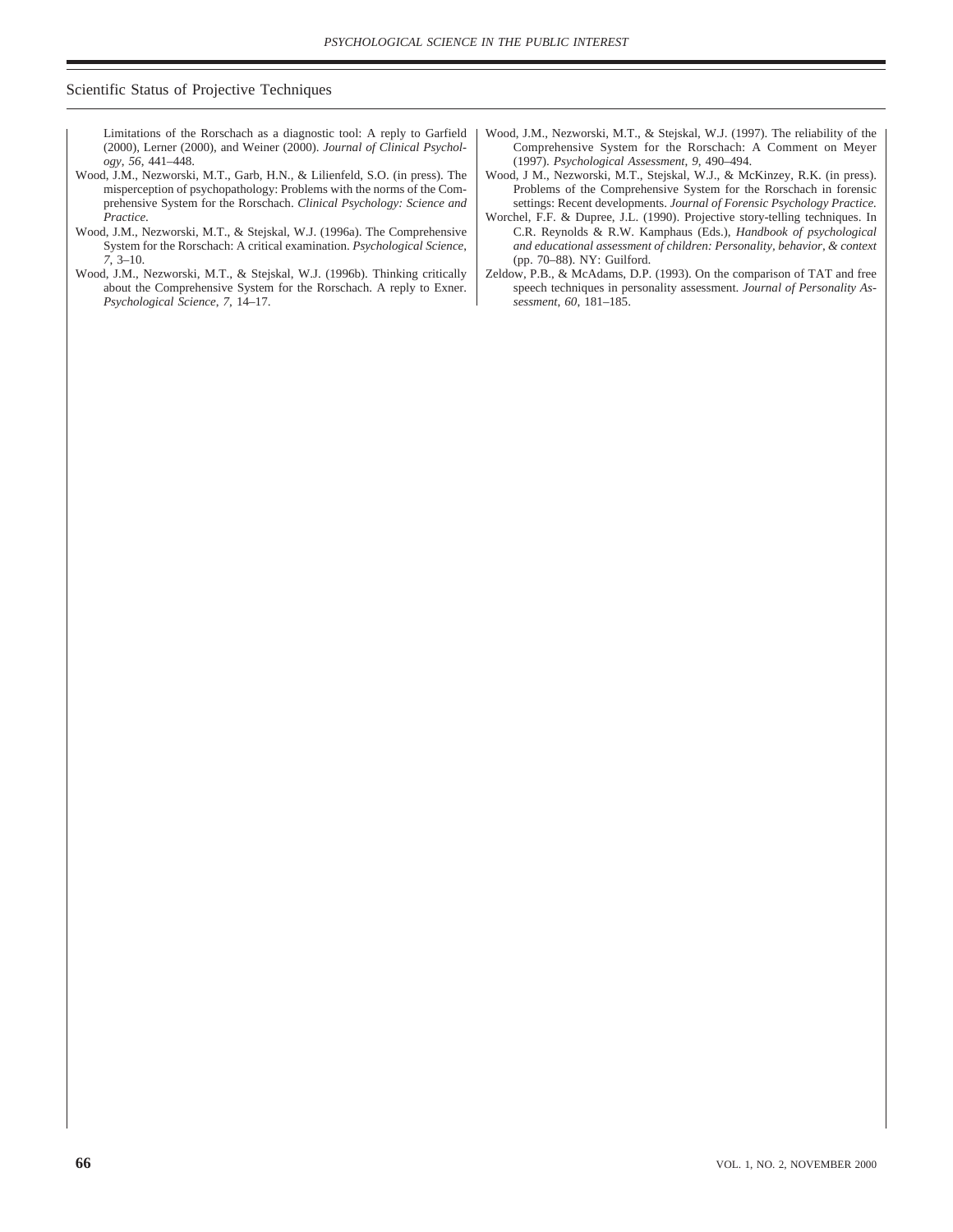Limitations of the Rorschach as a diagnostic tool: A reply to Garfield (2000), Lerner (2000), and Weiner (2000). *Journal of Clinical Psychology, 56*, 441–448.

Wood, J.M., Nezworski, M.T., Garb, H.N., & Lilienfeld, S.O. (in press). The misperception of psychopathology: Problems with the norms of the Comprehensive System for the Rorschach. *Clinical Psychology: Science and Practice.*

Wood, J.M., Nezworski, M.T., & Stejskal, W.J. (1996a). The Comprehensive System for the Rorschach: A critical examination. *Psychological Science, 7*, 3–10.

Wood, J.M., Nezworski, M.T., & Stejskal, W.J. (1996b). Thinking critically about the Comprehensive System for the Rorschach. A reply to Exner. *Psychological Science, 7*, 14–17.

Wood, J.M., Nezworski, M.T., & Stejskal, W.J. (1997). The reliability of the Comprehensive System for the Rorschach: A Comment on Meyer (1997). *Psychological Assessment, 9*, 490–494.

Wood, J M., Nezworski, M.T., Stejskal, W.J., & McKinzey, R.K. (in press). Problems of the Comprehensive System for the Rorschach in forensic settings: Recent developments. *Journal of Forensic Psychology Practice.*

Worchel, F.F. & Dupree, J.L. (1990). Projective story-telling techniques. In C.R. Reynolds & R.W. Kamphaus (Eds.), *Handbook of psychological and educational assessment of children: Personality, behavior, & context* (pp. 70–88). NY: Guilford.

Zeldow, P.B., & McAdams, D.P. (1993). On the comparison of TAT and free speech techniques in personality assessment. *Journal of Personality Assessment, 60*, 181–185.